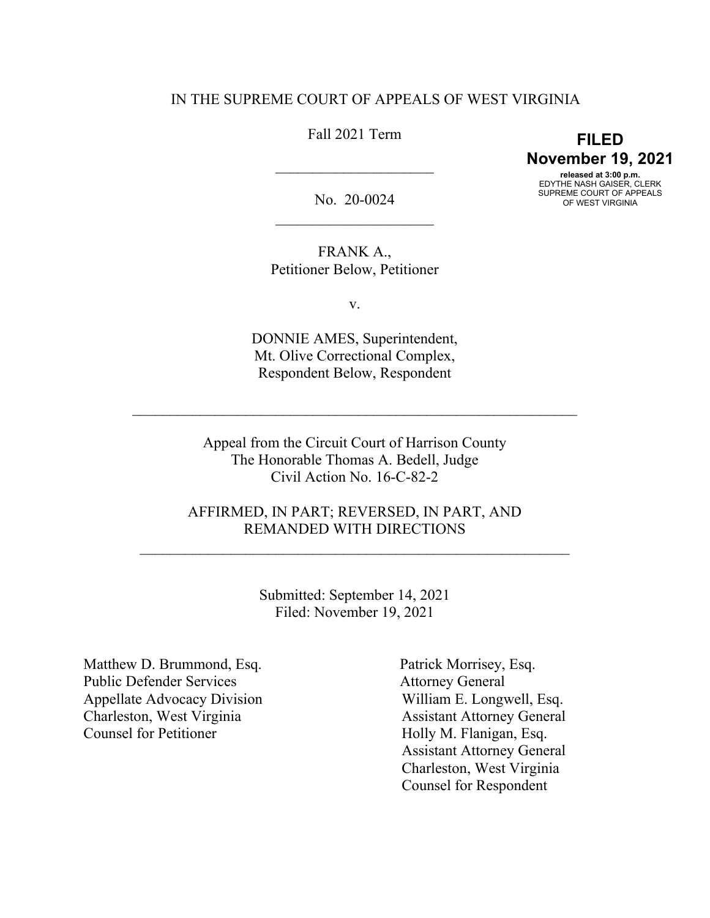IN THE SUPREME COURT OF APPEALS OF WEST VIRGINIA

Fall 2021 Term

**FILED**
**November 19, 2021**
released at 3:00 p.m.
EDYTHE NASH GAISER, CLERK
SUPREME COURT OF APPEALS
OF WEST VIRGINIA

---

No. 20-0024

---

FRANK A.,
Petitioner Below, Petitioner

v.

DONNIE AMES, Superintendent,
Mt. Olive Correctional Complex,
Respondent Below, Respondent

---

Appeal from the Circuit Court of Harrison County
The Honorable Thomas A. Bedell, Judge
Civil Action No. 16-C-82-2

AFFIRMED, IN PART; REVERSED, IN PART, AND
REMANDED WITH DIRECTIONS

---

Submitted: September 14, 2021
Filed: November 19, 2021

Matthew D. Brummond, Esq.
Public Defender Services
Appellate Advocacy Division
Charleston, West Virginia
Counsel for Petitioner

Patrick Morrisey, Esq.
Attorney General
William E. Longwell, Esq.
Assistant Attorney General
Holly M. Flanigan, Esq.
Assistant Attorney General
Charleston, West Virginia
Counsel for Respondent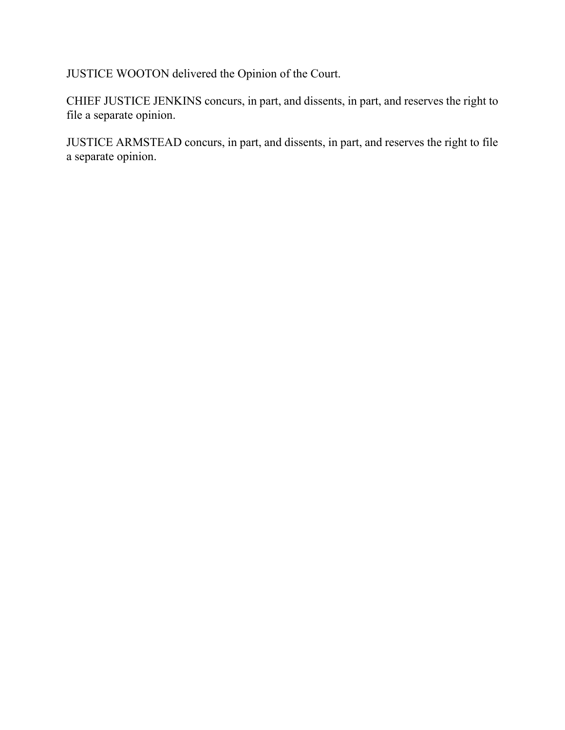JUSTICE WOOTON delivered the Opinion of the Court.

CHIEF JUSTICE JENKINS concurs, in part, and dissents, in part, and reserves the right to file a separate opinion.

JUSTICE ARMSTEAD concurs, in part, and dissents, in part, and reserves the right to file a separate opinion.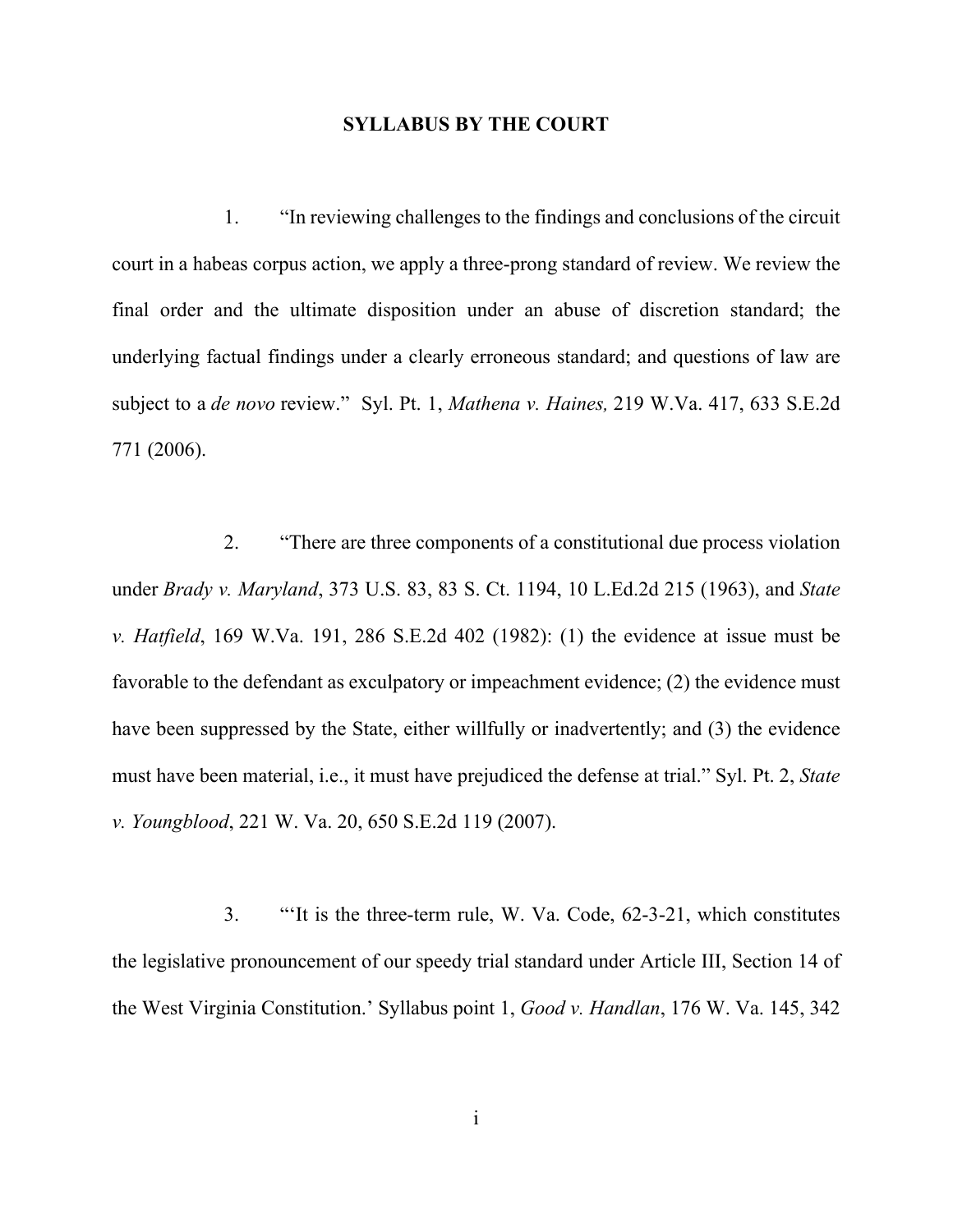**SYLLABUS BY THE COURT**

1. "In reviewing challenges to the findings and conclusions of the circuit court in a habeas corpus action, we apply a three-prong standard of review. We review the final order and the ultimate disposition under an abuse of discretion standard; the underlying factual findings under a clearly erroneous standard; and questions of law are subject to a *de novo* review." Syl. Pt. 1, *Mathena v. Haines,* 219 W.Va. 417, 633 S.E.2d 771 (2006).

2. "There are three components of a constitutional due process violation under *Brady v. Maryland*, 373 U.S. 83, 83 S. Ct. 1194, 10 L.Ed.2d 215 (1963), and *State v. Hatfield*, 169 W.Va. 191, 286 S.E.2d 402 (1982): (1) the evidence at issue must be favorable to the defendant as exculpatory or impeachment evidence; (2) the evidence must have been suppressed by the State, either willfully or inadvertently; and (3) the evidence must have been material, i.e., it must have prejudiced the defense at trial." Syl. Pt. 2, *State v. Youngblood*, 221 W. Va. 20, 650 S.E.2d 119 (2007).

3. "'It is the three-term rule, W. Va. Code, 62-3-21, which constitutes the legislative pronouncement of our speedy trial standard under Article III, Section 14 of the West Virginia Constitution.' Syllabus point 1, *Good v. Handlan*, 176 W. Va. 145, 342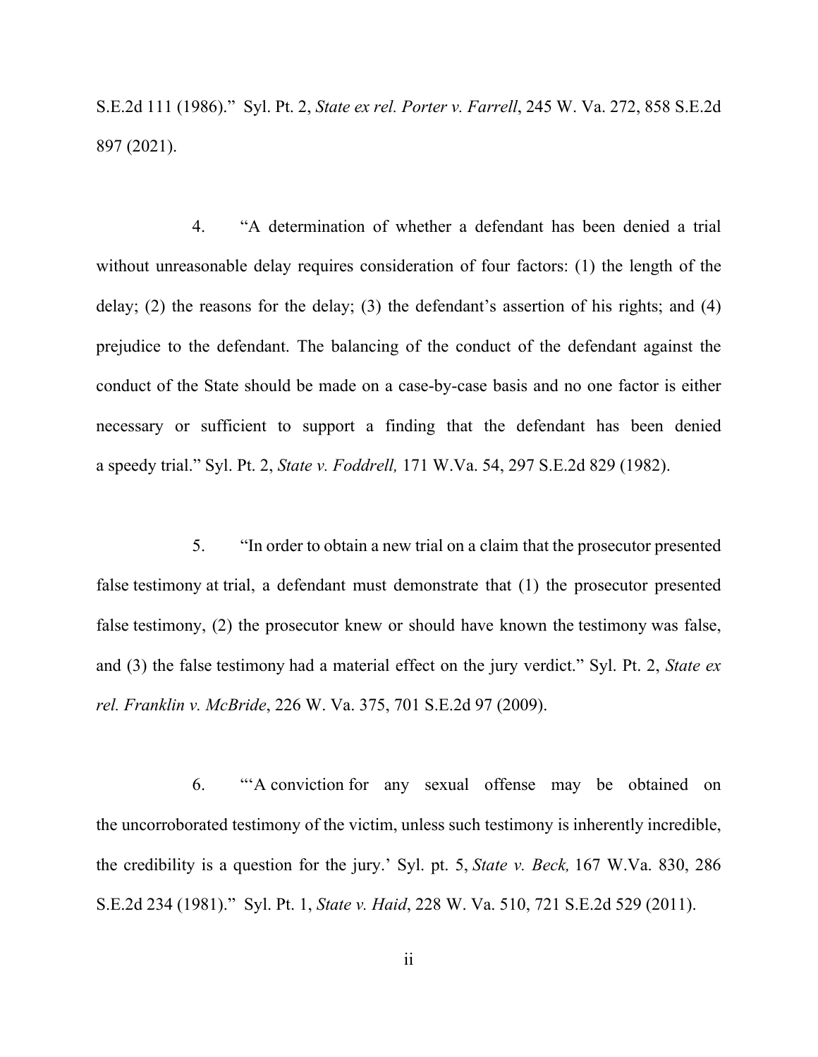S.E.2d 111 (1986)." Syl. Pt. 2, *State ex rel. Porter v. Farrell*, 245 W. Va. 272, 858 S.E.2d 897 (2021).

4. "A determination of whether a defendant has been denied a trial without unreasonable delay requires consideration of four factors: (1) the length of the delay; (2) the reasons for the delay; (3) the defendant's assertion of his rights; and (4) prejudice to the defendant. The balancing of the conduct of the defendant against the conduct of the State should be made on a case-by-case basis and no one factor is either necessary or sufficient to support a finding that the defendant has been denied a speedy trial." Syl. Pt. 2, *State v. Foddrell,* 171 W.Va. 54, 297 S.E.2d 829 (1982).

5. "In order to obtain a new trial on a claim that the prosecutor presented false testimony at trial, a defendant must demonstrate that (1) the prosecutor presented false testimony, (2) the prosecutor knew or should have known the testimony was false, and (3) the false testimony had a material effect on the jury verdict." Syl. Pt. 2, *State ex rel. Franklin v. McBride*, 226 W. Va. 375, 701 S.E.2d 97 (2009).

6. "'A conviction for any sexual offense may be obtained on the uncorroborated testimony of the victim, unless such testimony is inherently incredible, the credibility is a question for the jury.' Syl. pt. 5, *State v. Beck,* 167 W.Va. 830, 286 S.E.2d 234 (1981)." Syl. Pt. 1, *State v. Haid*, 228 W. Va. 510, 721 S.E.2d 529 (2011).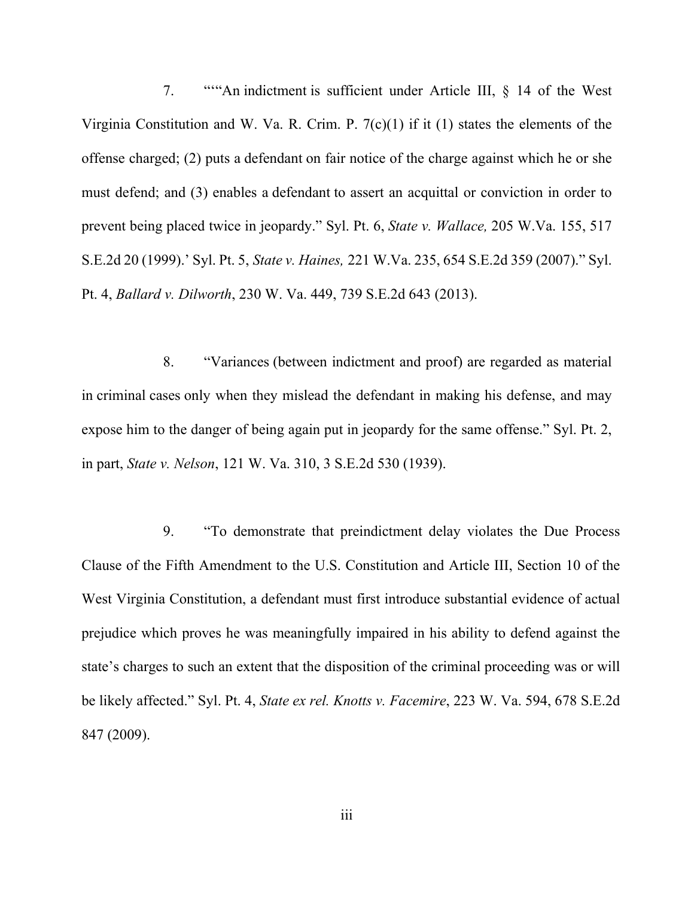7. """An indictment is sufficient under Article III, § 14 of the West Virginia Constitution and W. Va. R. Crim. P. 7(c)(1) if it (1) states the elements of the offense charged; (2) puts a defendant on fair notice of the charge against which he or she must defend; and (3) enables a defendant to assert an acquittal or conviction in order to prevent being placed twice in jeopardy." Syl. Pt. 6, *State v. Wallace,* 205 W.Va. 155, 517 S.E.2d 20 (1999).' Syl. Pt. 5, *State v. Haines,* 221 W.Va. 235, 654 S.E.2d 359 (2007)." Syl. Pt. 4, *Ballard v. Dilworth*, 230 W. Va. 449, 739 S.E.2d 643 (2013).

8. "Variances (between indictment and proof) are regarded as material in criminal cases only when they mislead the defendant in making his defense, and may expose him to the danger of being again put in jeopardy for the same offense." Syl. Pt. 2, in part, *State v. Nelson*, 121 W. Va. 310, 3 S.E.2d 530 (1939).

9. "To demonstrate that preindictment delay violates the Due Process Clause of the Fifth Amendment to the U.S. Constitution and Article III, Section 10 of the West Virginia Constitution, a defendant must first introduce substantial evidence of actual prejudice which proves he was meaningfully impaired in his ability to defend against the state's charges to such an extent that the disposition of the criminal proceeding was or will be likely affected." Syl. Pt. 4, *State ex rel. Knotts v. Facemire*, 223 W. Va. 594, 678 S.E.2d 847 (2009).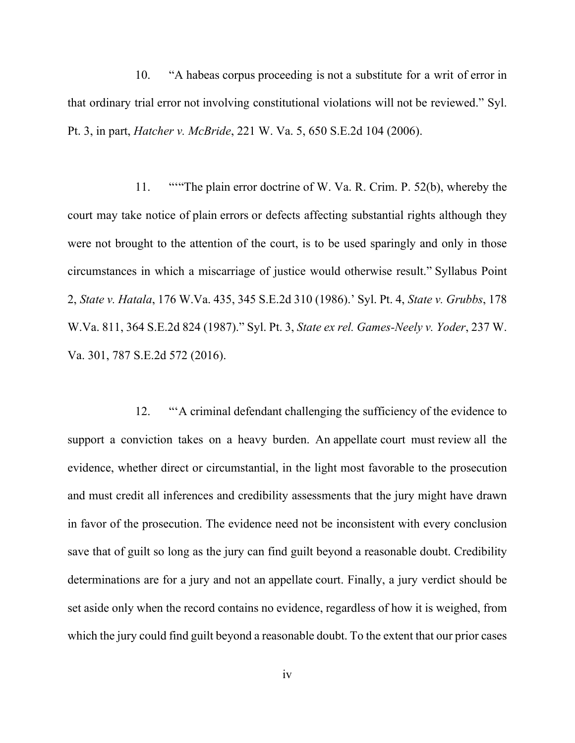10. "A habeas corpus proceeding is not a substitute for a writ of error in that ordinary trial error not involving constitutional violations will not be reviewed." Syl. Pt. 3, in part, *Hatcher v. McBride*, 221 W. Va. 5, 650 S.E.2d 104 (2006).

11. """The plain error doctrine of W. Va. R. Crim. P. 52(b), whereby the court may take notice of plain errors or defects affecting substantial rights although they were not brought to the attention of the court, is to be used sparingly and only in those circumstances in which a miscarriage of justice would otherwise result." Syllabus Point 2, *State v. Hatala*, 176 W.Va. 435, 345 S.E.2d 310 (1986).' Syl. Pt. 4, *State v. Grubbs*, 178 W.Va. 811, 364 S.E.2d 824 (1987)." Syl. Pt. 3, *State ex rel. Games-Neely v. Yoder*, 237 W. Va. 301, 787 S.E.2d 572 (2016).

12. "'A criminal defendant challenging the sufficiency of the evidence to support a conviction takes on a heavy burden. An appellate court must review all the evidence, whether direct or circumstantial, in the light most favorable to the prosecution and must credit all inferences and credibility assessments that the jury might have drawn in favor of the prosecution. The evidence need not be inconsistent with every conclusion save that of guilt so long as the jury can find guilt beyond a reasonable doubt. Credibility determinations are for a jury and not an appellate court. Finally, a jury verdict should be set aside only when the record contains no evidence, regardless of how it is weighed, from which the jury could find guilt beyond a reasonable doubt. To the extent that our prior cases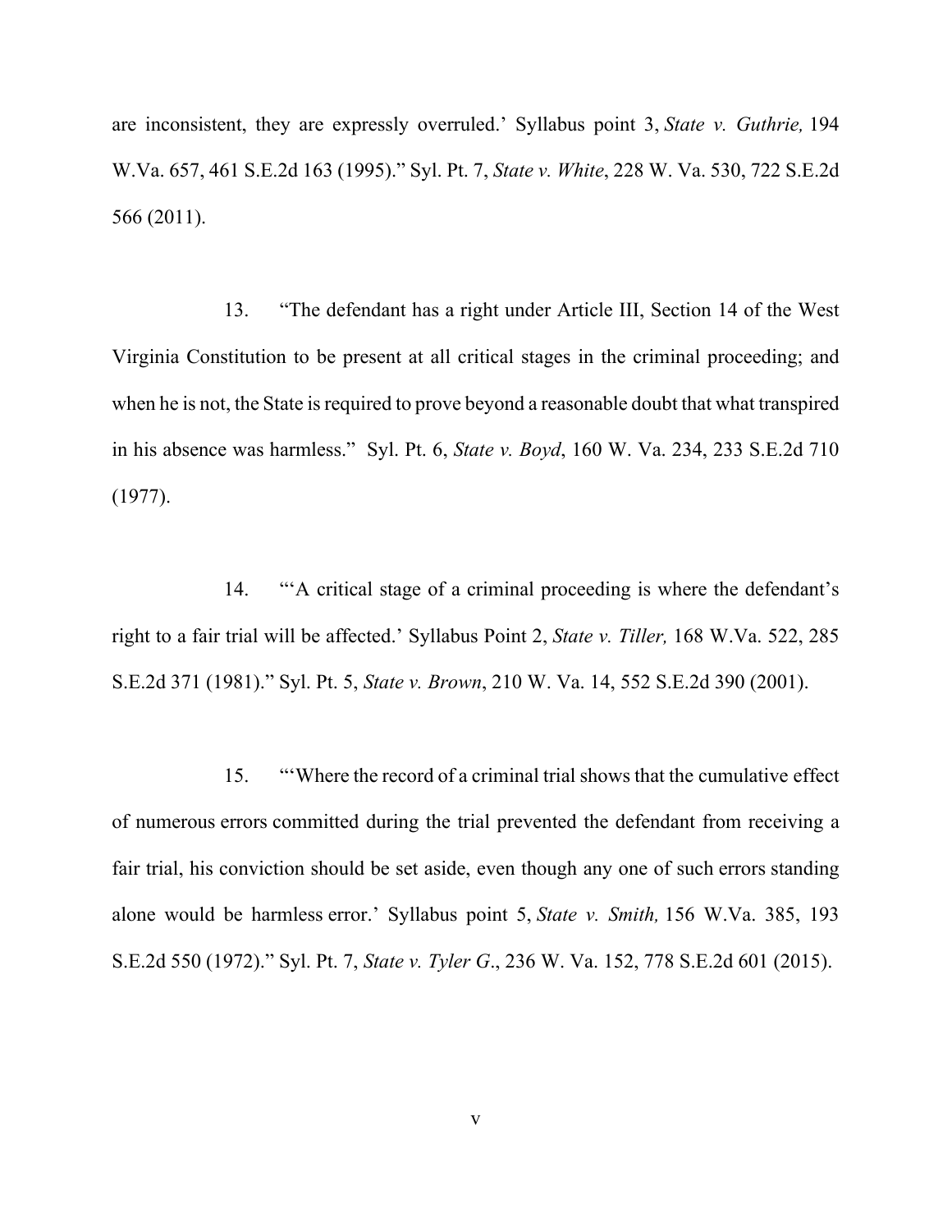are inconsistent, they are expressly overruled.' Syllabus point 3, *State v. Guthrie,* 194 W.Va. 657, 461 S.E.2d 163 (1995)." Syl. Pt. 7, *State v. White*, 228 W. Va. 530, 722 S.E.2d 566 (2011).

13. "The defendant has a right under Article III, Section 14 of the West Virginia Constitution to be present at all critical stages in the criminal proceeding; and when he is not, the State is required to prove beyond a reasonable doubt that what transpired in his absence was harmless." Syl. Pt. 6, *State v. Boyd*, 160 W. Va. 234, 233 S.E.2d 710 (1977).

14. "'A critical stage of a criminal proceeding is where the defendant's right to a fair trial will be affected.' Syllabus Point 2, *State v. Tiller,* 168 W.Va. 522, 285 S.E.2d 371 (1981)." Syl. Pt. 5, *State v. Brown*, 210 W. Va. 14, 552 S.E.2d 390 (2001).

15. "'Where the record of a criminal trial shows that the cumulative effect of numerous errors committed during the trial prevented the defendant from receiving a fair trial, his conviction should be set aside, even though any one of such errors standing alone would be harmless error.' Syllabus point 5, *State v. Smith,* 156 W.Va. 385, 193 S.E.2d 550 (1972)." Syl. Pt. 7, *State v. Tyler G*., 236 W. Va. 152, 778 S.E.2d 601 (2015).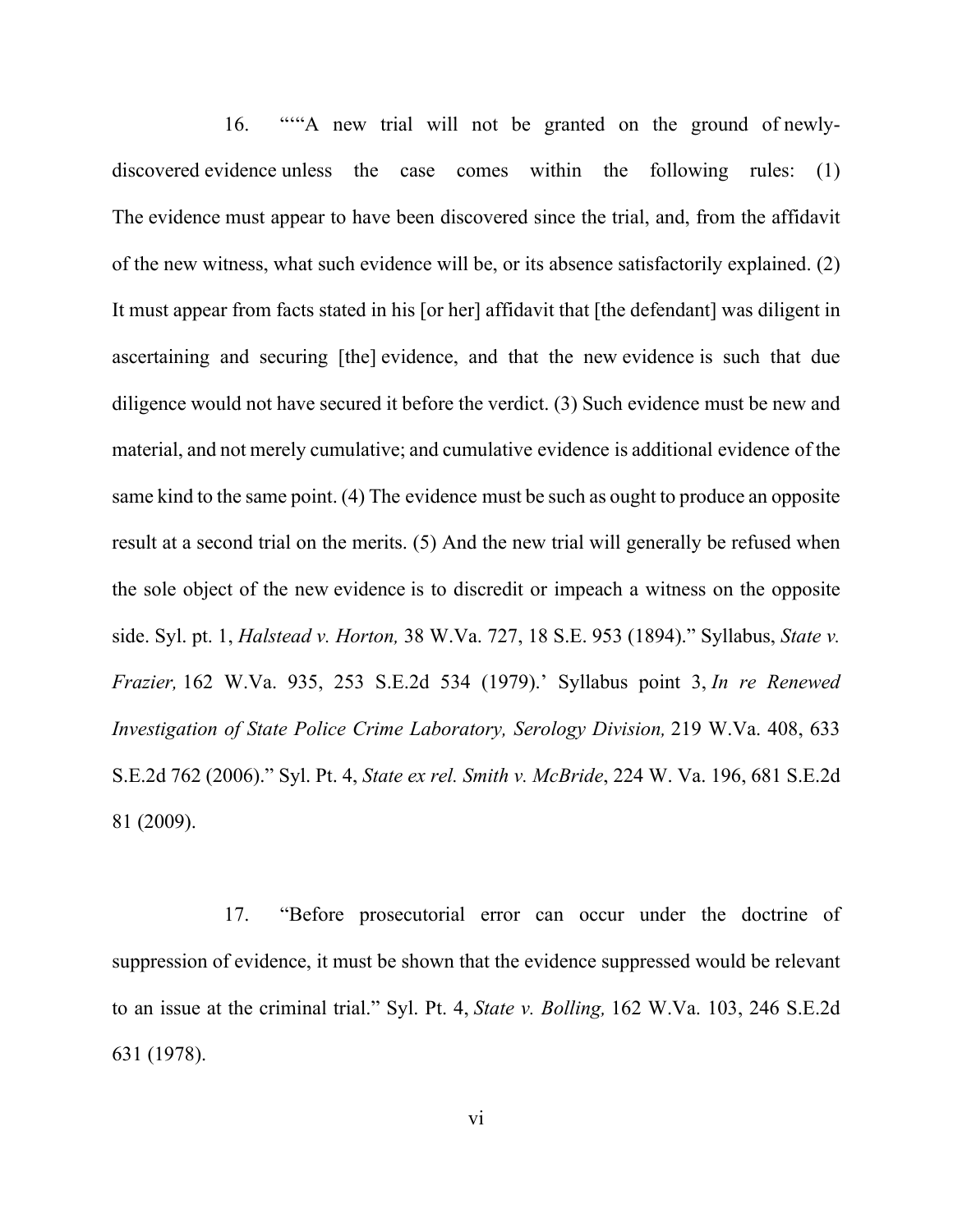16. ""“A new trial will not be granted on the ground of newly-discovered evidence unless the case comes within the following rules: (1) The evidence must appear to have been discovered since the trial, and, from the affidavit of the new witness, what such evidence will be, or its absence satisfactorily explained. (2) It must appear from facts stated in his [or her] affidavit that [the defendant] was diligent in ascertaining and securing [the] evidence, and that the new evidence is such that due diligence would not have secured it before the verdict. (3) Such evidence must be new and material, and not merely cumulative; and cumulative evidence is additional evidence of the same kind to the same point. (4) The evidence must be such as ought to produce an opposite result at a second trial on the merits. (5) And the new trial will generally be refused when the sole object of the new evidence is to discredit or impeach a witness on the opposite side. Syl. pt. 1, *Halstead v. Horton,* 38 W.Va. 727, 18 S.E. 953 (1894).” Syllabus, *State v. Frazier,* 162 W.Va. 935, 253 S.E.2d 534 (1979).’ Syllabus point 3, *In re Renewed Investigation of State Police Crime Laboratory, Serology Division,* 219 W.Va. 408, 633 S.E.2d 762 (2006).” Syl. Pt. 4, *State ex rel. Smith v. McBride*, 224 W. Va. 196, 681 S.E.2d 81 (2009).

17. “Before prosecutorial error can occur under the doctrine of suppression of evidence, it must be shown that the evidence suppressed would be relevant to an issue at the criminal trial.” Syl. Pt. 4, *State v. Bolling,* 162 W.Va. 103, 246 S.E.2d 631 (1978).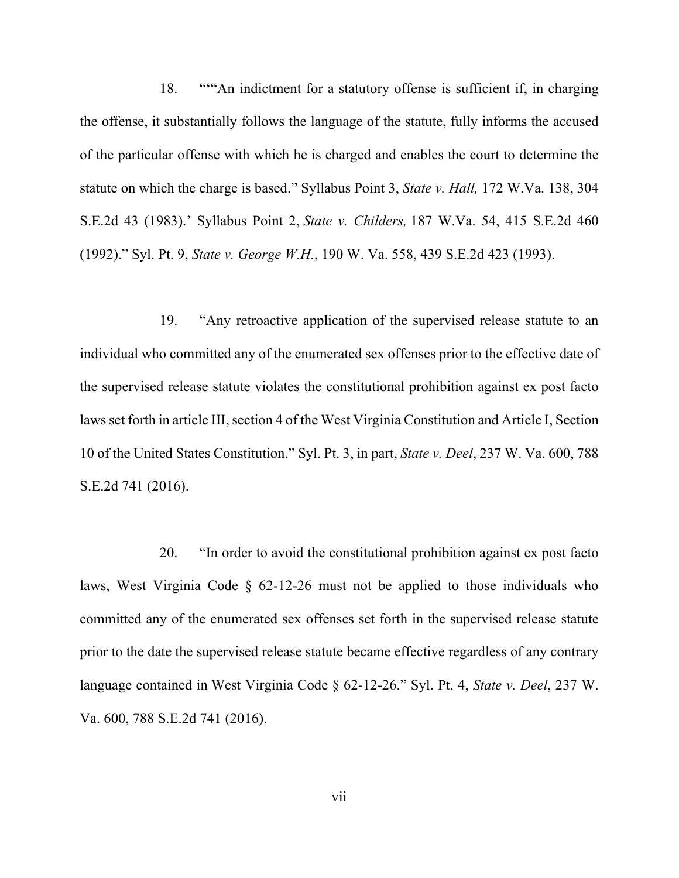18. """An indictment for a statutory offense is sufficient if, in charging the offense, it substantially follows the language of the statute, fully informs the accused of the particular offense with which he is charged and enables the court to determine the statute on which the charge is based." Syllabus Point 3, *State v. Hall,* 172 W.Va. 138, 304 S.E.2d 43 (1983).' Syllabus Point 2, *State v. Childers,* 187 W.Va. 54, 415 S.E.2d 460 (1992)." Syl. Pt. 9, *State v. George W.H.*, 190 W. Va. 558, 439 S.E.2d 423 (1993).

19. "Any retroactive application of the supervised release statute to an individual who committed any of the enumerated sex offenses prior to the effective date of the supervised release statute violates the constitutional prohibition against ex post facto laws set forth in article III, section 4 of the West Virginia Constitution and Article I, Section 10 of the United States Constitution." Syl. Pt. 3, in part, *State v. Deel*, 237 W. Va. 600, 788 S.E.2d 741 (2016).

20. "In order to avoid the constitutional prohibition against ex post facto laws, West Virginia Code § 62-12-26 must not be applied to those individuals who committed any of the enumerated sex offenses set forth in the supervised release statute prior to the date the supervised release statute became effective regardless of any contrary language contained in West Virginia Code § 62-12-26." Syl. Pt. 4, *State v. Deel*, 237 W. Va. 600, 788 S.E.2d 741 (2016).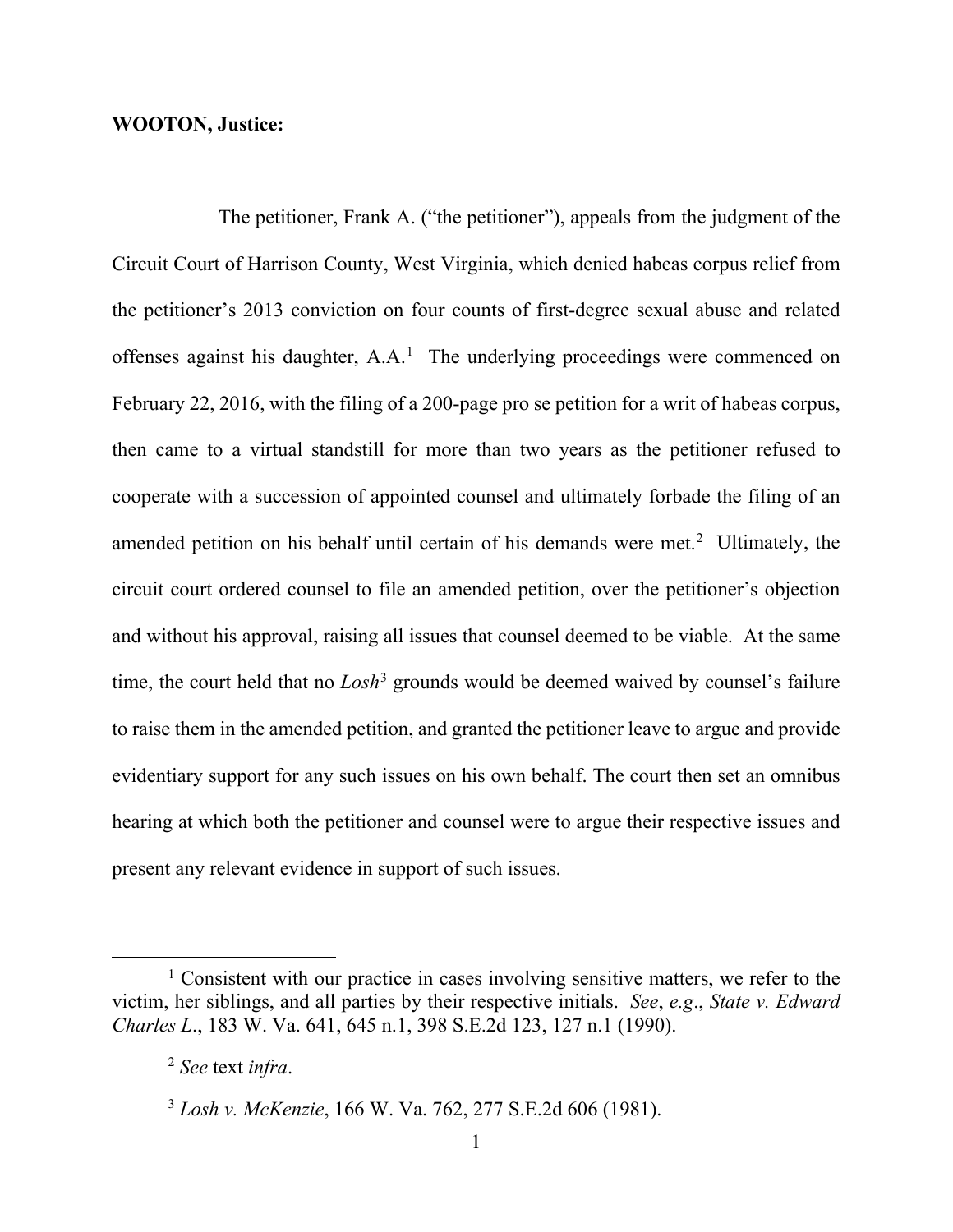**WOOTON, Justice:**

The petitioner, Frank A. ("the petitioner"), appeals from the judgment of the Circuit Court of Harrison County, West Virginia, which denied habeas corpus relief from the petitioner's 2013 conviction on four counts of first-degree sexual abuse and related offenses against his daughter, A.A.[1] The underlying proceedings were commenced on February 22, 2016, with the filing of a 200-page pro se petition for a writ of habeas corpus, then came to a virtual standstill for more than two years as the petitioner refused to cooperate with a succession of appointed counsel and ultimately forbade the filing of an amended petition on his behalf until certain of his demands were met.[2] Ultimately, the circuit court ordered counsel to file an amended petition, over the petitioner's objection and without his approval, raising all issues that counsel deemed to be viable. At the same time, the court held that no *Losh*[3] grounds would be deemed waived by counsel's failure to raise them in the amended petition, and granted the petitioner leave to argue and provide evidentiary support for any such issues on his own behalf. The court then set an omnibus hearing at which both the petitioner and counsel were to argue their respective issues and present any relevant evidence in support of such issues.

---

[1] Consistent with our practice in cases involving sensitive matters, we refer to the victim, her siblings, and all parties by their respective initials. *See*, *e.g.*, *State v. Edward Charles L.*, 183 W. Va. 641, 645 n.1, 398 S.E.2d 123, 127 n.1 (1990).

[2] *See* text *infra*.

[3] *Losh v. McKenzie*, 166 W. Va. 762, 277 S.E.2d 606 (1981).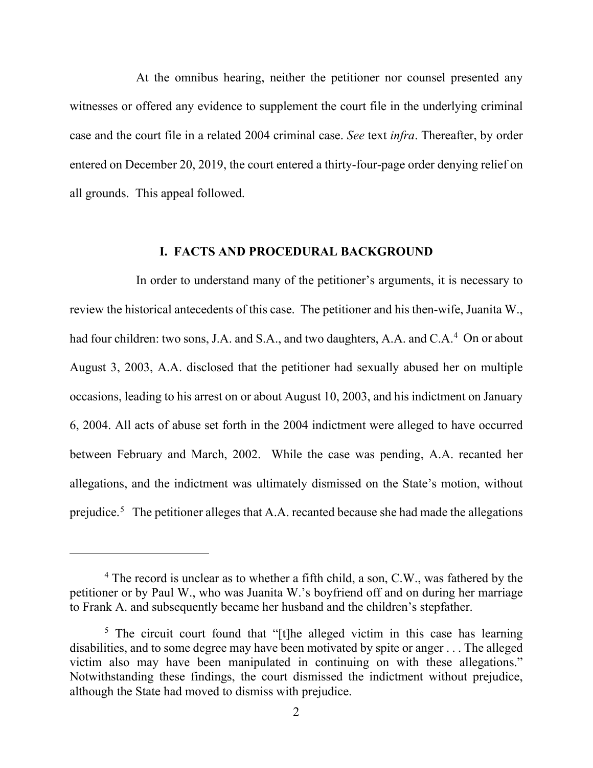At the omnibus hearing, neither the petitioner nor counsel presented any witnesses or offered any evidence to supplement the court file in the underlying criminal case and the court file in a related 2004 criminal case. *See* text *infra*. Thereafter, by order entered on December 20, 2019, the court entered a thirty-four-page order denying relief on all grounds. This appeal followed.

## I. FACTS AND PROCEDURAL BACKGROUND

In order to understand many of the petitioner's arguments, it is necessary to review the historical antecedents of this case. The petitioner and his then-wife, Juanita W., had four children: two sons, J.A. and S.A., and two daughters, A.A. and C.A.[4] On or about August 3, 2003, A.A. disclosed that the petitioner had sexually abused her on multiple occasions, leading to his arrest on or about August 10, 2003, and his indictment on January 6, 2004. All acts of abuse set forth in the 2004 indictment were alleged to have occurred between February and March, 2002. While the case was pending, A.A. recanted her allegations, and the indictment was ultimately dismissed on the State's motion, without prejudice.[5] The petitioner alleges that A.A. recanted because she had made the allegations

---

[4] The record is unclear as to whether a fifth child, a son, C.W., was fathered by the petitioner or by Paul W., who was Juanita W.'s boyfriend off and on during her marriage to Frank A. and subsequently became her husband and the children's stepfather.

[5] The circuit court found that "[t]he alleged victim in this case has learning disabilities, and to some degree may have been motivated by spite or anger . . . The alleged victim also may have been manipulated in continuing on with these allegations." Notwithstanding these findings, the court dismissed the indictment without prejudice, although the State had moved to dismiss with prejudice.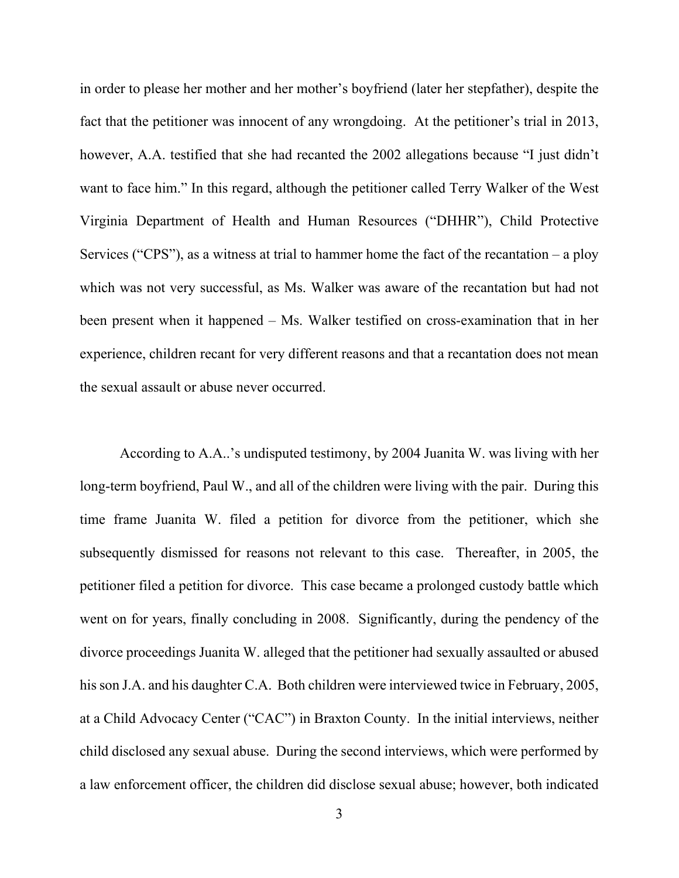in order to please her mother and her mother's boyfriend (later her stepfather), despite the fact that the petitioner was innocent of any wrongdoing. At the petitioner's trial in 2013, however, A.A. testified that she had recanted the 2002 allegations because "I just didn't want to face him." In this regard, although the petitioner called Terry Walker of the West Virginia Department of Health and Human Resources ("DHHR"), Child Protective Services ("CPS"), as a witness at trial to hammer home the fact of the recantation – a ploy which was not very successful, as Ms. Walker was aware of the recantation but had not been present when it happened – Ms. Walker testified on cross-examination that in her experience, children recant for very different reasons and that a recantation does not mean the sexual assault or abuse never occurred.

According to A.A..'s undisputed testimony, by 2004 Juanita W. was living with her long-term boyfriend, Paul W., and all of the children were living with the pair. During this time frame Juanita W. filed a petition for divorce from the petitioner, which she subsequently dismissed for reasons not relevant to this case. Thereafter, in 2005, the petitioner filed a petition for divorce. This case became a prolonged custody battle which went on for years, finally concluding in 2008. Significantly, during the pendency of the divorce proceedings Juanita W. alleged that the petitioner had sexually assaulted or abused his son J.A. and his daughter C.A. Both children were interviewed twice in February, 2005, at a Child Advocacy Center ("CAC") in Braxton County. In the initial interviews, neither child disclosed any sexual abuse. During the second interviews, which were performed by a law enforcement officer, the children did disclose sexual abuse; however, both indicated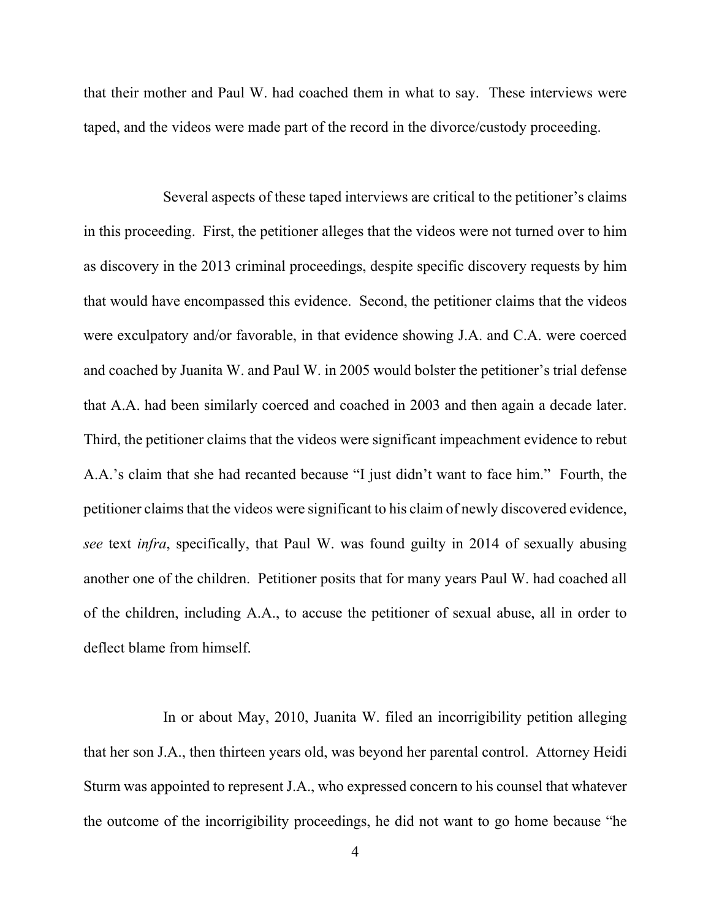that their mother and Paul W. had coached them in what to say. These interviews were taped, and the videos were made part of the record in the divorce/custody proceeding.

Several aspects of these taped interviews are critical to the petitioner's claims in this proceeding. First, the petitioner alleges that the videos were not turned over to him as discovery in the 2013 criminal proceedings, despite specific discovery requests by him that would have encompassed this evidence. Second, the petitioner claims that the videos were exculpatory and/or favorable, in that evidence showing J.A. and C.A. were coerced and coached by Juanita W. and Paul W. in 2005 would bolster the petitioner's trial defense that A.A. had been similarly coerced and coached in 2003 and then again a decade later. Third, the petitioner claims that the videos were significant impeachment evidence to rebut A.A.'s claim that she had recanted because "I just didn't want to face him." Fourth, the petitioner claims that the videos were significant to his claim of newly discovered evidence, *see* text *infra*, specifically, that Paul W. was found guilty in 2014 of sexually abusing another one of the children. Petitioner posits that for many years Paul W. had coached all of the children, including A.A., to accuse the petitioner of sexual abuse, all in order to deflect blame from himself.

In or about May, 2010, Juanita W. filed an incorrigibility petition alleging that her son J.A., then thirteen years old, was beyond her parental control. Attorney Heidi Sturm was appointed to represent J.A., who expressed concern to his counsel that whatever the outcome of the incorrigibility proceedings, he did not want to go home because "he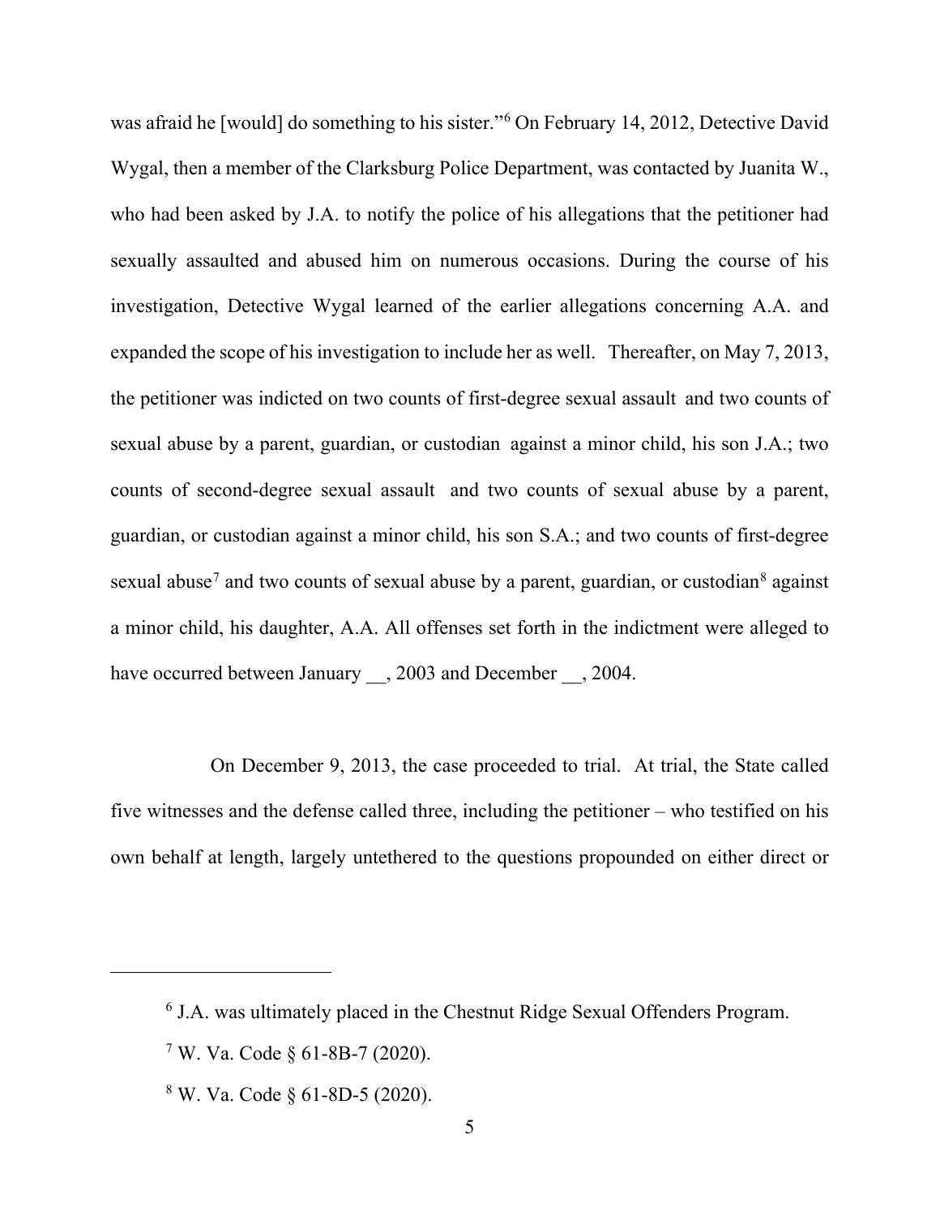was afraid he [would] do something to his sister."[6] On February 14, 2012, Detective David Wygal, then a member of the Clarksburg Police Department, was contacted by Juanita W., who had been asked by J.A. to notify the police of his allegations that the petitioner had sexually assaulted and abused him on numerous occasions. During the course of his investigation, Detective Wygal learned of the earlier allegations concerning A.A. and expanded the scope of his investigation to include her as well. Thereafter, on May 7, 2013, the petitioner was indicted on two counts of first-degree sexual assault and two counts of sexual abuse by a parent, guardian, or custodian against a minor child, his son J.A.; two counts of second-degree sexual assault and two counts of sexual abuse by a parent, guardian, or custodian against a minor child, his son S.A.; and two counts of first-degree sexual abuse[7] and two counts of sexual abuse by a parent, guardian, or custodian[8] against a minor child, his daughter, A.A. All offenses set forth in the indictment were alleged to have occurred between January __, 2003 and December __, 2004.

On December 9, 2013, the case proceeded to trial. At trial, the State called five witnesses and the defense called three, including the petitioner – who testified on his own behalf at length, largely untethered to the questions propounded on either direct or

---

[6] J.A. was ultimately placed in the Chestnut Ridge Sexual Offenders Program.

[7] W. Va. Code § 61-8B-7 (2020).

[8] W. Va. Code § 61-8D-5 (2020).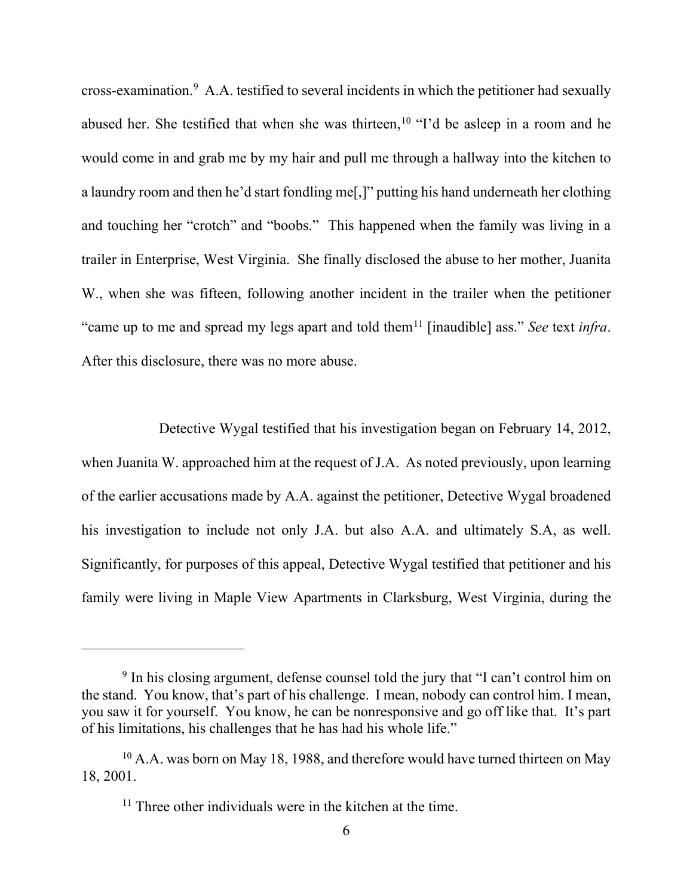cross-examination.[9] A.A. testified to several incidents in which the petitioner had sexually abused her. She testified that when she was thirteen,[10] "I'd be asleep in a room and he would come in and grab me by my hair and pull me through a hallway into the kitchen to a laundry room and then he'd start fondling me[,]" putting his hand underneath her clothing and touching her "crotch" and "boobs." This happened when the family was living in a trailer in Enterprise, West Virginia. She finally disclosed the abuse to her mother, Juanita W., when she was fifteen, following another incident in the trailer when the petitioner "came up to me and spread my legs apart and told them[11] [inaudible] ass." *See* text *infra*. After this disclosure, there was no more abuse.

Detective Wygal testified that his investigation began on February 14, 2012, when Juanita W. approached him at the request of J.A. As noted previously, upon learning of the earlier accusations made by A.A. against the petitioner, Detective Wygal broadened his investigation to include not only J.A. but also A.A. and ultimately S.A, as well. Significantly, for purposes of this appeal, Detective Wygal testified that petitioner and his family were living in Maple View Apartments in Clarksburg, West Virginia, during the

---

[9] In his closing argument, defense counsel told the jury that "I can't control him on the stand. You know, that's part of his challenge. I mean, nobody can control him. I mean, you saw it for yourself. You know, he can be nonresponsive and go off like that. It's part of his limitations, his challenges that he has had his whole life."

[10] A.A. was born on May 18, 1988, and therefore would have turned thirteen on May 18, 2001.

[11] Three other individuals were in the kitchen at the time.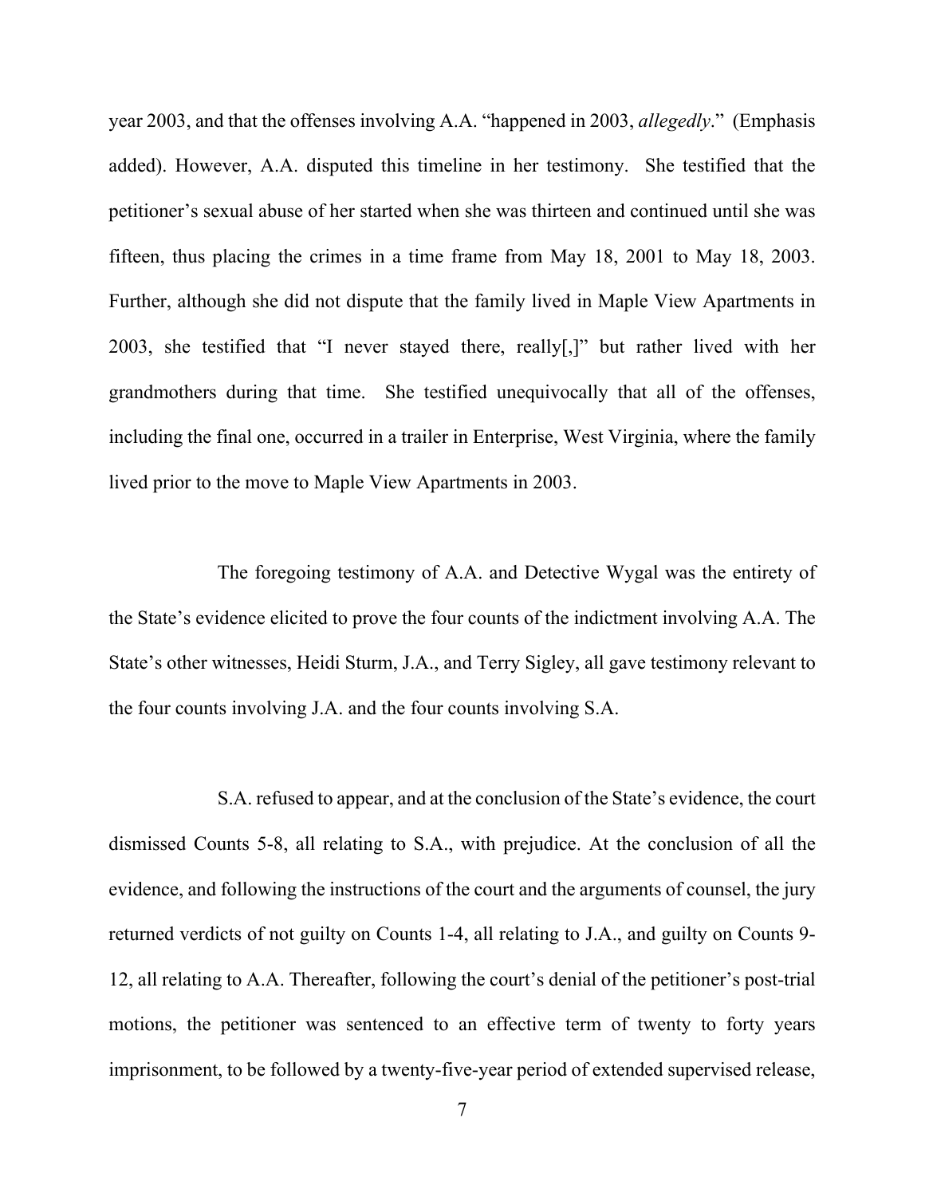year 2003, and that the offenses involving A.A. "happened in 2003, *allegedly*." (Emphasis added). However, A.A. disputed this timeline in her testimony. She testified that the petitioner's sexual abuse of her started when she was thirteen and continued until she was fifteen, thus placing the crimes in a time frame from May 18, 2001 to May 18, 2003. Further, although she did not dispute that the family lived in Maple View Apartments in 2003, she testified that "I never stayed there, really[,]" but rather lived with her grandmothers during that time. She testified unequivocally that all of the offenses, including the final one, occurred in a trailer in Enterprise, West Virginia, where the family lived prior to the move to Maple View Apartments in 2003.

The foregoing testimony of A.A. and Detective Wygal was the entirety of the State's evidence elicited to prove the four counts of the indictment involving A.A. The State's other witnesses, Heidi Sturm, J.A., and Terry Sigley, all gave testimony relevant to the four counts involving J.A. and the four counts involving S.A.

S.A. refused to appear, and at the conclusion of the State's evidence, the court dismissed Counts 5-8, all relating to S.A., with prejudice. At the conclusion of all the evidence, and following the instructions of the court and the arguments of counsel, the jury returned verdicts of not guilty on Counts 1-4, all relating to J.A., and guilty on Counts 9-12, all relating to A.A. Thereafter, following the court's denial of the petitioner's post-trial motions, the petitioner was sentenced to an effective term of twenty to forty years imprisonment, to be followed by a twenty-five-year period of extended supervised release,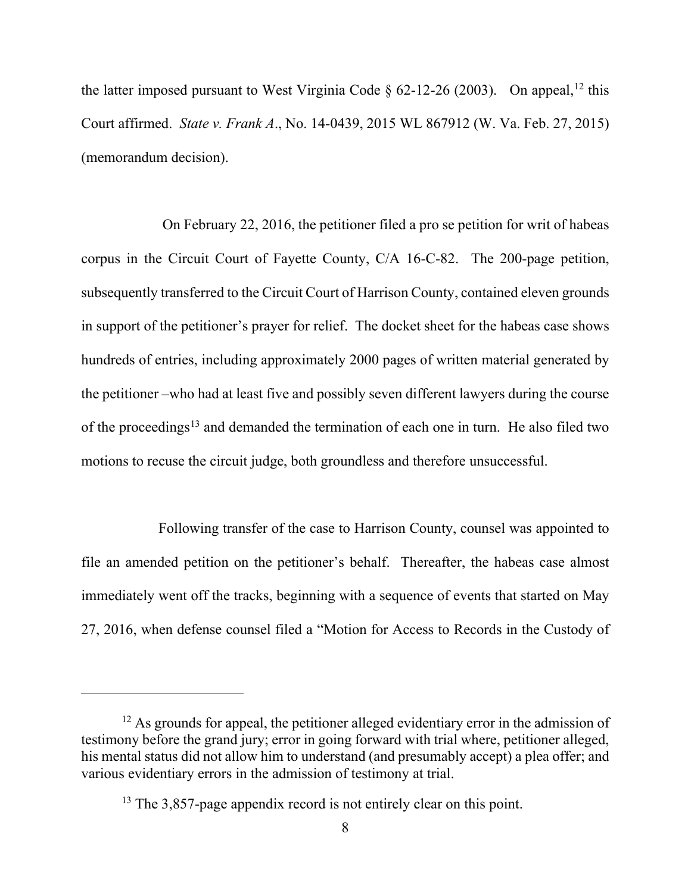the latter imposed pursuant to West Virginia Code § 62-12-26 (2003). On appeal,[12] this Court affirmed. *State v. Frank A*., No. 14-0439, 2015 WL 867912 (W. Va. Feb. 27, 2015) (memorandum decision).

On February 22, 2016, the petitioner filed a pro se petition for writ of habeas corpus in the Circuit Court of Fayette County, C/A 16-C-82. The 200-page petition, subsequently transferred to the Circuit Court of Harrison County, contained eleven grounds in support of the petitioner's prayer for relief. The docket sheet for the habeas case shows hundreds of entries, including approximately 2000 pages of written material generated by the petitioner –who had at least five and possibly seven different lawyers during the course of the proceedings[13] and demanded the termination of each one in turn. He also filed two motions to recuse the circuit judge, both groundless and therefore unsuccessful.

Following transfer of the case to Harrison County, counsel was appointed to file an amended petition on the petitioner's behalf. Thereafter, the habeas case almost immediately went off the tracks, beginning with a sequence of events that started on May 27, 2016, when defense counsel filed a "Motion for Access to Records in the Custody of

---

[12] As grounds for appeal, the petitioner alleged evidentiary error in the admission of testimony before the grand jury; error in going forward with trial where, petitioner alleged, his mental status did not allow him to understand (and presumably accept) a plea offer; and various evidentiary errors in the admission of testimony at trial.

[13] The 3,857-page appendix record is not entirely clear on this point.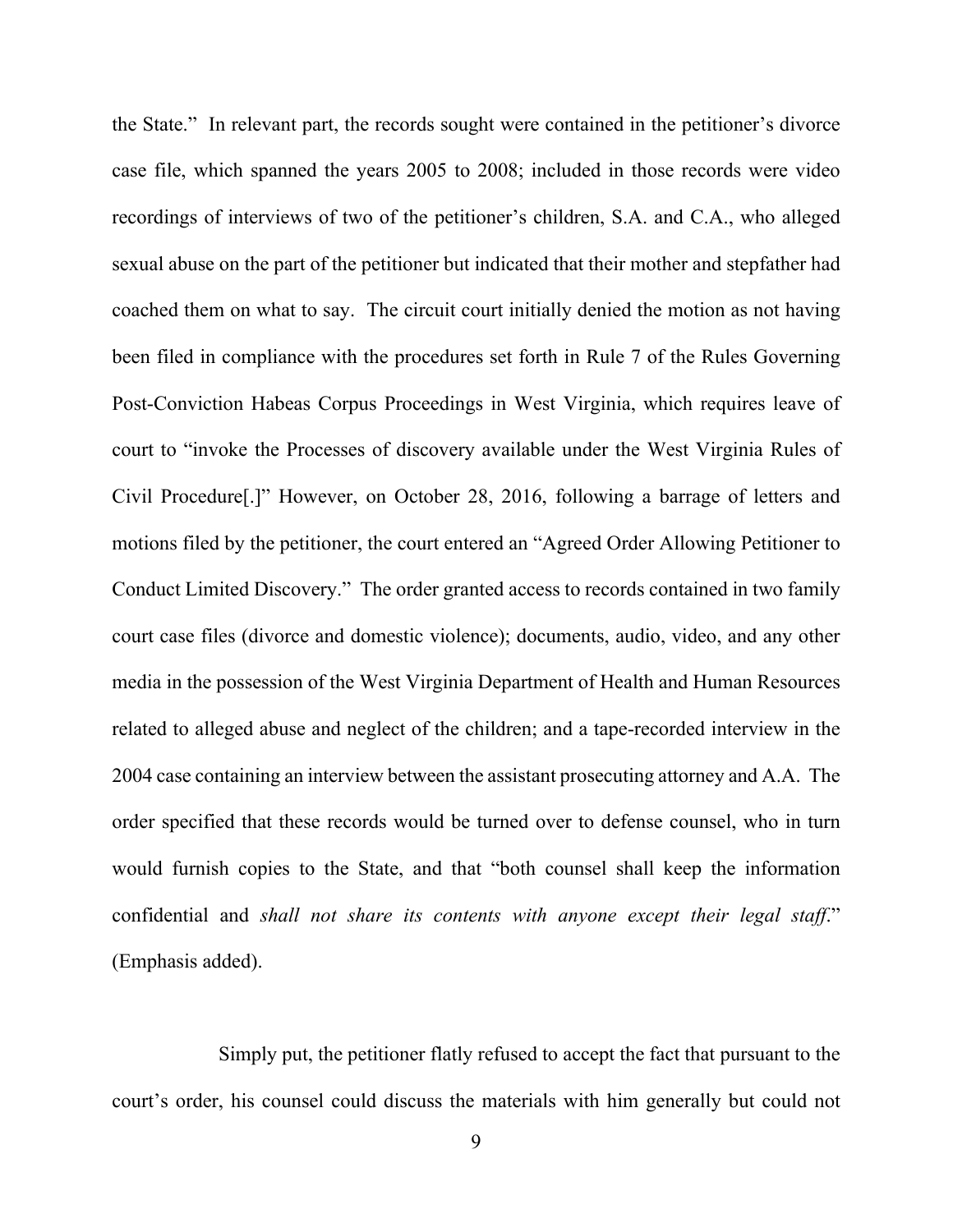the State." In relevant part, the records sought were contained in the petitioner's divorce case file, which spanned the years 2005 to 2008; included in those records were video recordings of interviews of two of the petitioner's children, S.A. and C.A., who alleged sexual abuse on the part of the petitioner but indicated that their mother and stepfather had coached them on what to say. The circuit court initially denied the motion as not having been filed in compliance with the procedures set forth in Rule 7 of the Rules Governing Post-Conviction Habeas Corpus Proceedings in West Virginia, which requires leave of court to "invoke the Processes of discovery available under the West Virginia Rules of Civil Procedure[.]" However, on October 28, 2016, following a barrage of letters and motions filed by the petitioner, the court entered an "Agreed Order Allowing Petitioner to Conduct Limited Discovery." The order granted access to records contained in two family court case files (divorce and domestic violence); documents, audio, video, and any other media in the possession of the West Virginia Department of Health and Human Resources related to alleged abuse and neglect of the children; and a tape-recorded interview in the 2004 case containing an interview between the assistant prosecuting attorney and A.A. The order specified that these records would be turned over to defense counsel, who in turn would furnish copies to the State, and that "both counsel shall keep the information confidential and *shall not share its contents with anyone except their legal staff*." (Emphasis added).

Simply put, the petitioner flatly refused to accept the fact that pursuant to the court's order, his counsel could discuss the materials with him generally but could not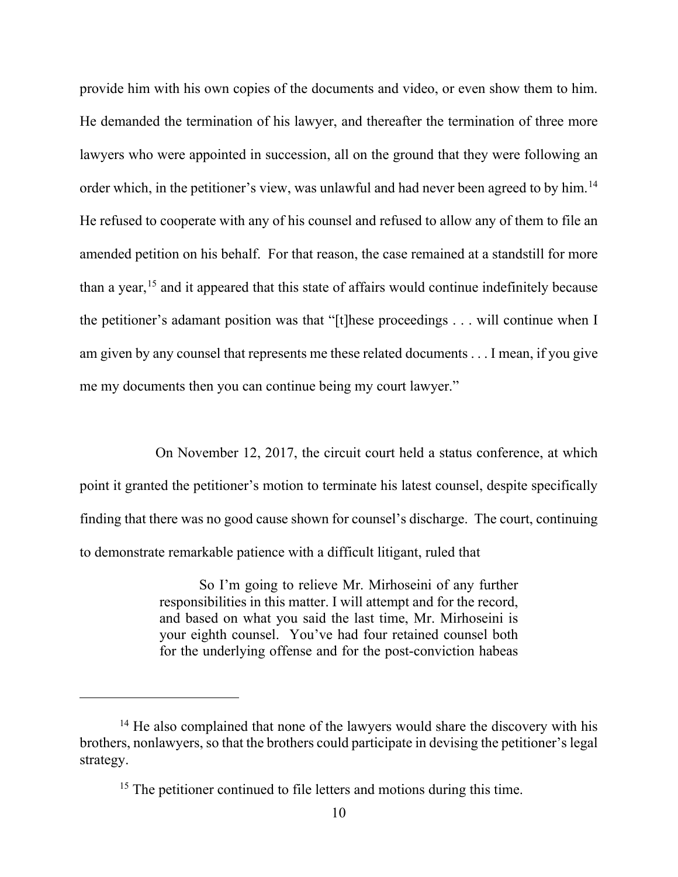provide him with his own copies of the documents and video, or even show them to him. He demanded the termination of his lawyer, and thereafter the termination of three more lawyers who were appointed in succession, all on the ground that they were following an order which, in the petitioner's view, was unlawful and had never been agreed to by him.[14] He refused to cooperate with any of his counsel and refused to allow any of them to file an amended petition on his behalf. For that reason, the case remained at a standstill for more than a year,[15] and it appeared that this state of affairs would continue indefinitely because the petitioner's adamant position was that "[t]hese proceedings . . . will continue when I am given by any counsel that represents me these related documents . . . I mean, if you give me my documents then you can continue being my court lawyer."

On November 12, 2017, the circuit court held a status conference, at which point it granted the petitioner's motion to terminate his latest counsel, despite specifically finding that there was no good cause shown for counsel's discharge. The court, continuing to demonstrate remarkable patience with a difficult litigant, ruled that

> So I'm going to relieve Mr. Mirhoseini of any further responsibilities in this matter. I will attempt and for the record, and based on what you said the last time, Mr. Mirhoseini is your eighth counsel. You've had four retained counsel both for the underlying offense and for the post-conviction habeas

---

[14] He also complained that none of the lawyers would share the discovery with his brothers, nonlawyers, so that the brothers could participate in devising the petitioner's legal strategy.

[15] The petitioner continued to file letters and motions during this time.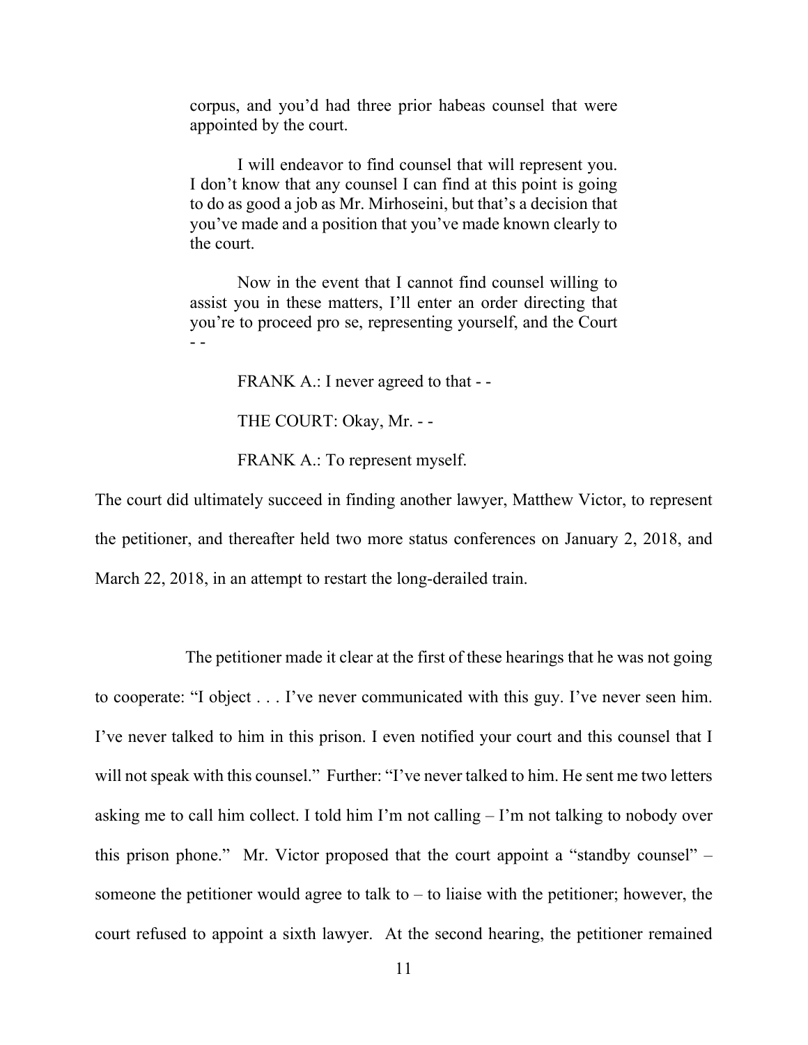> corpus, and you'd had three prior habeas counsel that were appointed by the court.
>
> I will endeavor to find counsel that will represent you. I don't know that any counsel I can find at this point is going to do as good a job as Mr. Mirhoseini, but that's a decision that you've made and a position that you've made known clearly to the court.
>
> Now in the event that I cannot find counsel willing to assist you in these matters, I'll enter an order directing that you're to proceed pro se, representing yourself, and the Court - -
>
> FRANK A.: I never agreed to that - -
>
> THE COURT: Okay, Mr. - -
>
> FRANK A.: To represent myself.

The court did ultimately succeed in finding another lawyer, Matthew Victor, to represent the petitioner, and thereafter held two more status conferences on January 2, 2018, and March 22, 2018, in an attempt to restart the long-derailed train.

The petitioner made it clear at the first of these hearings that he was not going to cooperate: "I object . . . I've never communicated with this guy. I've never seen him. I've never talked to him in this prison. I even notified your court and this counsel that I will not speak with this counsel." Further: "I've never talked to him. He sent me two letters asking me to call him collect. I told him I'm not calling – I'm not talking to nobody over this prison phone." Mr. Victor proposed that the court appoint a "standby counsel" – someone the petitioner would agree to talk to – to liaise with the petitioner; however, the court refused to appoint a sixth lawyer. At the second hearing, the petitioner remained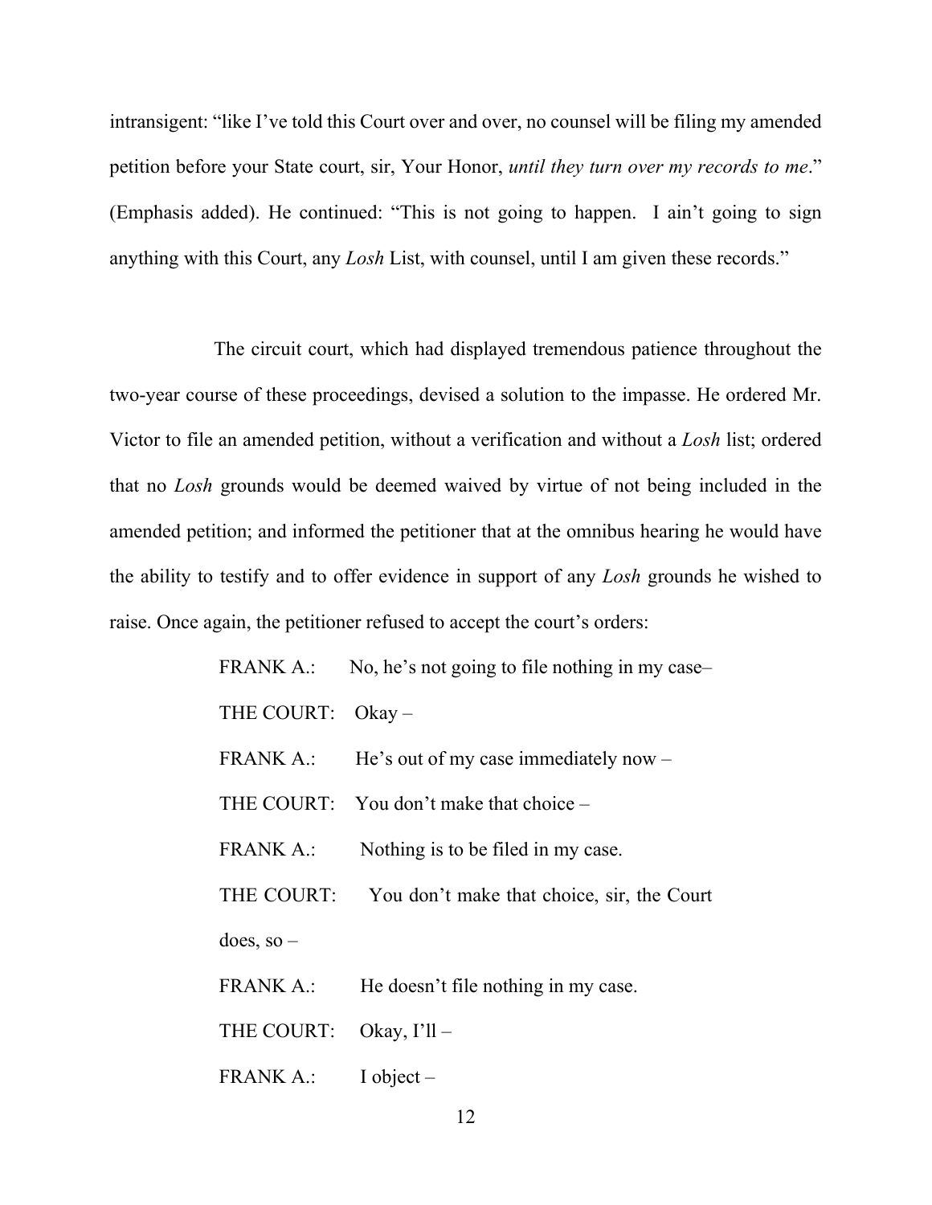intransigent: "like I've told this Court over and over, no counsel will be filing my amended petition before your State court, sir, Your Honor, *until they turn over my records to me*." (Emphasis added). He continued: "This is not going to happen. I ain't going to sign anything with this Court, any *Losh* List, with counsel, until I am given these records."

The circuit court, which had displayed tremendous patience throughout the two-year course of these proceedings, devised a solution to the impasse. He ordered Mr. Victor to file an amended petition, without a verification and without a *Losh* list; ordered that no *Losh* grounds would be deemed waived by virtue of not being included in the amended petition; and informed the petitioner that at the omnibus hearing he would have the ability to testify and to offer evidence in support of any *Losh* grounds he wished to raise. Once again, the petitioner refused to accept the court's orders:

> FRANK A.: No, he's not going to file nothing in my case–
>
> THE COURT: Okay –
>
> FRANK A.: He's out of my case immediately now –
>
> THE COURT: You don't make that choice –
>
> FRANK A.: Nothing is to be filed in my case.
>
> THE COURT: You don't make that choice, sir, the Court does, so –
>
> FRANK A.: He doesn't file nothing in my case.
>
> THE COURT: Okay, I'll –
>
> FRANK A.: I object –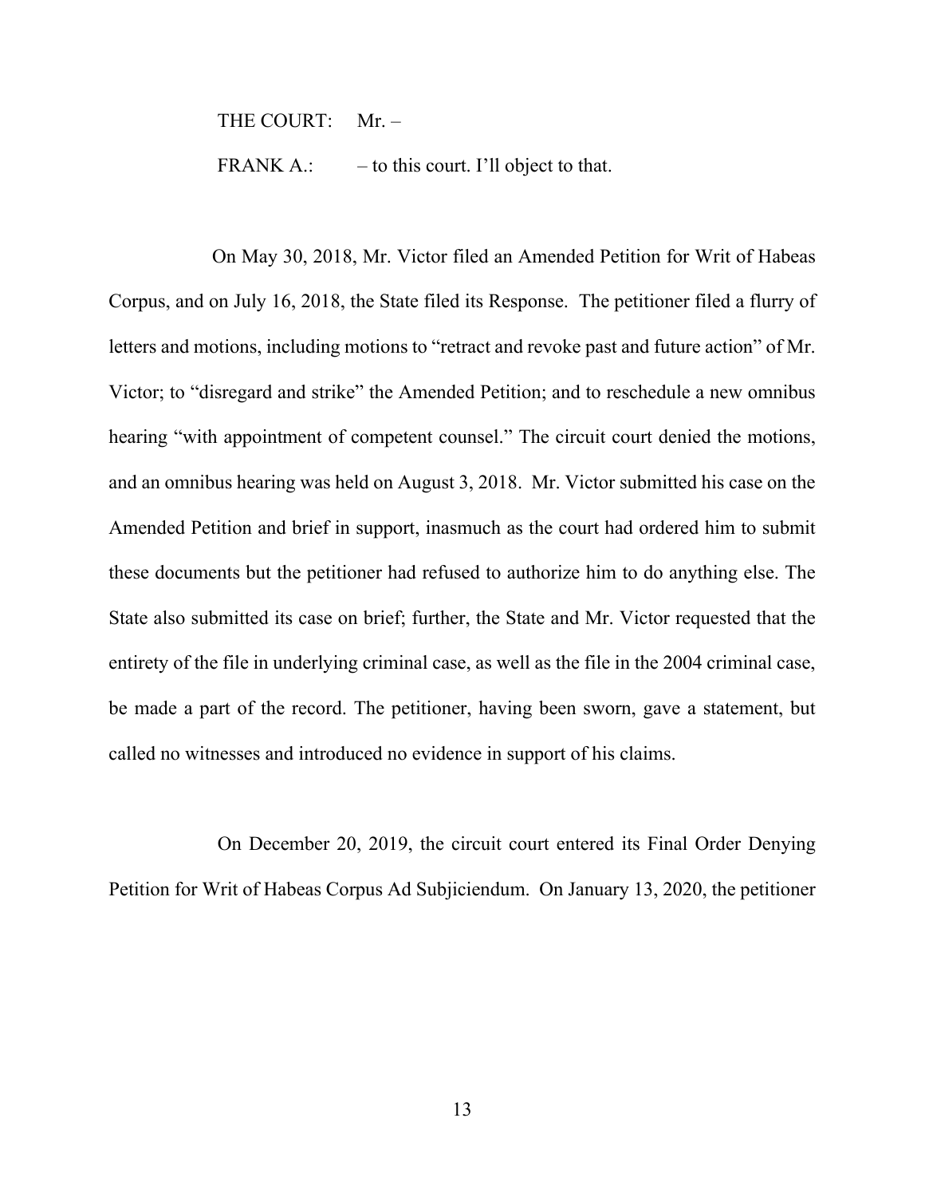THE COURT: Mr. –

FRANK A.: – to this court. I'll object to that.

On May 30, 2018, Mr. Victor filed an Amended Petition for Writ of Habeas Corpus, and on July 16, 2018, the State filed its Response. The petitioner filed a flurry of letters and motions, including motions to "retract and revoke past and future action" of Mr. Victor; to "disregard and strike" the Amended Petition; and to reschedule a new omnibus hearing "with appointment of competent counsel." The circuit court denied the motions, and an omnibus hearing was held on August 3, 2018. Mr. Victor submitted his case on the Amended Petition and brief in support, inasmuch as the court had ordered him to submit these documents but the petitioner had refused to authorize him to do anything else. The State also submitted its case on brief; further, the State and Mr. Victor requested that the entirety of the file in underlying criminal case, as well as the file in the 2004 criminal case, be made a part of the record. The petitioner, having been sworn, gave a statement, but called no witnesses and introduced no evidence in support of his claims.

On December 20, 2019, the circuit court entered its Final Order Denying Petition for Writ of Habeas Corpus Ad Subjiciendum. On January 13, 2020, the petitioner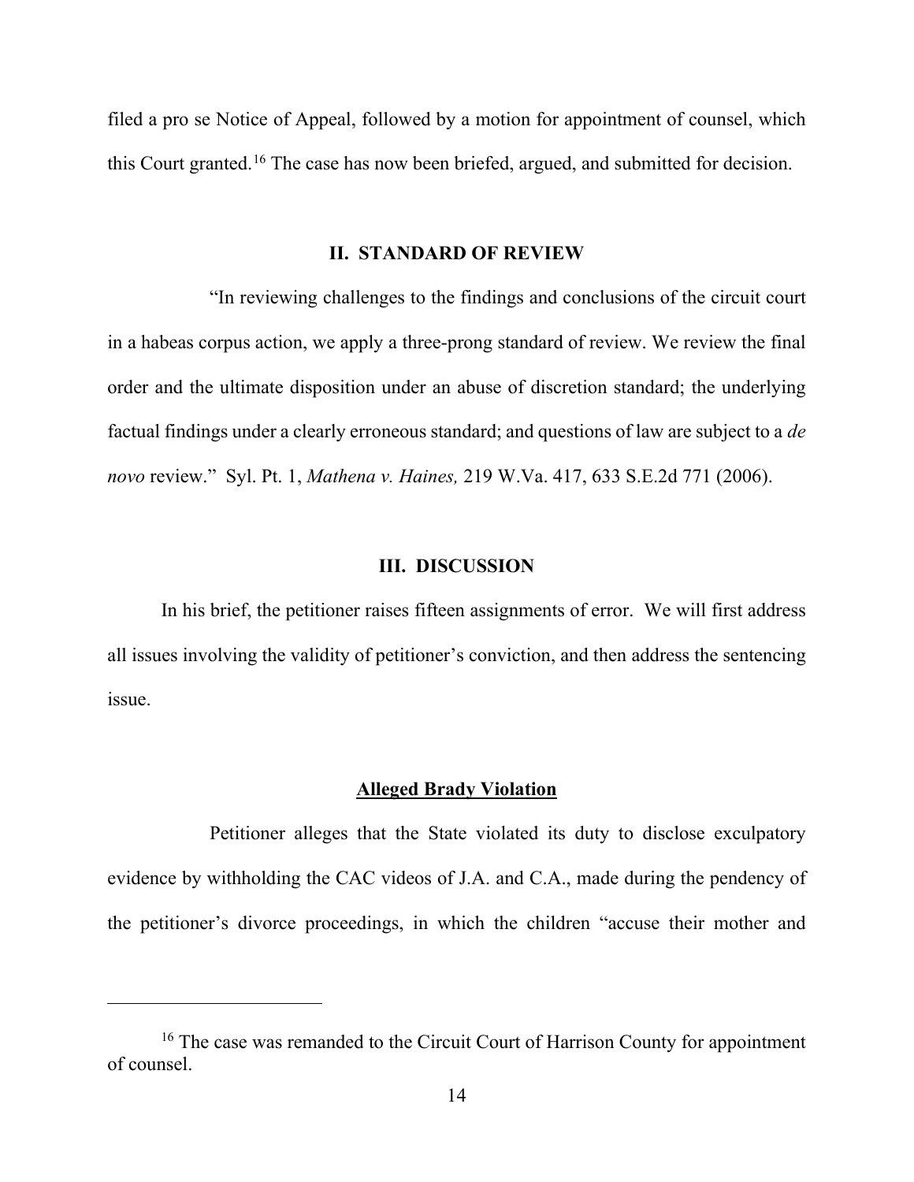filed a pro se Notice of Appeal, followed by a motion for appointment of counsel, which this Court granted.[16] The case has now been briefed, argued, and submitted for decision.

## II. STANDARD OF REVIEW

"In reviewing challenges to the findings and conclusions of the circuit court in a habeas corpus action, we apply a three-prong standard of review. We review the final order and the ultimate disposition under an abuse of discretion standard; the underlying factual findings under a clearly erroneous standard; and questions of law are subject to a *de novo* review." Syl. Pt. 1, *Mathena v. Haines,* 219 W.Va. 417, 633 S.E.2d 771 (2006).

## III. DISCUSSION

In his brief, the petitioner raises fifteen assignments of error. We will first address all issues involving the validity of petitioner's conviction, and then address the sentencing issue.

### Alleged Brady Violation

Petitioner alleges that the State violated its duty to disclose exculpatory evidence by withholding the CAC videos of J.A. and C.A., made during the pendency of the petitioner's divorce proceedings, in which the children "accuse their mother and

---

[16] The case was remanded to the Circuit Court of Harrison County for appointment of counsel.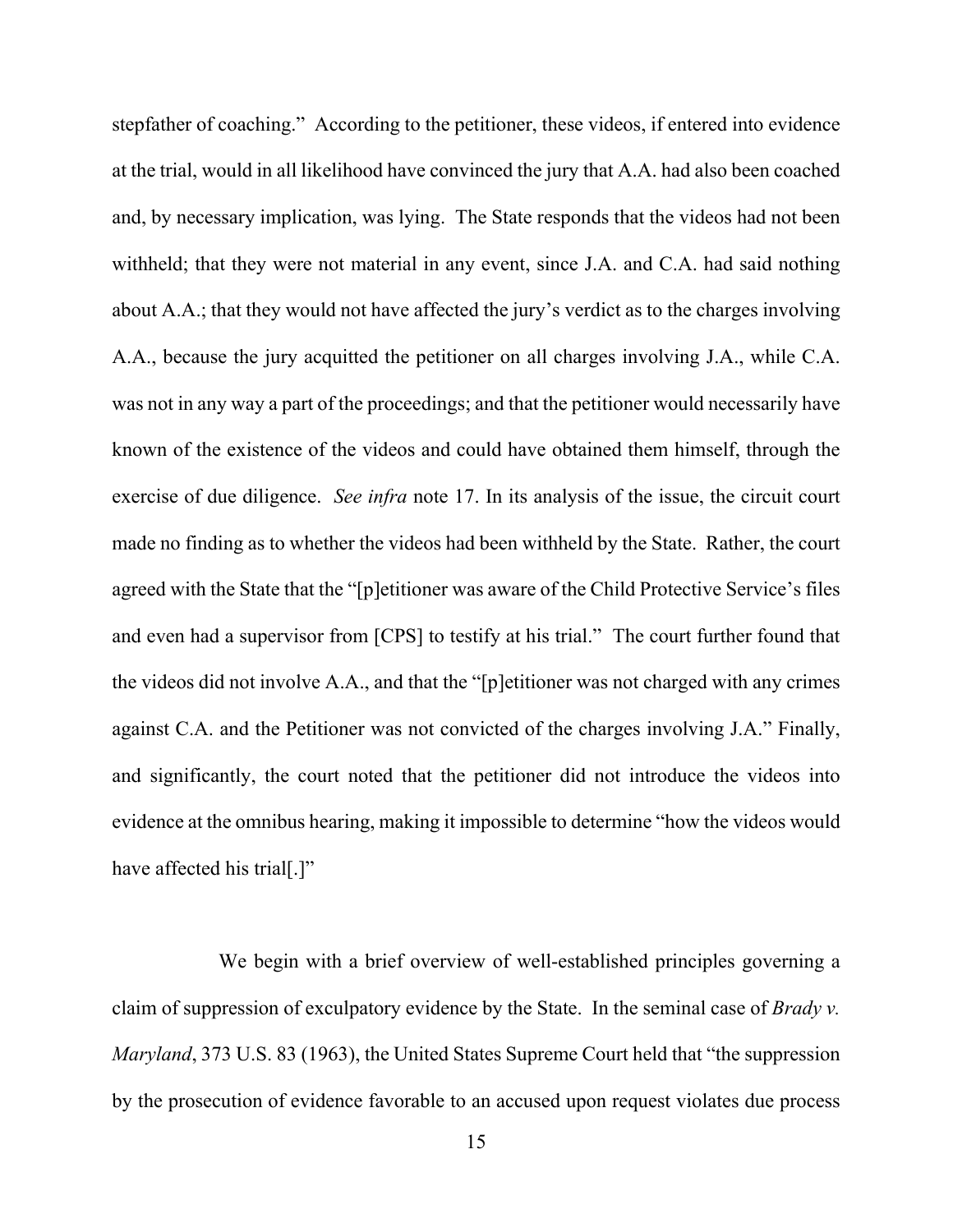stepfather of coaching." According to the petitioner, these videos, if entered into evidence at the trial, would in all likelihood have convinced the jury that A.A. had also been coached and, by necessary implication, was lying. The State responds that the videos had not been withheld; that they were not material in any event, since J.A. and C.A. had said nothing about A.A.; that they would not have affected the jury's verdict as to the charges involving A.A., because the jury acquitted the petitioner on all charges involving J.A., while C.A. was not in any way a part of the proceedings; and that the petitioner would necessarily have known of the existence of the videos and could have obtained them himself, through the exercise of due diligence. *See infra* note 17. In its analysis of the issue, the circuit court made no finding as to whether the videos had been withheld by the State. Rather, the court agreed with the State that the "[p]etitioner was aware of the Child Protective Service's files and even had a supervisor from [CPS] to testify at his trial." The court further found that the videos did not involve A.A., and that the "[p]etitioner was not charged with any crimes against C.A. and the Petitioner was not convicted of the charges involving J.A." Finally, and significantly, the court noted that the petitioner did not introduce the videos into evidence at the omnibus hearing, making it impossible to determine "how the videos would have affected his trial[.]"

We begin with a brief overview of well-established principles governing a claim of suppression of exculpatory evidence by the State. In the seminal case of *Brady v. Maryland*, 373 U.S. 83 (1963), the United States Supreme Court held that "the suppression by the prosecution of evidence favorable to an accused upon request violates due process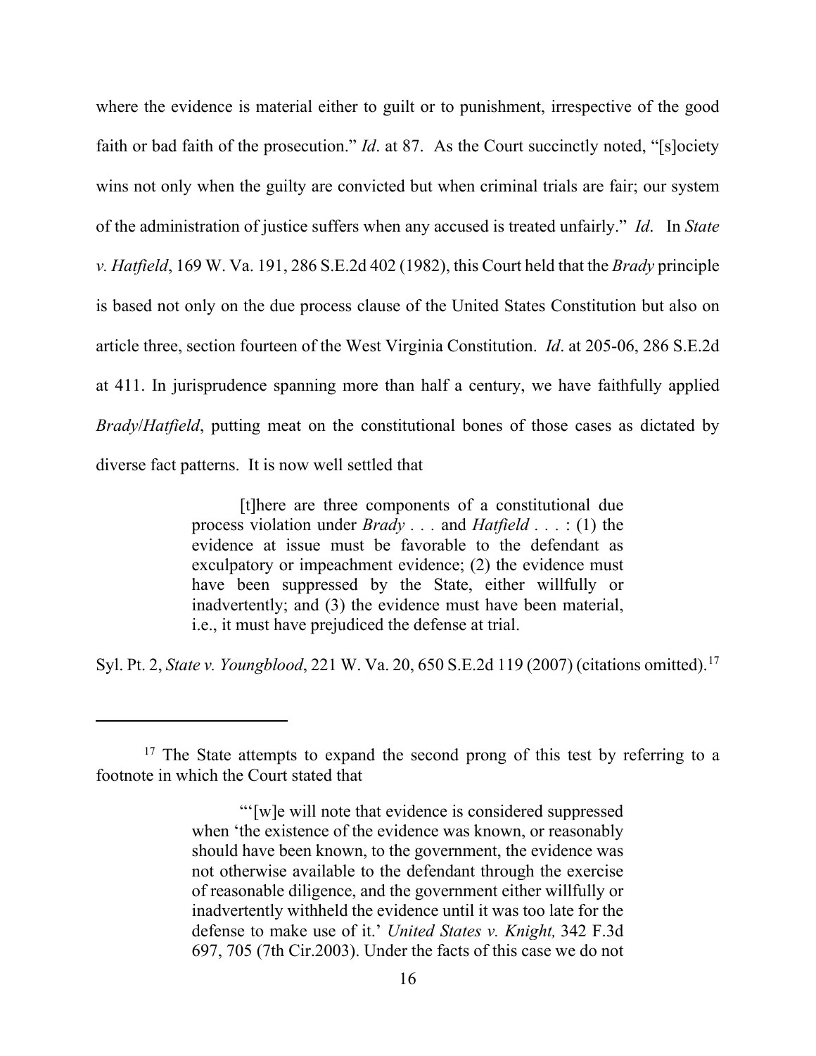where the evidence is material either to guilt or to punishment, irrespective of the good faith or bad faith of the prosecution." *Id*. at 87. As the Court succinctly noted, "[s]ociety wins not only when the guilty are convicted but when criminal trials are fair; our system of the administration of justice suffers when any accused is treated unfairly." *Id*. In *State v. Hatfield*, 169 W. Va. 191, 286 S.E.2d 402 (1982), this Court held that the *Brady* principle is based not only on the due process clause of the United States Constitution but also on article three, section fourteen of the West Virginia Constitution. *Id*. at 205-06, 286 S.E.2d at 411. In jurisprudence spanning more than half a century, we have faithfully applied *Brady*/*Hatfield*, putting meat on the constitutional bones of those cases as dictated by diverse fact patterns. It is now well settled that

> [t]here are three components of a constitutional due process violation under *Brady* . . . and *Hatfield* . . . : (1) the evidence at issue must be favorable to the defendant as exculpatory or impeachment evidence; (2) the evidence must have been suppressed by the State, either willfully or inadvertently; and (3) the evidence must have been material, i.e., it must have prejudiced the defense at trial.

Syl. Pt. 2, *State v. Youngblood*, 221 W. Va. 20, 650 S.E.2d 119 (2007) (citations omitted).[17]

---

[17] The State attempts to expand the second prong of this test by referring to a footnote in which the Court stated that

> "'[w]e will note that evidence is considered suppressed when 'the existence of the evidence was known, or reasonably should have been known, to the government, the evidence was not otherwise available to the defendant through the exercise of reasonable diligence, and the government either willfully or inadvertently withheld the evidence until it was too late for the defense to make use of it.' *United States v. Knight,* 342 F.3d 697, 705 (7th Cir.2003). Under the facts of this case we do not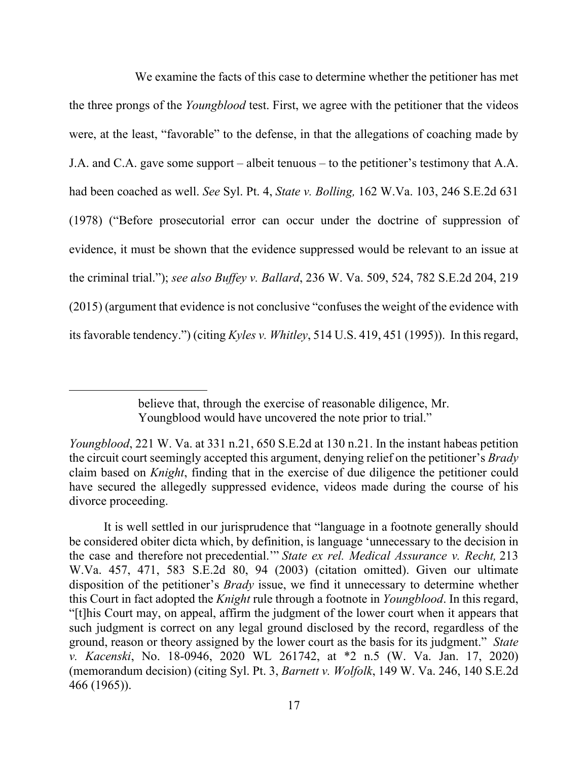We examine the facts of this case to determine whether the petitioner has met the three prongs of the *Youngblood* test. First, we agree with the petitioner that the videos were, at the least, "favorable" to the defense, in that the allegations of coaching made by J.A. and C.A. gave some support – albeit tenuous – to the petitioner's testimony that A.A. had been coached as well. *See* Syl. Pt. 4, *State v. Bolling,* 162 W.Va. 103, 246 S.E.2d 631 (1978) ("Before prosecutorial error can occur under the doctrine of suppression of evidence, it must be shown that the evidence suppressed would be relevant to an issue at the criminal trial."); *see also Buffey v. Ballard*, 236 W. Va. 509, 524, 782 S.E.2d 204, 219 (2015) (argument that evidence is not conclusive "confuses the weight of the evidence with its favorable tendency.") (citing *Kyles v. Whitley*, 514 U.S. 419, 451 (1995)). In this regard,

---

> believe that, through the exercise of reasonable diligence, Mr. Youngblood would have uncovered the note prior to trial."

*Youngblood*, 221 W. Va. at 331 n.21, 650 S.E.2d at 130 n.21. In the instant habeas petition the circuit court seemingly accepted this argument, denying relief on the petitioner's *Brady* claim based on *Knight*, finding that in the exercise of due diligence the petitioner could have secured the allegedly suppressed evidence, videos made during the course of his divorce proceeding.

It is well settled in our jurisprudence that "language in a footnote generally should be considered obiter dicta which, by definition, is language 'unnecessary to the decision in the case and therefore not precedential.'" *State ex rel. Medical Assurance v. Recht,* 213 W.Va. 457, 471, 583 S.E.2d 80, 94 (2003) (citation omitted). Given our ultimate disposition of the petitioner's *Brady* issue, we find it unnecessary to determine whether this Court in fact adopted the *Knight* rule through a footnote in *Youngblood*. In this regard, "[t]his Court may, on appeal, affirm the judgment of the lower court when it appears that such judgment is correct on any legal ground disclosed by the record, regardless of the ground, reason or theory assigned by the lower court as the basis for its judgment." *State v. Kacenski*, No. 18-0946, 2020 WL 261742, at *2 n.5 (W. Va. Jan. 17, 2020) (memorandum decision) (citing Syl. Pt. 3, *Barnett v. Wolfolk*, 149 W. Va. 246, 140 S.E.2d 466 (1965)).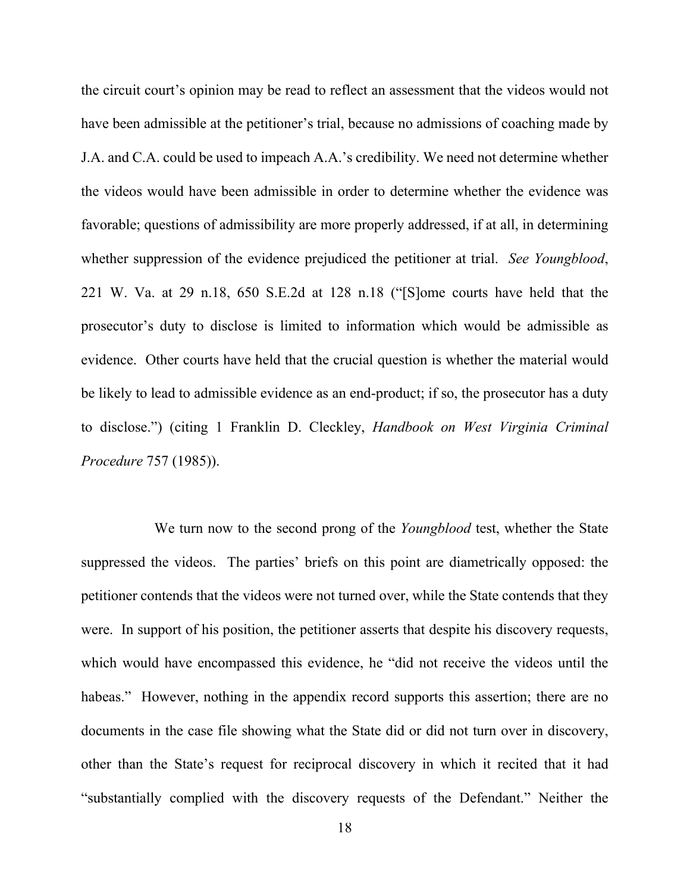the circuit court's opinion may be read to reflect an assessment that the videos would not have been admissible at the petitioner's trial, because no admissions of coaching made by J.A. and C.A. could be used to impeach A.A.'s credibility. We need not determine whether the videos would have been admissible in order to determine whether the evidence was favorable; questions of admissibility are more properly addressed, if at all, in determining whether suppression of the evidence prejudiced the petitioner at trial. *See Youngblood*, 221 W. Va. at 29 n.18, 650 S.E.2d at 128 n.18 ("[S]ome courts have held that the prosecutor's duty to disclose is limited to information which would be admissible as evidence. Other courts have held that the crucial question is whether the material would be likely to lead to admissible evidence as an end-product; if so, the prosecutor has a duty to disclose.") (citing 1 Franklin D. Cleckley, *Handbook on West Virginia Criminal Procedure* 757 (1985)).

We turn now to the second prong of the *Youngblood* test, whether the State suppressed the videos. The parties' briefs on this point are diametrically opposed: the petitioner contends that the videos were not turned over, while the State contends that they were. In support of his position, the petitioner asserts that despite his discovery requests, which would have encompassed this evidence, he "did not receive the videos until the habeas." However, nothing in the appendix record supports this assertion; there are no documents in the case file showing what the State did or did not turn over in discovery, other than the State's request for reciprocal discovery in which it recited that it had "substantially complied with the discovery requests of the Defendant." Neither the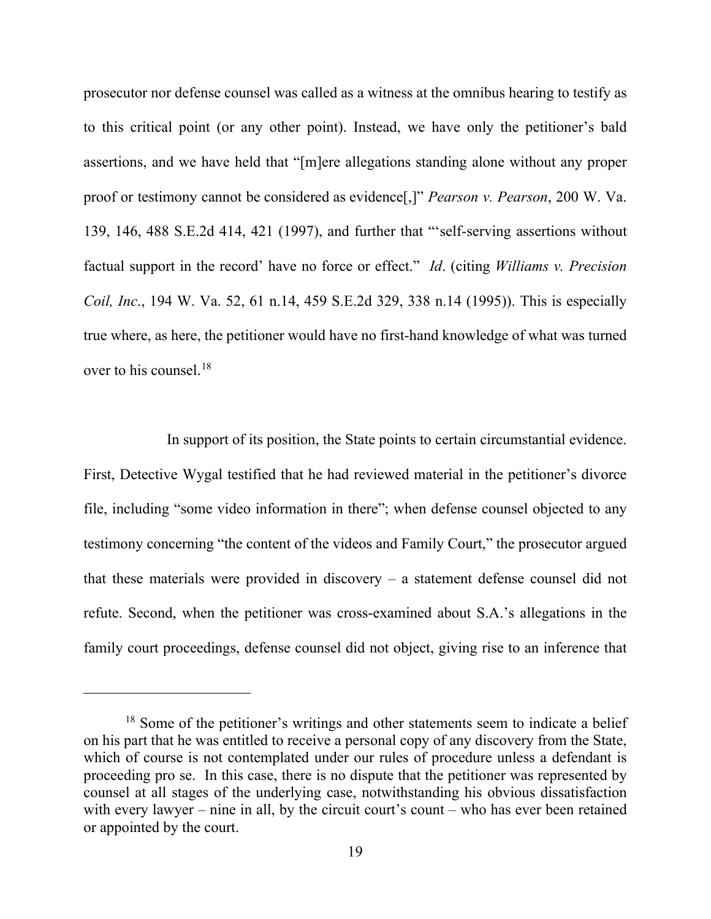prosecutor nor defense counsel was called as a witness at the omnibus hearing to testify as to this critical point (or any other point). Instead, we have only the petitioner's bald assertions, and we have held that "[m]ere allegations standing alone without any proper proof or testimony cannot be considered as evidence[,]" *Pearson v. Pearson*, 200 W. Va. 139, 146, 488 S.E.2d 414, 421 (1997), and further that "'self-serving assertions without factual support in the record' have no force or effect." *Id*. (citing *Williams v. Precision Coil, Inc*., 194 W. Va. 52, 61 n.14, 459 S.E.2d 329, 338 n.14 (1995)). This is especially true where, as here, the petitioner would have no first-hand knowledge of what was turned over to his counsel.[18]

In support of its position, the State points to certain circumstantial evidence. First, Detective Wygal testified that he had reviewed material in the petitioner's divorce file, including "some video information in there"; when defense counsel objected to any testimony concerning "the content of the videos and Family Court," the prosecutor argued that these materials were provided in discovery – a statement defense counsel did not refute. Second, when the petitioner was cross-examined about S.A.'s allegations in the family court proceedings, defense counsel did not object, giving rise to an inference that

[18] Some of the petitioner's writings and other statements seem to indicate a belief on his part that he was entitled to receive a personal copy of any discovery from the State, which of course is not contemplated under our rules of procedure unless a defendant is proceeding pro se. In this case, there is no dispute that the petitioner was represented by counsel at all stages of the underlying case, notwithstanding his obvious dissatisfaction with every lawyer – nine in all, by the circuit court's count – who has ever been retained or appointed by the court.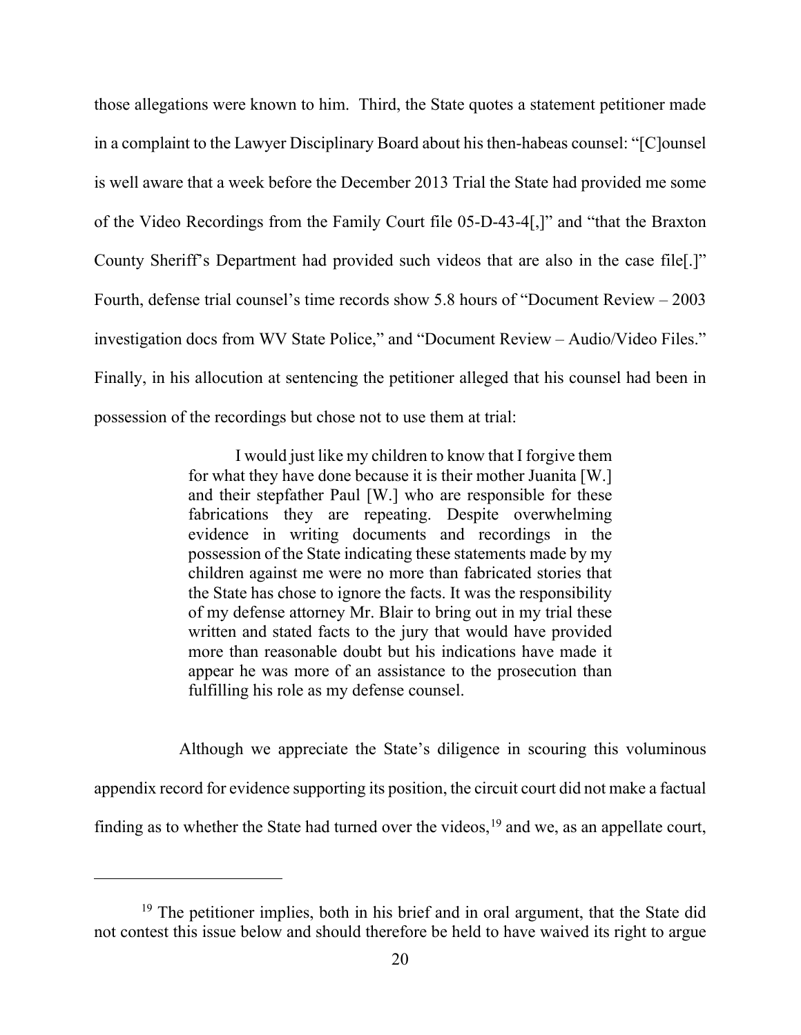those allegations were known to him. Third, the State quotes a statement petitioner made in a complaint to the Lawyer Disciplinary Board about his then-habeas counsel: "[C]ounsel is well aware that a week before the December 2013 Trial the State had provided me some of the Video Recordings from the Family Court file 05-D-43-4[,]" and "that the Braxton County Sheriff's Department had provided such videos that are also in the case file[.]" Fourth, defense trial counsel's time records show 5.8 hours of "Document Review – 2003 investigation docs from WV State Police," and "Document Review – Audio/Video Files." Finally, in his allocution at sentencing the petitioner alleged that his counsel had been in possession of the recordings but chose not to use them at trial:

> I would just like my children to know that I forgive them for what they have done because it is their mother Juanita [W.] and their stepfather Paul [W.] who are responsible for these fabrications they are repeating. Despite overwhelming evidence in writing documents and recordings in the possession of the State indicating these statements made by my children against me were no more than fabricated stories that the State has chose to ignore the facts. It was the responsibility of my defense attorney Mr. Blair to bring out in my trial these written and stated facts to the jury that would have provided more than reasonable doubt but his indications have made it appear he was more of an assistance to the prosecution than fulfilling his role as my defense counsel.

Although we appreciate the State's diligence in scouring this voluminous appendix record for evidence supporting its position, the circuit court did not make a factual finding as to whether the State had turned over the videos,[19] and we, as an appellate court,

---

[19] The petitioner implies, both in his brief and in oral argument, that the State did not contest this issue below and should therefore be held to have waived its right to argue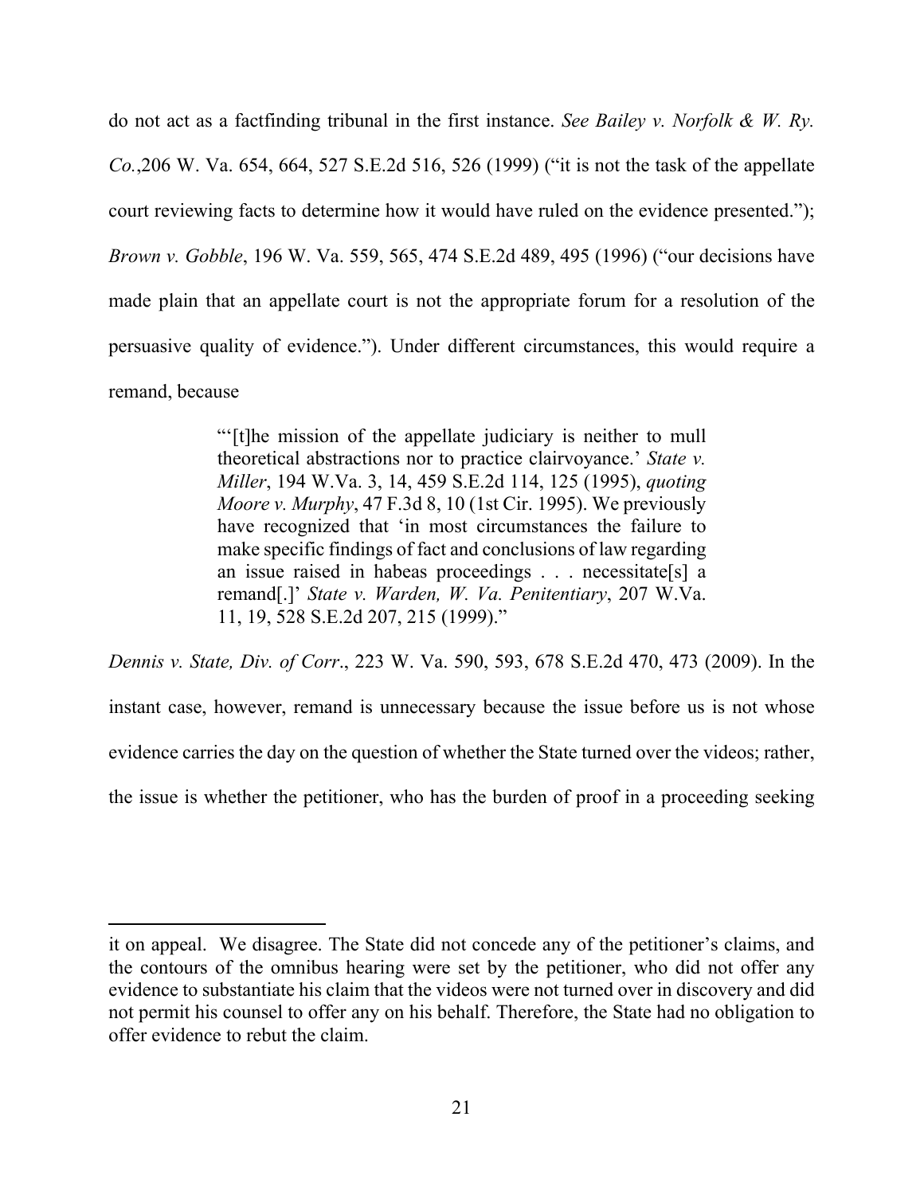do not act as a factfinding tribunal in the first instance. *See Bailey v. Norfolk & W. Ry. Co.*,206 W. Va. 654, 664, 527 S.E.2d 516, 526 (1999) ("it is not the task of the appellate court reviewing facts to determine how it would have ruled on the evidence presented."); *Brown v. Gobble*, 196 W. Va. 559, 565, 474 S.E.2d 489, 495 (1996) ("our decisions have made plain that an appellate court is not the appropriate forum for a resolution of the persuasive quality of evidence."). Under different circumstances, this would require a remand, because

> "'[t]he mission of the appellate judiciary is neither to mull theoretical abstractions nor to practice clairvoyance.' *State v. Miller*, 194 W.Va. 3, 14, 459 S.E.2d 114, 125 (1995), *quoting Moore v. Murphy*, 47 F.3d 8, 10 (1st Cir. 1995). We previously have recognized that 'in most circumstances the failure to make specific findings of fact and conclusions of law regarding an issue raised in habeas proceedings . . . necessitate[s] a remand[.]' *State v. Warden, W. Va. Penitentiary*, 207 W.Va. 11, 19, 528 S.E.2d 207, 215 (1999)."

*Dennis v. State, Div. of Corr*., 223 W. Va. 590, 593, 678 S.E.2d 470, 473 (2009). In the instant case, however, remand is unnecessary because the issue before us is not whose evidence carries the day on the question of whether the State turned over the videos; rather, the issue is whether the petitioner, who has the burden of proof in a proceeding seeking

---

it on appeal. We disagree. The State did not concede any of the petitioner's claims, and the contours of the omnibus hearing were set by the petitioner, who did not offer any evidence to substantiate his claim that the videos were not turned over in discovery and did not permit his counsel to offer any on his behalf. Therefore, the State had no obligation to offer evidence to rebut the claim.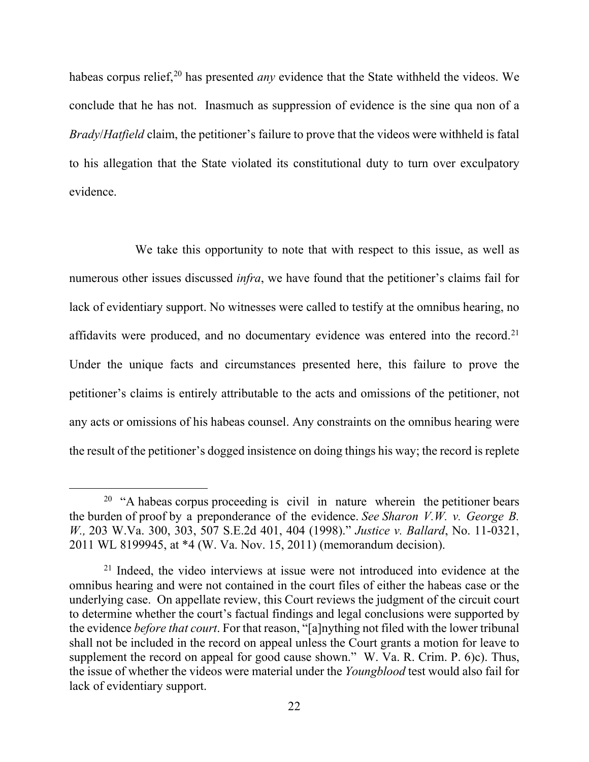habeas corpus relief,[20] has presented *any* evidence that the State withheld the videos. We conclude that he has not. Inasmuch as suppression of evidence is the sine qua non of a *Brady*/*Hatfield* claim, the petitioner's failure to prove that the videos were withheld is fatal to his allegation that the State violated its constitutional duty to turn over exculpatory evidence.

We take this opportunity to note that with respect to this issue, as well as numerous other issues discussed *infra*, we have found that the petitioner's claims fail for lack of evidentiary support. No witnesses were called to testify at the omnibus hearing, no affidavits were produced, and no documentary evidence was entered into the record.[21] Under the unique facts and circumstances presented here, this failure to prove the petitioner's claims is entirely attributable to the acts and omissions of the petitioner, not any acts or omissions of his habeas counsel. Any constraints on the omnibus hearing were the result of the petitioner's dogged insistence on doing things his way; the record is replete

---

[20] "A habeas corpus proceeding is civil in nature wherein the petitioner bears the burden of proof by a preponderance of the evidence. *See Sharon V.W. v. George B. W.,* 203 W.Va. 300, 303, 507 S.E.2d 401, 404 (1998)." *Justice v. Ballard*, No. 11-0321, 2011 WL 8199945, at *4 (W. Va. Nov. 15, 2011) (memorandum decision).

[21] Indeed, the video interviews at issue were not introduced into evidence at the omnibus hearing and were not contained in the court files of either the habeas case or the underlying case. On appellate review, this Court reviews the judgment of the circuit court to determine whether the court's factual findings and legal conclusions were supported by the evidence *before that court*. For that reason, "[a]nything not filed with the lower tribunal shall not be included in the record on appeal unless the Court grants a motion for leave to supplement the record on appeal for good cause shown." W. Va. R. Crim. P. 6)c). Thus, the issue of whether the videos were material under the *Youngblood* test would also fail for lack of evidentiary support.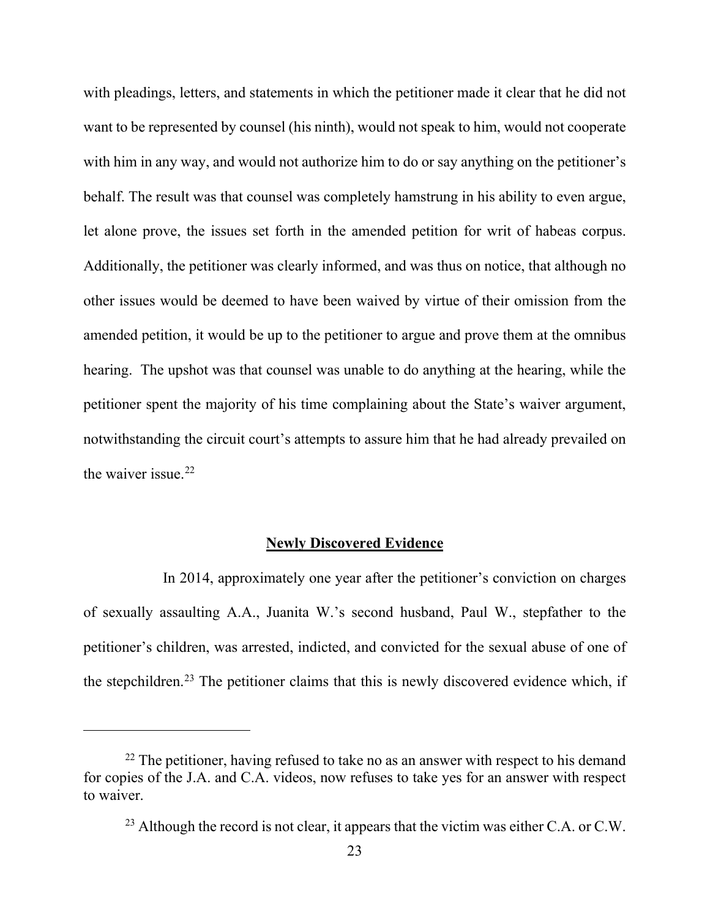with pleadings, letters, and statements in which the petitioner made it clear that he did not want to be represented by counsel (his ninth), would not speak to him, would not cooperate with him in any way, and would not authorize him to do or say anything on the petitioner's behalf. The result was that counsel was completely hamstrung in his ability to even argue, let alone prove, the issues set forth in the amended petition for writ of habeas corpus. Additionally, the petitioner was clearly informed, and was thus on notice, that although no other issues would be deemed to have been waived by virtue of their omission from the amended petition, it would be up to the petitioner to argue and prove them at the omnibus hearing. The upshot was that counsel was unable to do anything at the hearing, while the petitioner spent the majority of his time complaining about the State's waiver argument, notwithstanding the circuit court's attempts to assure him that he had already prevailed on the waiver issue.[22]

## **Newly Discovered Evidence**

In 2014, approximately one year after the petitioner's conviction on charges of sexually assaulting A.A., Juanita W.'s second husband, Paul W., stepfather to the petitioner's children, was arrested, indicted, and convicted for the sexual abuse of one of the stepchildren.[23] The petitioner claims that this is newly discovered evidence which, if

---

[22] The petitioner, having refused to take no as an answer with respect to his demand for copies of the J.A. and C.A. videos, now refuses to take yes for an answer with respect to waiver.

[23] Although the record is not clear, it appears that the victim was either C.A. or C.W.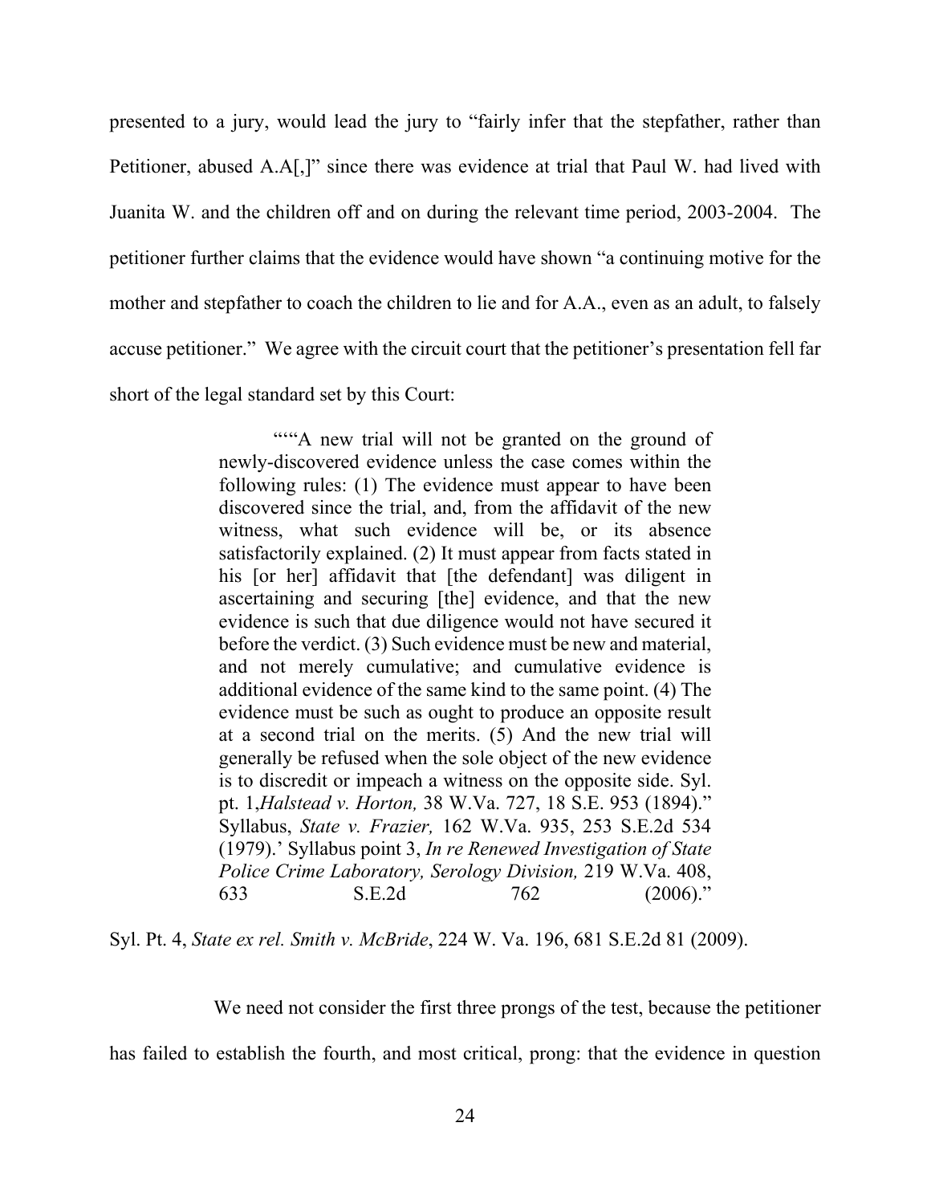presented to a jury, would lead the jury to "fairly infer that the stepfather, rather than Petitioner, abused A.A[,]" since there was evidence at trial that Paul W. had lived with Juanita W. and the children off and on during the relevant time period, 2003-2004. The petitioner further claims that the evidence would have shown "a continuing motive for the mother and stepfather to coach the children to lie and for A.A., even as an adult, to falsely accuse petitioner." We agree with the circuit court that the petitioner's presentation fell far short of the legal standard set by this Court:

> "'"A new trial will not be granted on the ground of newly-discovered evidence unless the case comes within the following rules: (1) The evidence must appear to have been discovered since the trial, and, from the affidavit of the new witness, what such evidence will be, or its absence satisfactorily explained. (2) It must appear from facts stated in his [or her] affidavit that [the defendant] was diligent in ascertaining and securing [the] evidence, and that the new evidence is such that due diligence would not have secured it before the verdict. (3) Such evidence must be new and material, and not merely cumulative; and cumulative evidence is additional evidence of the same kind to the same point. (4) The evidence must be such as ought to produce an opposite result at a second trial on the merits. (5) And the new trial will generally be refused when the sole object of the new evidence is to discredit or impeach a witness on the opposite side. Syl. pt. 1, *Halstead v. Horton,* 38 W.Va. 727, 18 S.E. 953 (1894)." Syllabus, *State v. Frazier,* 162 W.Va. 935, 253 S.E.2d 534 (1979).' Syllabus point 3, *In re Renewed Investigation of State Police Crime Laboratory, Serology Division,* 219 W.Va. 408, 633 S.E.2d 762 (2006)."

Syl. Pt. 4, *State ex rel. Smith v. McBride*, 224 W. Va. 196, 681 S.E.2d 81 (2009).

We need not consider the first three prongs of the test, because the petitioner has failed to establish the fourth, and most critical, prong: that the evidence in question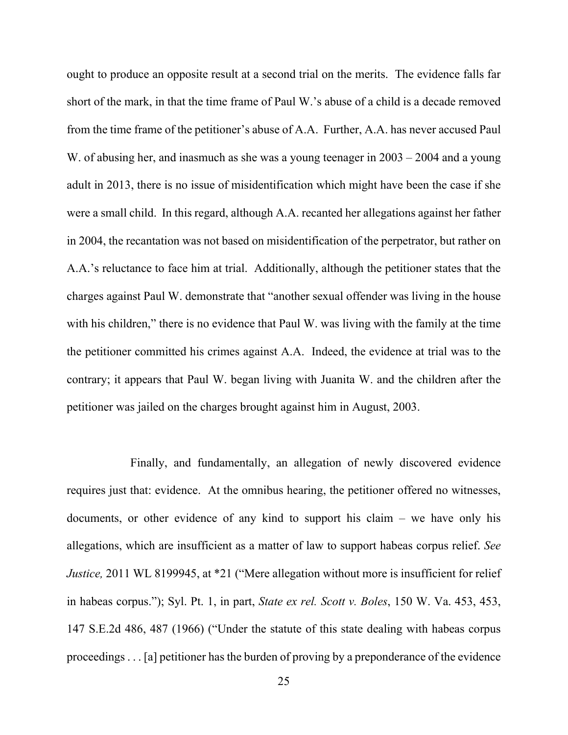ought to produce an opposite result at a second trial on the merits. The evidence falls far short of the mark, in that the time frame of Paul W.'s abuse of a child is a decade removed from the time frame of the petitioner's abuse of A.A. Further, A.A. has never accused Paul W. of abusing her, and inasmuch as she was a young teenager in 2003 – 2004 and a young adult in 2013, there is no issue of misidentification which might have been the case if she were a small child. In this regard, although A.A. recanted her allegations against her father in 2004, the recantation was not based on misidentification of the perpetrator, but rather on A.A.'s reluctance to face him at trial. Additionally, although the petitioner states that the charges against Paul W. demonstrate that "another sexual offender was living in the house with his children," there is no evidence that Paul W. was living with the family at the time the petitioner committed his crimes against A.A. Indeed, the evidence at trial was to the contrary; it appears that Paul W. began living with Juanita W. and the children after the petitioner was jailed on the charges brought against him in August, 2003.

Finally, and fundamentally, an allegation of newly discovered evidence requires just that: evidence. At the omnibus hearing, the petitioner offered no witnesses, documents, or other evidence of any kind to support his claim – we have only his allegations, which are insufficient as a matter of law to support habeas corpus relief. *See Justice,* 2011 WL 8199945, at *21 ("Mere allegation without more is insufficient for relief in habeas corpus."); Syl. Pt. 1, in part, *State ex rel. Scott v. Boles*, 150 W. Va. 453, 453, 147 S.E.2d 486, 487 (1966) ("Under the statute of this state dealing with habeas corpus proceedings . . . [a] petitioner has the burden of proving by a preponderance of the evidence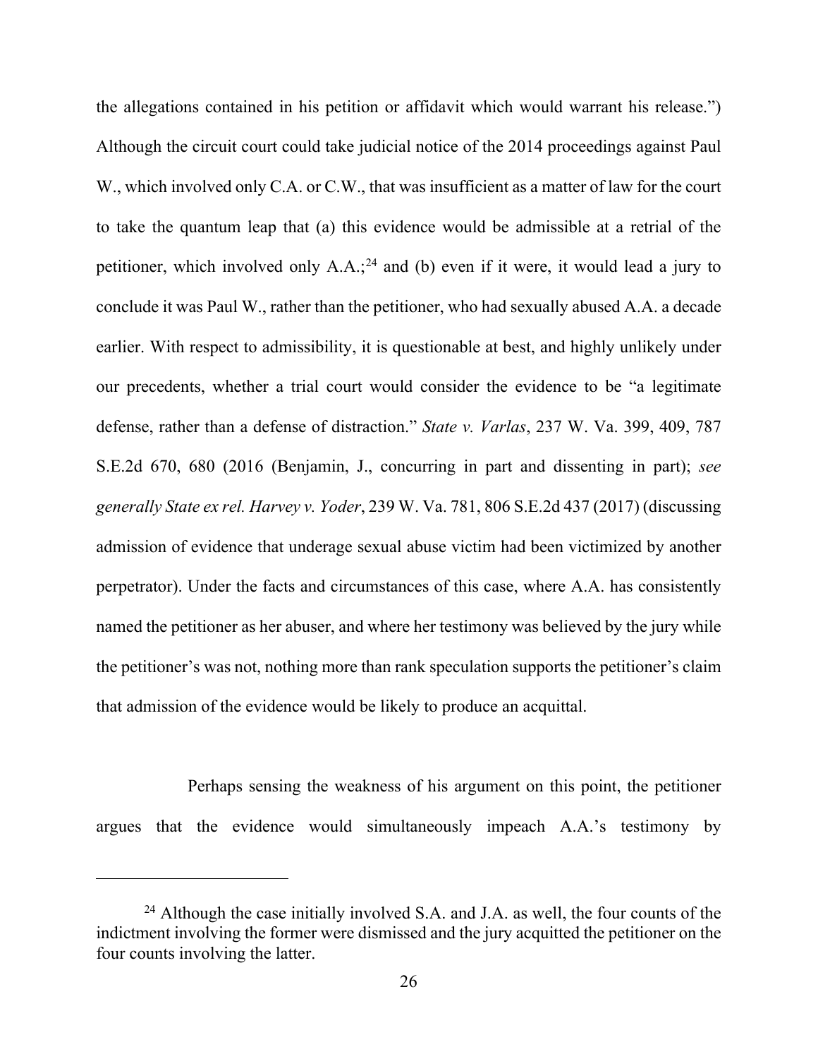the allegations contained in his petition or affidavit which would warrant his release.") Although the circuit court could take judicial notice of the 2014 proceedings against Paul W., which involved only C.A. or C.W., that was insufficient as a matter of law for the court to take the quantum leap that (a) this evidence would be admissible at a retrial of the petitioner, which involved only A.A.;[24] and (b) even if it were, it would lead a jury to conclude it was Paul W., rather than the petitioner, who had sexually abused A.A. a decade earlier. With respect to admissibility, it is questionable at best, and highly unlikely under our precedents, whether a trial court would consider the evidence to be "a legitimate defense, rather than a defense of distraction." *State v. Varlas*, 237 W. Va. 399, 409, 787 S.E.2d 670, 680 (2016 (Benjamin, J., concurring in part and dissenting in part); *see generally State ex rel. Harvey v. Yoder*, 239 W. Va. 781, 806 S.E.2d 437 (2017) (discussing admission of evidence that underage sexual abuse victim had been victimized by another perpetrator). Under the facts and circumstances of this case, where A.A. has consistently named the petitioner as her abuser, and where her testimony was believed by the jury while the petitioner's was not, nothing more than rank speculation supports the petitioner's claim that admission of the evidence would be likely to produce an acquittal.

Perhaps sensing the weakness of his argument on this point, the petitioner argues that the evidence would simultaneously impeach A.A.'s testimony by

---

[24] Although the case initially involved S.A. and J.A. as well, the four counts of the indictment involving the former were dismissed and the jury acquitted the petitioner on the four counts involving the latter.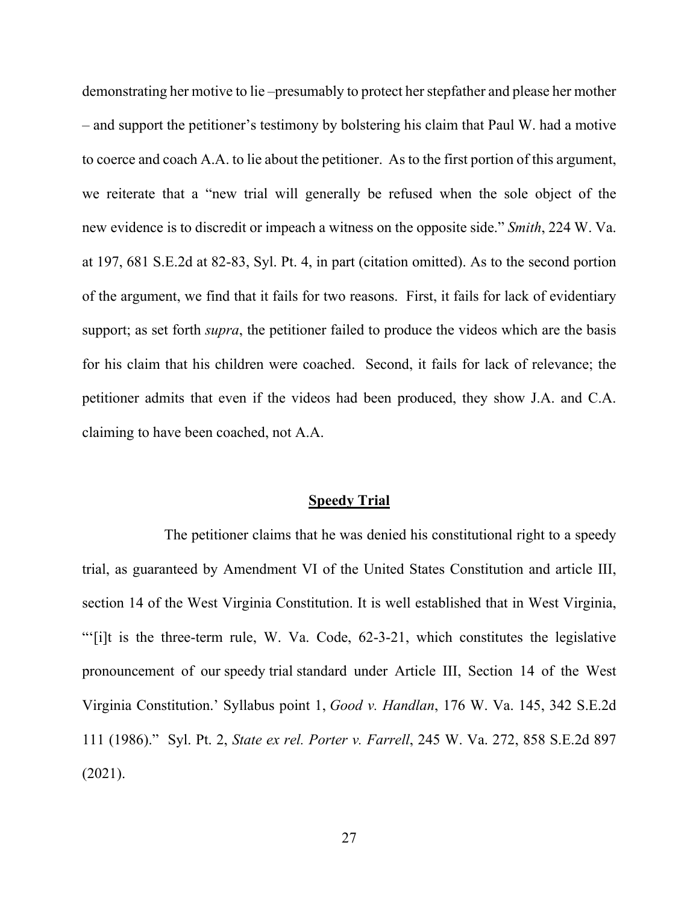demonstrating her motive to lie –presumably to protect her stepfather and please her mother – and support the petitioner's testimony by bolstering his claim that Paul W. had a motive to coerce and coach A.A. to lie about the petitioner. As to the first portion of this argument, we reiterate that a "new trial will generally be refused when the sole object of the new evidence is to discredit or impeach a witness on the opposite side." *Smith*, 224 W. Va. at 197, 681 S.E.2d at 82-83, Syl. Pt. 4, in part (citation omitted). As to the second portion of the argument, we find that it fails for two reasons. First, it fails for lack of evidentiary support; as set forth *supra*, the petitioner failed to produce the videos which are the basis for his claim that his children were coached. Second, it fails for lack of relevance; the petitioner admits that even if the videos had been produced, they show J.A. and C.A. claiming to have been coached, not A.A.

## Speedy Trial

The petitioner claims that he was denied his constitutional right to a speedy trial, as guaranteed by Amendment VI of the United States Constitution and article III, section 14 of the West Virginia Constitution. It is well established that in West Virginia, "'[i]t is the three-term rule, W. Va. Code, 62-3-21, which constitutes the legislative pronouncement of our speedy trial standard under Article III, Section 14 of the West Virginia Constitution.' Syllabus point 1, *Good v. Handlan*, 176 W. Va. 145, 342 S.E.2d 111 (1986)." Syl. Pt. 2, *State ex rel. Porter v. Farrell*, 245 W. Va. 272, 858 S.E.2d 897 (2021).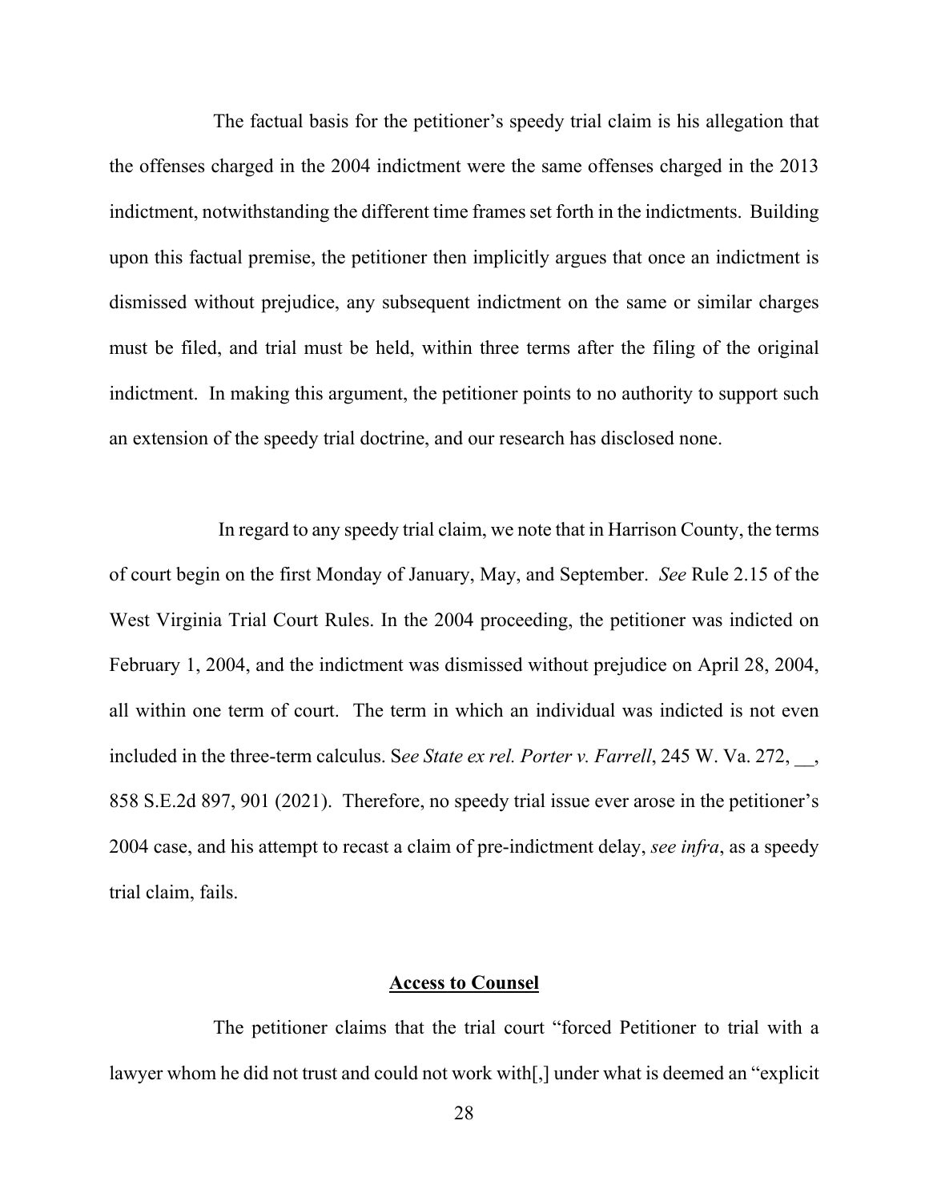The factual basis for the petitioner's speedy trial claim is his allegation that the offenses charged in the 2004 indictment were the same offenses charged in the 2013 indictment, notwithstanding the different time frames set forth in the indictments. Building upon this factual premise, the petitioner then implicitly argues that once an indictment is dismissed without prejudice, any subsequent indictment on the same or similar charges must be filed, and trial must be held, within three terms after the filing of the original indictment. In making this argument, the petitioner points to no authority to support such an extension of the speedy trial doctrine, and our research has disclosed none.

In regard to any speedy trial claim, we note that in Harrison County, the terms of court begin on the first Monday of January, May, and September. *See* Rule 2.15 of the West Virginia Trial Court Rules. In the 2004 proceeding, the petitioner was indicted on February 1, 2004, and the indictment was dismissed without prejudice on April 28, 2004, all within one term of court. The term in which an individual was indicted is not even included in the three-term calculus. S*ee State ex rel. Porter v. Farrell*, 245 W. Va. 272, __, 858 S.E.2d 897, 901 (2021). Therefore, no speedy trial issue ever arose in the petitioner's 2004 case, and his attempt to recast a claim of pre-indictment delay, *see infra*, as a speedy trial claim, fails.

## Access to Counsel

The petitioner claims that the trial court "forced Petitioner to trial with a lawyer whom he did not trust and could not work with[,] under what is deemed an "explicit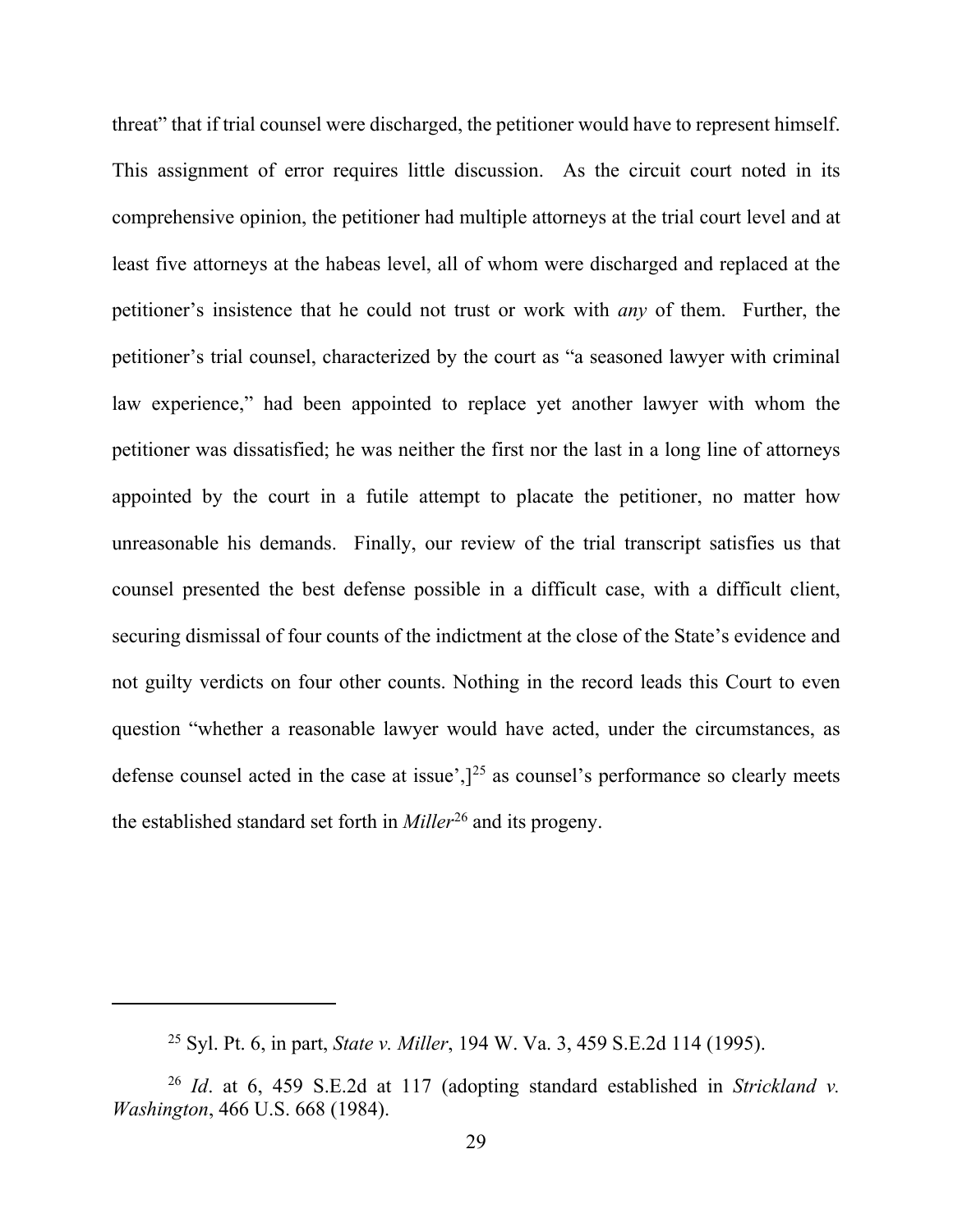threat" that if trial counsel were discharged, the petitioner would have to represent himself. This assignment of error requires little discussion. As the circuit court noted in its comprehensive opinion, the petitioner had multiple attorneys at the trial court level and at least five attorneys at the habeas level, all of whom were discharged and replaced at the petitioner's insistence that he could not trust or work with *any* of them. Further, the petitioner's trial counsel, characterized by the court as "a seasoned lawyer with criminal law experience," had been appointed to replace yet another lawyer with whom the petitioner was dissatisfied; he was neither the first nor the last in a long line of attorneys appointed by the court in a futile attempt to placate the petitioner, no matter how unreasonable his demands. Finally, our review of the trial transcript satisfies us that counsel presented the best defense possible in a difficult case, with a difficult client, securing dismissal of four counts of the indictment at the close of the State's evidence and not guilty verdicts on four other counts. Nothing in the record leads this Court to even question "whether a reasonable lawyer would have acted, under the circumstances, as defense counsel acted in the case at issue',][25] as counsel's performance so clearly meets the established standard set forth in *Miller*[26] and its progeny.

---

[25] Syl. Pt. 6, in part, *State v. Miller*, 194 W. Va. 3, 459 S.E.2d 114 (1995).

[26] *Id*. at 6, 459 S.E.2d at 117 (adopting standard established in *Strickland v. Washington*, 466 U.S. 668 (1984).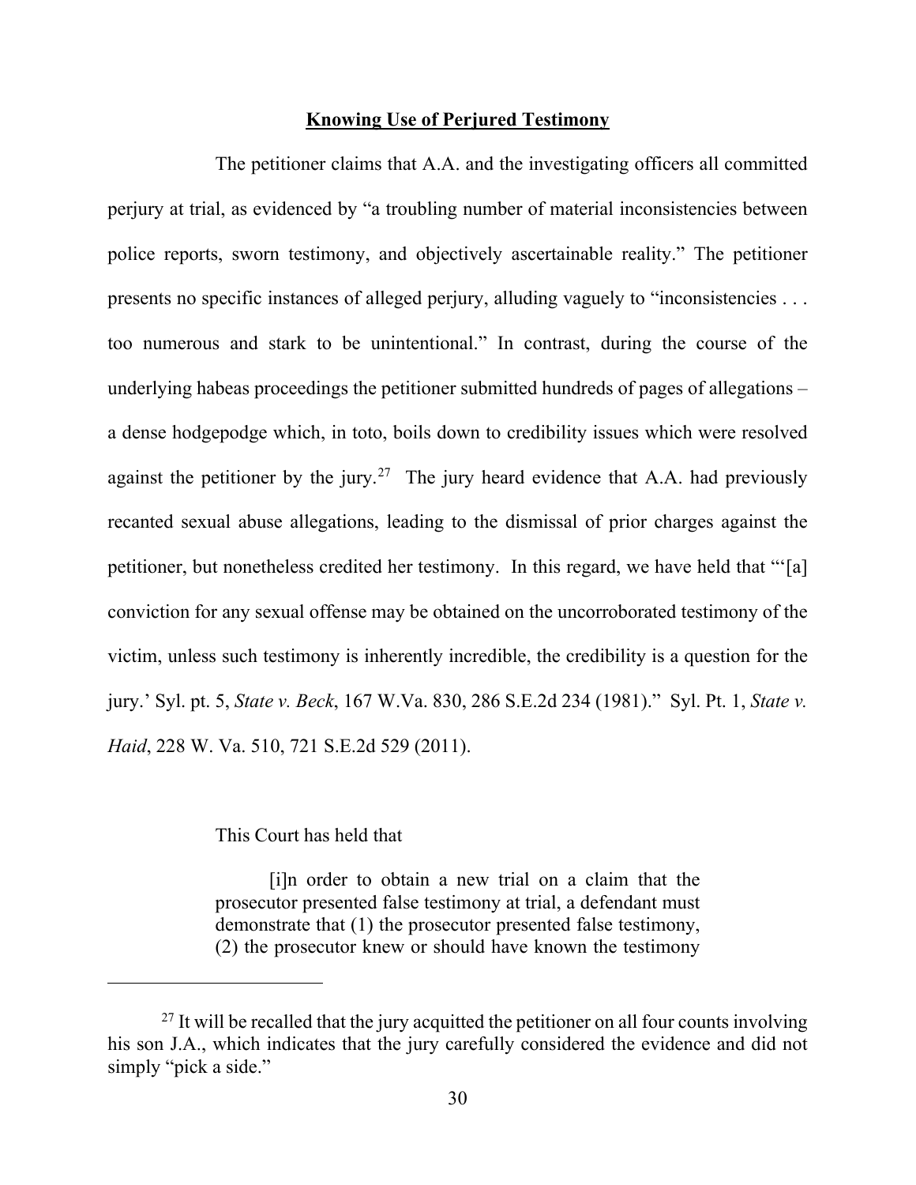**Knowing Use of Perjured Testimony**

The petitioner claims that A.A. and the investigating officers all committed perjury at trial, as evidenced by "a troubling number of material inconsistencies between police reports, sworn testimony, and objectively ascertainable reality." The petitioner presents no specific instances of alleged perjury, alluding vaguely to "inconsistencies . . . too numerous and stark to be unintentional." In contrast, during the course of the underlying habeas proceedings the petitioner submitted hundreds of pages of allegations – a dense hodgepodge which, in toto, boils down to credibility issues which were resolved against the petitioner by the jury.[27] The jury heard evidence that A.A. had previously recanted sexual abuse allegations, leading to the dismissal of prior charges against the petitioner, but nonetheless credited her testimony. In this regard, we have held that "'[a] conviction for any sexual offense may be obtained on the uncorroborated testimony of the victim, unless such testimony is inherently incredible, the credibility is a question for the jury.' Syl. pt. 5, *State v. Beck*, 167 W.Va. 830, 286 S.E.2d 234 (1981)." Syl. Pt. 1, *State v. Haid*, 228 W. Va. 510, 721 S.E.2d 529 (2011).

This Court has held that

> [i]n order to obtain a new trial on a claim that the prosecutor presented false testimony at trial, a defendant must demonstrate that (1) the prosecutor presented false testimony, (2) the prosecutor knew or should have known the testimony

[27] It will be recalled that the jury acquitted the petitioner on all four counts involving his son J.A., which indicates that the jury carefully considered the evidence and did not simply "pick a side."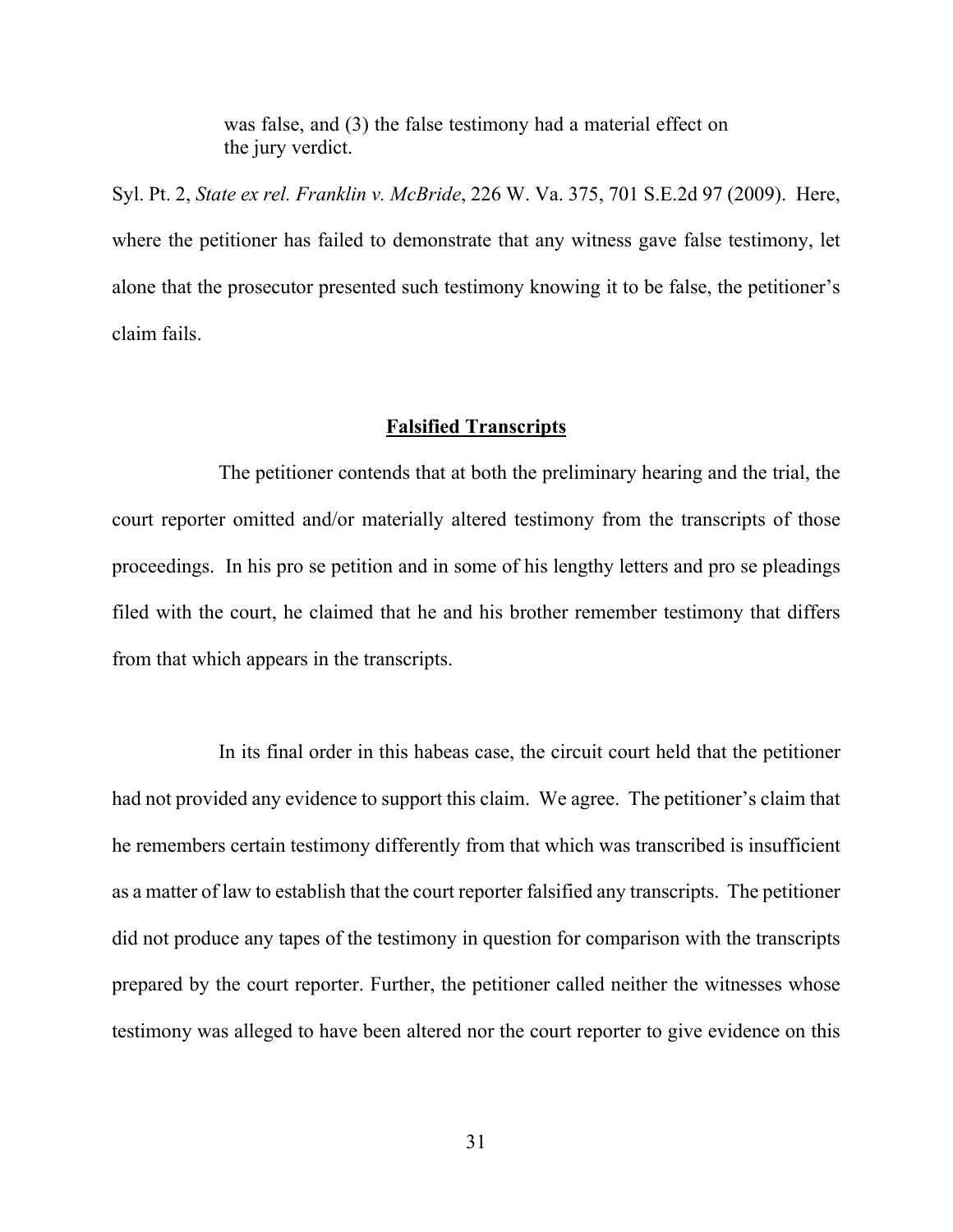> was false, and (3) the false testimony had a material effect on the jury verdict.

Syl. Pt. 2, *State ex rel. Franklin v. McBride*, 226 W. Va. 375, 701 S.E.2d 97 (2009). Here, where the petitioner has failed to demonstrate that any witness gave false testimony, let alone that the prosecutor presented such testimony knowing it to be false, the petitioner's claim fails.

## **Falsified Transcripts**

The petitioner contends that at both the preliminary hearing and the trial, the court reporter omitted and/or materially altered testimony from the transcripts of those proceedings. In his pro se petition and in some of his lengthy letters and pro se pleadings filed with the court, he claimed that he and his brother remember testimony that differs from that which appears in the transcripts.

In its final order in this habeas case, the circuit court held that the petitioner had not provided any evidence to support this claim. We agree. The petitioner's claim that he remembers certain testimony differently from that which was transcribed is insufficient as a matter of law to establish that the court reporter falsified any transcripts. The petitioner did not produce any tapes of the testimony in question for comparison with the transcripts prepared by the court reporter. Further, the petitioner called neither the witnesses whose testimony was alleged to have been altered nor the court reporter to give evidence on this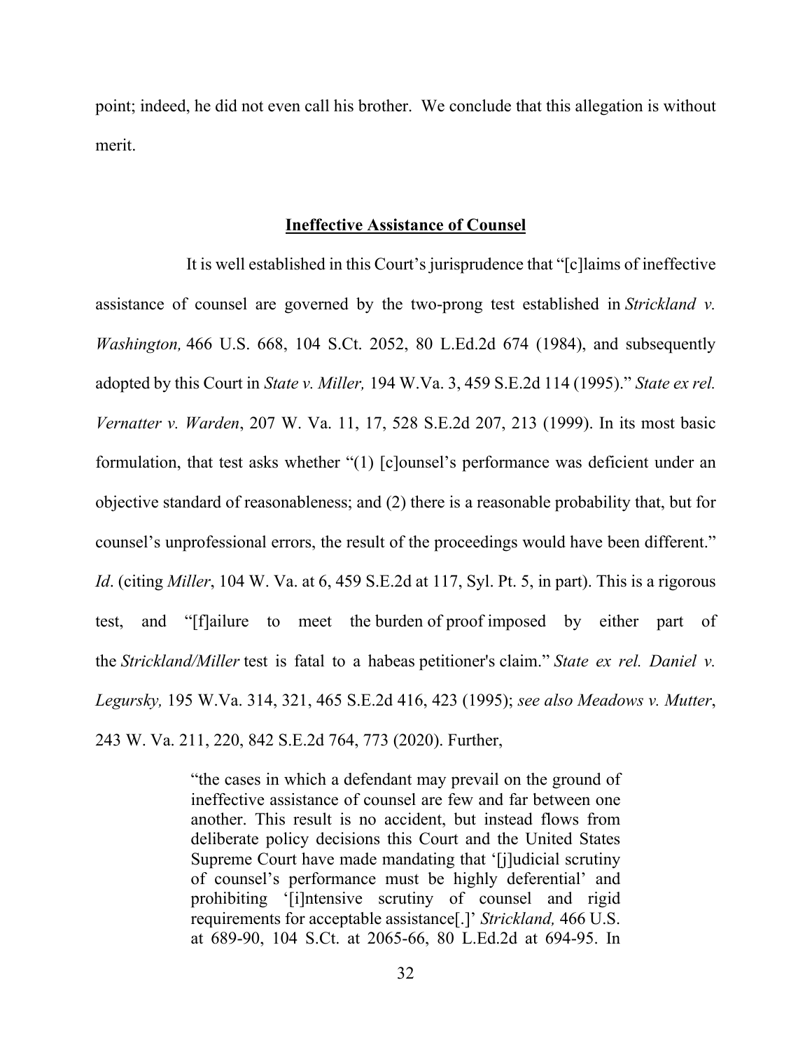point; indeed, he did not even call his brother. We conclude that this allegation is without merit.

## **Ineffective Assistance of Counsel**

It is well established in this Court's jurisprudence that "[c]laims of ineffective assistance of counsel are governed by the two-prong test established in *Strickland v. Washington,* 466 U.S. 668, 104 S.Ct. 2052, 80 L.Ed.2d 674 (1984), and subsequently adopted by this Court in *State v. Miller,* 194 W.Va. 3, 459 S.E.2d 114 (1995)." *State ex rel. Vernatter v. Warden*, 207 W. Va. 11, 17, 528 S.E.2d 207, 213 (1999). In its most basic formulation, that test asks whether "(1) [c]ounsel's performance was deficient under an objective standard of reasonableness; and (2) there is a reasonable probability that, but for counsel's unprofessional errors, the result of the proceedings would have been different." *Id*. (citing *Miller*, 104 W. Va. at 6, 459 S.E.2d at 117, Syl. Pt. 5, in part). This is a rigorous test, and "[f]ailure to meet the burden of proof imposed by either part of the *Strickland/Miller* test is fatal to a habeas petitioner's claim." *State ex rel. Daniel v. Legursky,* 195 W.Va. 314, 321, 465 S.E.2d 416, 423 (1995); *see also Meadows v. Mutter*, 243 W. Va. 211, 220, 842 S.E.2d 764, 773 (2020). Further,

> "the cases in which a defendant may prevail on the ground of ineffective assistance of counsel are few and far between one another. This result is no accident, but instead flows from deliberate policy decisions this Court and the United States Supreme Court have made mandating that '[j]udicial scrutiny of counsel's performance must be highly deferential' and prohibiting '[i]ntensive scrutiny of counsel and rigid requirements for acceptable assistance[.]' *Strickland,* 466 U.S. at 689-90, 104 S.Ct. at 2065-66, 80 L.Ed.2d at 694-95. In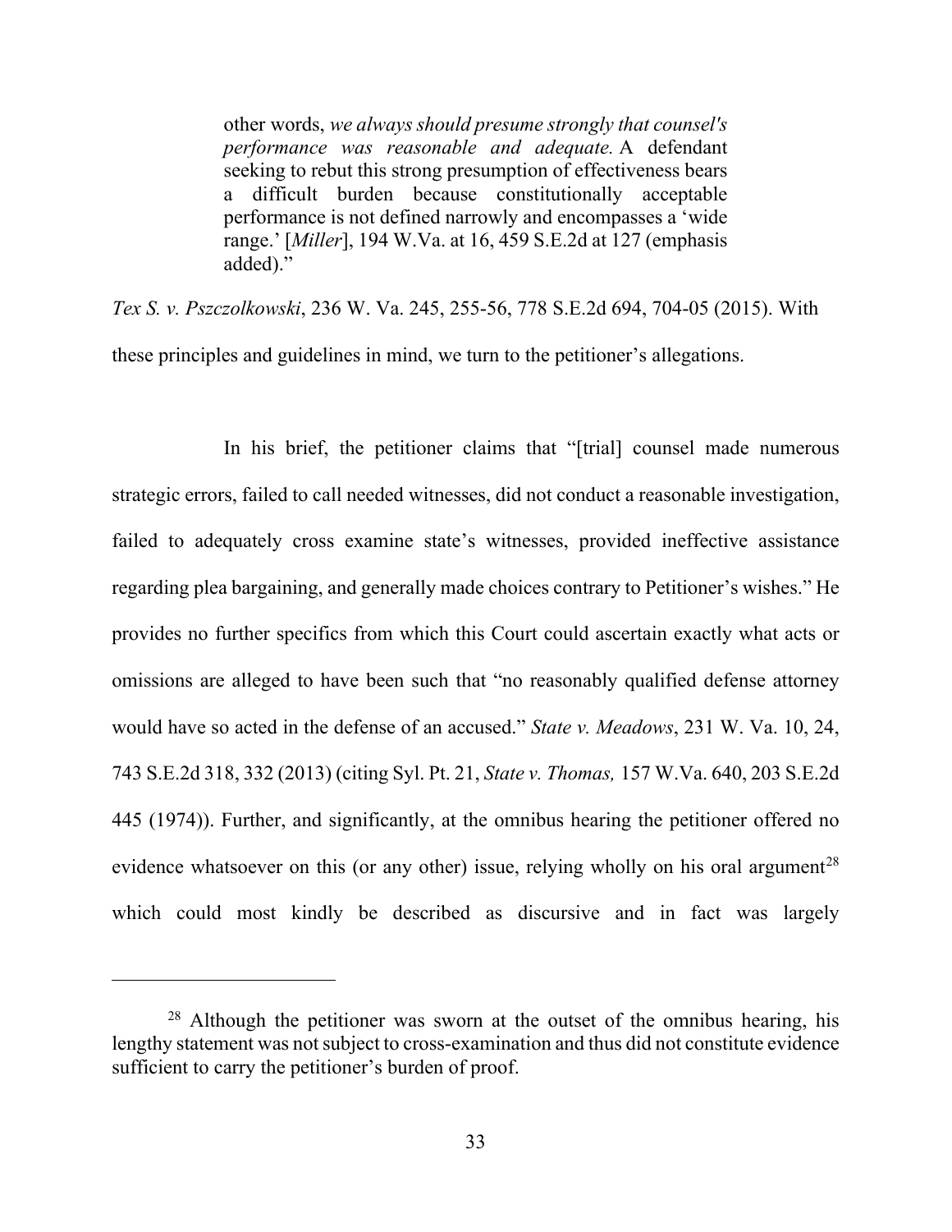> other words, *we always should presume strongly that counsel's performance was reasonable and adequate.* A defendant seeking to rebut this strong presumption of effectiveness bears a difficult burden because constitutionally acceptable performance is not defined narrowly and encompasses a 'wide range.' [*Miller*], 194 W.Va. at 16, 459 S.E.2d at 127 (emphasis added)."

*Tex S. v. Pszczolkowski*, 236 W. Va. 245, 255-56, 778 S.E.2d 694, 704-05 (2015). With these principles and guidelines in mind, we turn to the petitioner's allegations.

In his brief, the petitioner claims that "[trial] counsel made numerous strategic errors, failed to call needed witnesses, did not conduct a reasonable investigation, failed to adequately cross examine state's witnesses, provided ineffective assistance regarding plea bargaining, and generally made choices contrary to Petitioner's wishes." He provides no further specifics from which this Court could ascertain exactly what acts or omissions are alleged to have been such that "no reasonably qualified defense attorney would have so acted in the defense of an accused." *State v. Meadows*, 231 W. Va. 10, 24, 743 S.E.2d 318, 332 (2013) (citing Syl. Pt. 21, *State v. Thomas,* 157 W.Va. 640, 203 S.E.2d 445 (1974)). Further, and significantly, at the omnibus hearing the petitioner offered no evidence whatsoever on this (or any other) issue, relying wholly on his oral argument[28] which could most kindly be described as discursive and in fact was largely

---

[28] Although the petitioner was sworn at the outset of the omnibus hearing, his lengthy statement was not subject to cross-examination and thus did not constitute evidence sufficient to carry the petitioner's burden of proof.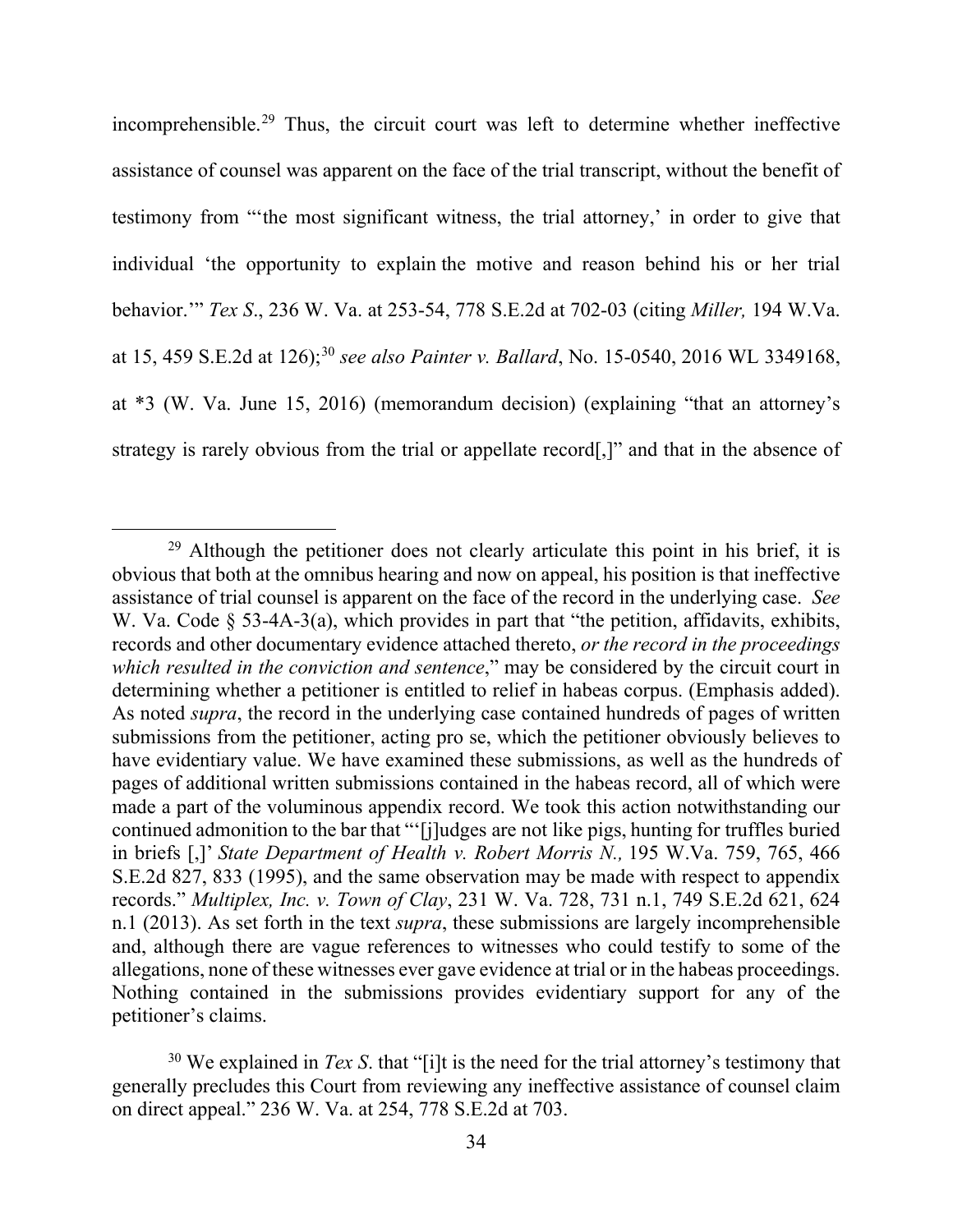incomprehensible.[29] Thus, the circuit court was left to determine whether ineffective assistance of counsel was apparent on the face of the trial transcript, without the benefit of testimony from "'the most significant witness, the trial attorney,' in order to give that individual 'the opportunity to explain the motive and reason behind his or her trial behavior.'" *Tex S*., 236 W. Va. at 253-54, 778 S.E.2d at 702-03 (citing *Miller,* 194 W.Va. at 15, 459 S.E.2d at 126);[30] *see also Painter v. Ballard*, No. 15-0540, 2016 WL 3349168, at *3 (W. Va. June 15, 2016) (memorandum decision) (explaining "that an attorney's strategy is rarely obvious from the trial or appellate record[,]" and that in the absence of

---

[29] Although the petitioner does not clearly articulate this point in his brief, it is obvious that both at the omnibus hearing and now on appeal, his position is that ineffective assistance of trial counsel is apparent on the face of the record in the underlying case. *See* W. Va. Code § 53-4A-3(a), which provides in part that "the petition, affidavits, exhibits, records and other documentary evidence attached thereto, *or the record in the proceedings which resulted in the conviction and sentence*," may be considered by the circuit court in determining whether a petitioner is entitled to relief in habeas corpus. (Emphasis added). As noted *supra*, the record in the underlying case contained hundreds of pages of written submissions from the petitioner, acting pro se, which the petitioner obviously believes to have evidentiary value. We have examined these submissions, as well as the hundreds of pages of additional written submissions contained in the habeas record, all of which were made a part of the voluminous appendix record. We took this action notwithstanding our continued admonition to the bar that "'[j]udges are not like pigs, hunting for truffles buried in briefs [,]' *State Department of Health v. Robert Morris N.,* 195 W.Va. 759, 765, 466 S.E.2d 827, 833 (1995), and the same observation may be made with respect to appendix records." *Multiplex, Inc. v. Town of Clay*, 231 W. Va. 728, 731 n.1, 749 S.E.2d 621, 624 n.1 (2013). As set forth in the text *supra*, these submissions are largely incomprehensible and, although there are vague references to witnesses who could testify to some of the allegations, none of these witnesses ever gave evidence at trial or in the habeas proceedings. Nothing contained in the submissions provides evidentiary support for any of the petitioner's claims.

[30] We explained in *Tex S*. that "[i]t is the need for the trial attorney's testimony that generally precludes this Court from reviewing any ineffective assistance of counsel claim on direct appeal." 236 W. Va. at 254, 778 S.E.2d at 703.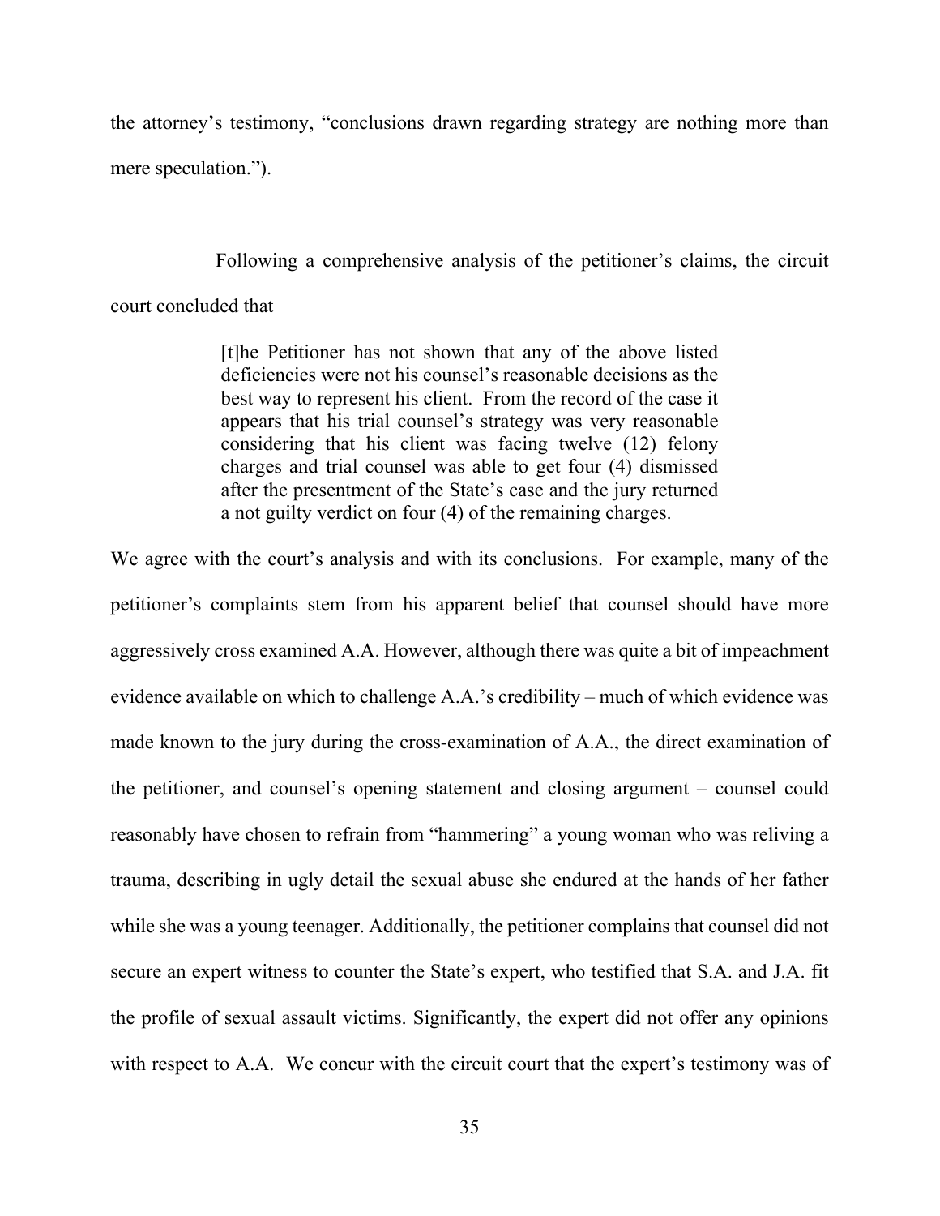the attorney's testimony, "conclusions drawn regarding strategy are nothing more than mere speculation.").

Following a comprehensive analysis of the petitioner's claims, the circuit court concluded that

> [t]he Petitioner has not shown that any of the above listed deficiencies were not his counsel's reasonable decisions as the best way to represent his client. From the record of the case it appears that his trial counsel's strategy was very reasonable considering that his client was facing twelve (12) felony charges and trial counsel was able to get four (4) dismissed after the presentment of the State's case and the jury returned a not guilty verdict on four (4) of the remaining charges.

We agree with the court's analysis and with its conclusions. For example, many of the petitioner's complaints stem from his apparent belief that counsel should have more aggressively cross examined A.A. However, although there was quite a bit of impeachment evidence available on which to challenge A.A.'s credibility – much of which evidence was made known to the jury during the cross-examination of A.A., the direct examination of the petitioner, and counsel's opening statement and closing argument – counsel could reasonably have chosen to refrain from "hammering" a young woman who was reliving a trauma, describing in ugly detail the sexual abuse she endured at the hands of her father while she was a young teenager. Additionally, the petitioner complains that counsel did not secure an expert witness to counter the State's expert, who testified that S.A. and J.A. fit the profile of sexual assault victims. Significantly, the expert did not offer any opinions with respect to A.A. We concur with the circuit court that the expert's testimony was of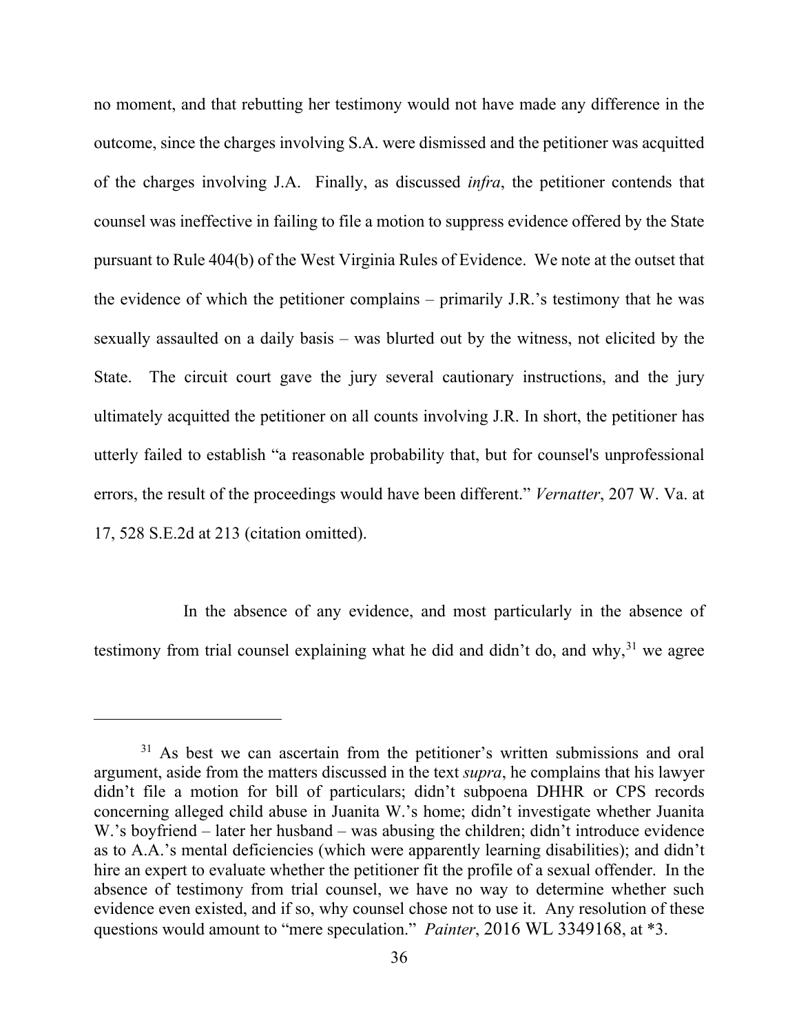no moment, and that rebutting her testimony would not have made any difference in the outcome, since the charges involving S.A. were dismissed and the petitioner was acquitted of the charges involving J.A. Finally, as discussed *infra*, the petitioner contends that counsel was ineffective in failing to file a motion to suppress evidence offered by the State pursuant to Rule 404(b) of the West Virginia Rules of Evidence. We note at the outset that the evidence of which the petitioner complains – primarily J.R.'s testimony that he was sexually assaulted on a daily basis – was blurted out by the witness, not elicited by the State. The circuit court gave the jury several cautionary instructions, and the jury ultimately acquitted the petitioner on all counts involving J.R. In short, the petitioner has utterly failed to establish "a reasonable probability that, but for counsel's unprofessional errors, the result of the proceedings would have been different." *Vernatter*, 207 W. Va. at 17, 528 S.E.2d at 213 (citation omitted).

In the absence of any evidence, and most particularly in the absence of testimony from trial counsel explaining what he did and didn't do, and why,[31] we agree

---

[31] As best we can ascertain from the petitioner's written submissions and oral argument, aside from the matters discussed in the text *supra*, he complains that his lawyer didn't file a motion for bill of particulars; didn't subpoena DHHR or CPS records concerning alleged child abuse in Juanita W.'s home; didn't investigate whether Juanita W.'s boyfriend – later her husband – was abusing the children; didn't introduce evidence as to A.A.'s mental deficiencies (which were apparently learning disabilities); and didn't hire an expert to evaluate whether the petitioner fit the profile of a sexual offender. In the absence of testimony from trial counsel, we have no way to determine whether such evidence even existed, and if so, why counsel chose not to use it. Any resolution of these questions would amount to "mere speculation." *Painter*, 2016 WL 3349168, at *3.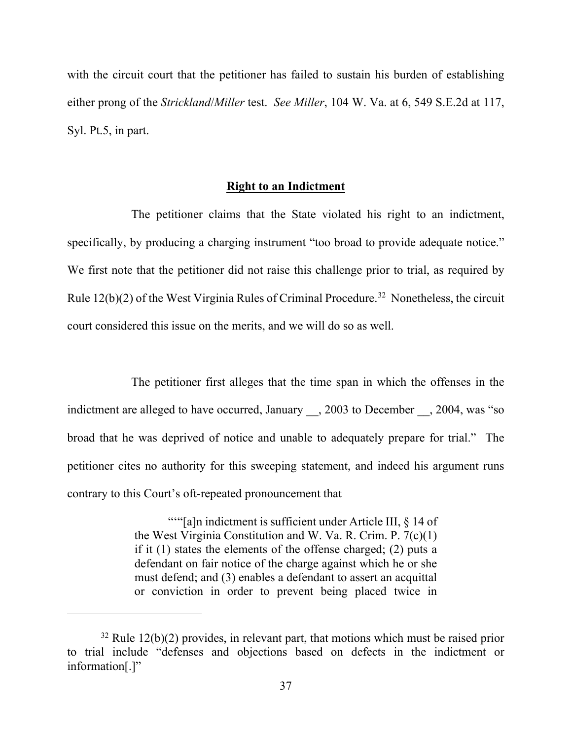with the circuit court that the petitioner has failed to sustain his burden of establishing either prong of the *Strickland*/*Miller* test. *See Miller*, 104 W. Va. at 6, 549 S.E.2d at 117, Syl. Pt.5, in part.

## **Right to an Indictment**

The petitioner claims that the State violated his right to an indictment, specifically, by producing a charging instrument "too broad to provide adequate notice." We first note that the petitioner did not raise this challenge prior to trial, as required by Rule 12(b)(2) of the West Virginia Rules of Criminal Procedure.[32] Nonetheless, the circuit court considered this issue on the merits, and we will do so as well.

The petitioner first alleges that the time span in which the offenses in the indictment are alleged to have occurred, January __, 2003 to December __, 2004, was "so broad that he was deprived of notice and unable to adequately prepare for trial." The petitioner cites no authority for this sweeping statement, and indeed his argument runs contrary to this Court's oft-repeated pronouncement that

> """[a]n indictment is sufficient under Article III, § 14 of the West Virginia Constitution and W. Va. R. Crim. P. 7(c)(1) if it (1) states the elements of the offense charged; (2) puts a defendant on fair notice of the charge against which he or she must defend; and (3) enables a defendant to assert an acquittal or conviction in order to prevent being placed twice in

[32] Rule 12(b)(2) provides, in relevant part, that motions which must be raised prior to trial include "defenses and objections based on defects in the indictment or information[.]"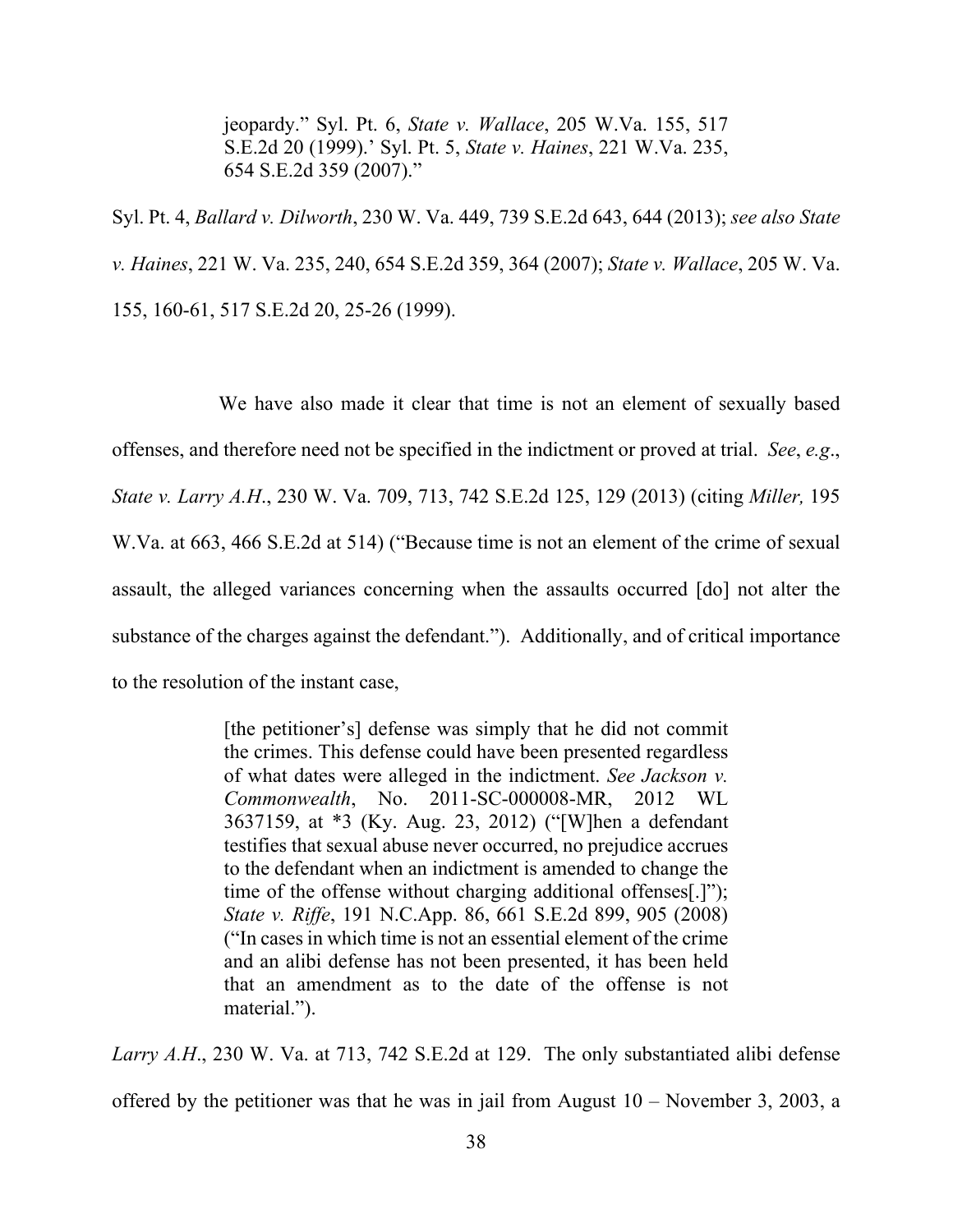> jeopardy." Syl. Pt. 6, *State v. Wallace*, 205 W.Va. 155, 517 S.E.2d 20 (1999).' Syl. Pt. 5, *State v. Haines*, 221 W.Va. 235, 654 S.E.2d 359 (2007)."

Syl. Pt. 4, *Ballard v. Dilworth*, 230 W. Va. 449, 739 S.E.2d 643, 644 (2013); *see also State v. Haines*, 221 W. Va. 235, 240, 654 S.E.2d 359, 364 (2007); *State v. Wallace*, 205 W. Va. 155, 160-61, 517 S.E.2d 20, 25-26 (1999).

We have also made it clear that time is not an element of sexually based offenses, and therefore need not be specified in the indictment or proved at trial. *See*, *e.g*., *State v. Larry A.H*., 230 W. Va. 709, 713, 742 S.E.2d 125, 129 (2013) (citing *Miller,* 195 W.Va. at 663, 466 S.E.2d at 514) ("Because time is not an element of the crime of sexual assault, the alleged variances concerning when the assaults occurred [do] not alter the substance of the charges against the defendant."). Additionally, and of critical importance to the resolution of the instant case,

> [the petitioner's] defense was simply that he did not commit the crimes. This defense could have been presented regardless of what dates were alleged in the indictment. *See Jackson v. Commonwealth*, No. 2011-SC-000008-MR, 2012 WL 3637159, at *3 (Ky. Aug. 23, 2012) ("[W]hen a defendant testifies that sexual abuse never occurred, no prejudice accrues to the defendant when an indictment is amended to change the time of the offense without charging additional offenses[.]"); *State v. Riffe*, 191 N.C.App. 86, 661 S.E.2d 899, 905 (2008) ("In cases in which time is not an essential element of the crime and an alibi defense has not been presented, it has been held that an amendment as to the date of the offense is not material.").

*Larry A.H*., 230 W. Va. at 713, 742 S.E.2d at 129. The only substantiated alibi defense offered by the petitioner was that he was in jail from August 10 – November 3, 2003, a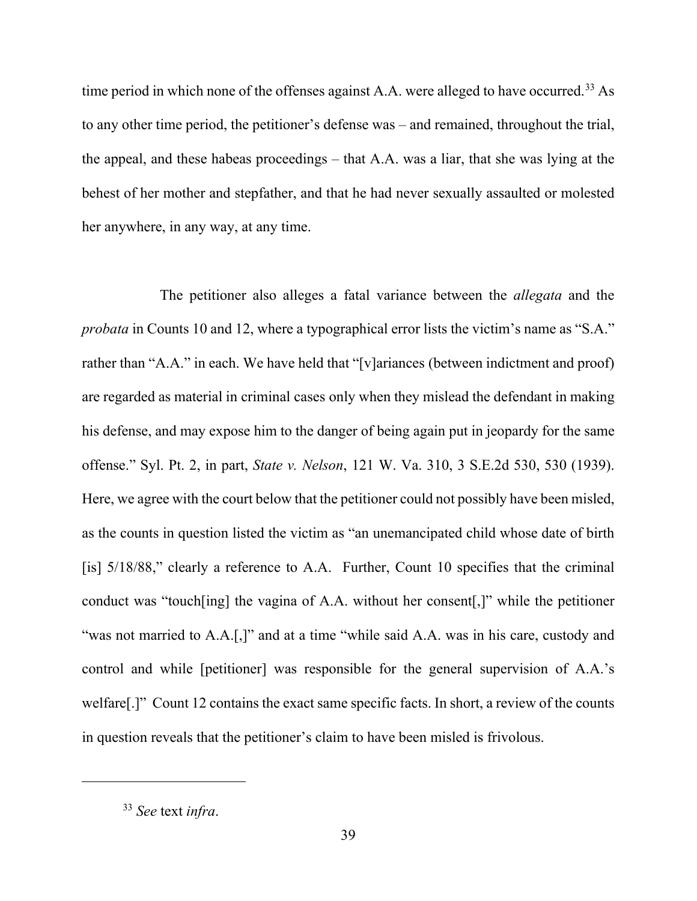time period in which none of the offenses against A.A. were alleged to have occurred.[33] As to any other time period, the petitioner's defense was – and remained, throughout the trial, the appeal, and these habeas proceedings – that A.A. was a liar, that she was lying at the behest of her mother and stepfather, and that he had never sexually assaulted or molested her anywhere, in any way, at any time.

The petitioner also alleges a fatal variance between the *allegata* and the *probata* in Counts 10 and 12, where a typographical error lists the victim's name as "S.A." rather than "A.A." in each. We have held that "[v]ariances (between indictment and proof) are regarded as material in criminal cases only when they mislead the defendant in making his defense, and may expose him to the danger of being again put in jeopardy for the same offense." Syl. Pt. 2, in part, *State v. Nelson*, 121 W. Va. 310, 3 S.E.2d 530, 530 (1939). Here, we agree with the court below that the petitioner could not possibly have been misled, as the counts in question listed the victim as "an unemancipated child whose date of birth [is] 5/18/88," clearly a reference to A.A. Further, Count 10 specifies that the criminal conduct was "touch[ing] the vagina of A.A. without her consent[,]" while the petitioner "was not married to A.A.[,]" and at a time "while said A.A. was in his care, custody and control and while [petitioner] was responsible for the general supervision of A.A.'s welfare[.]" Count 12 contains the exact same specific facts. In short, a review of the counts in question reveals that the petitioner's claim to have been misled is frivolous.

---

[33] *See* text *infra*.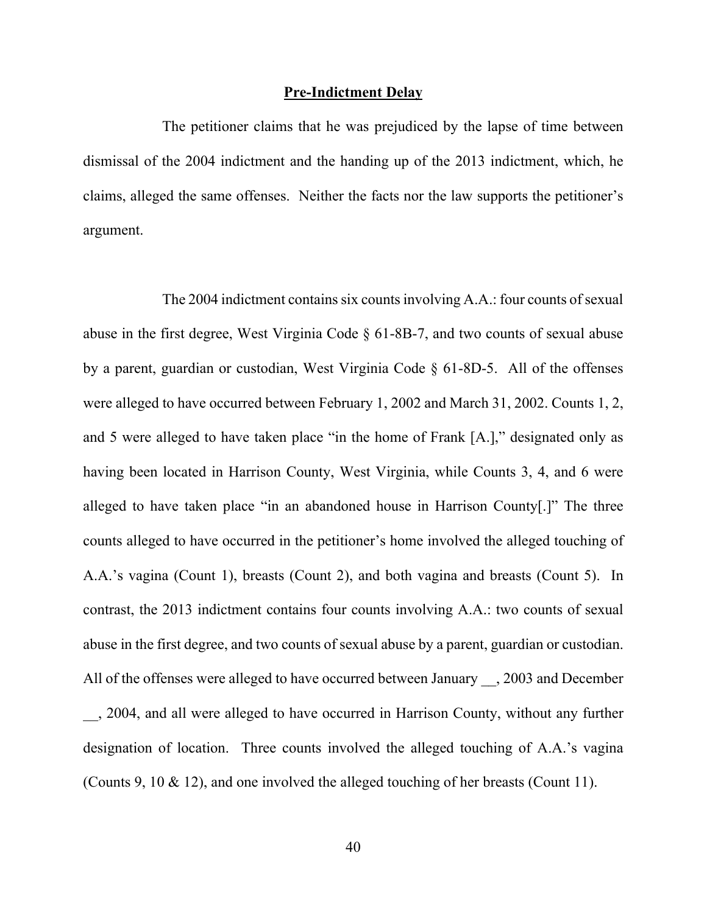## Pre-Indictment Delay

The petitioner claims that he was prejudiced by the lapse of time between dismissal of the 2004 indictment and the handing up of the 2013 indictment, which, he claims, alleged the same offenses. Neither the facts nor the law supports the petitioner's argument.

The 2004 indictment contains six counts involving A.A.: four counts of sexual abuse in the first degree, West Virginia Code § 61-8B-7, and two counts of sexual abuse by a parent, guardian or custodian, West Virginia Code § 61-8D-5. All of the offenses were alleged to have occurred between February 1, 2002 and March 31, 2002. Counts 1, 2, and 5 were alleged to have taken place "in the home of Frank [A.]," designated only as having been located in Harrison County, West Virginia, while Counts 3, 4, and 6 were alleged to have taken place "in an abandoned house in Harrison County[.]" The three counts alleged to have occurred in the petitioner's home involved the alleged touching of A.A.'s vagina (Count 1), breasts (Count 2), and both vagina and breasts (Count 5). In contrast, the 2013 indictment contains four counts involving A.A.: two counts of sexual abuse in the first degree, and two counts of sexual abuse by a parent, guardian or custodian. All of the offenses were alleged to have occurred between January __, 2003 and December __, 2004, and all were alleged to have occurred in Harrison County, without any further designation of location. Three counts involved the alleged touching of A.A.'s vagina (Counts 9, 10 & 12), and one involved the alleged touching of her breasts (Count 11).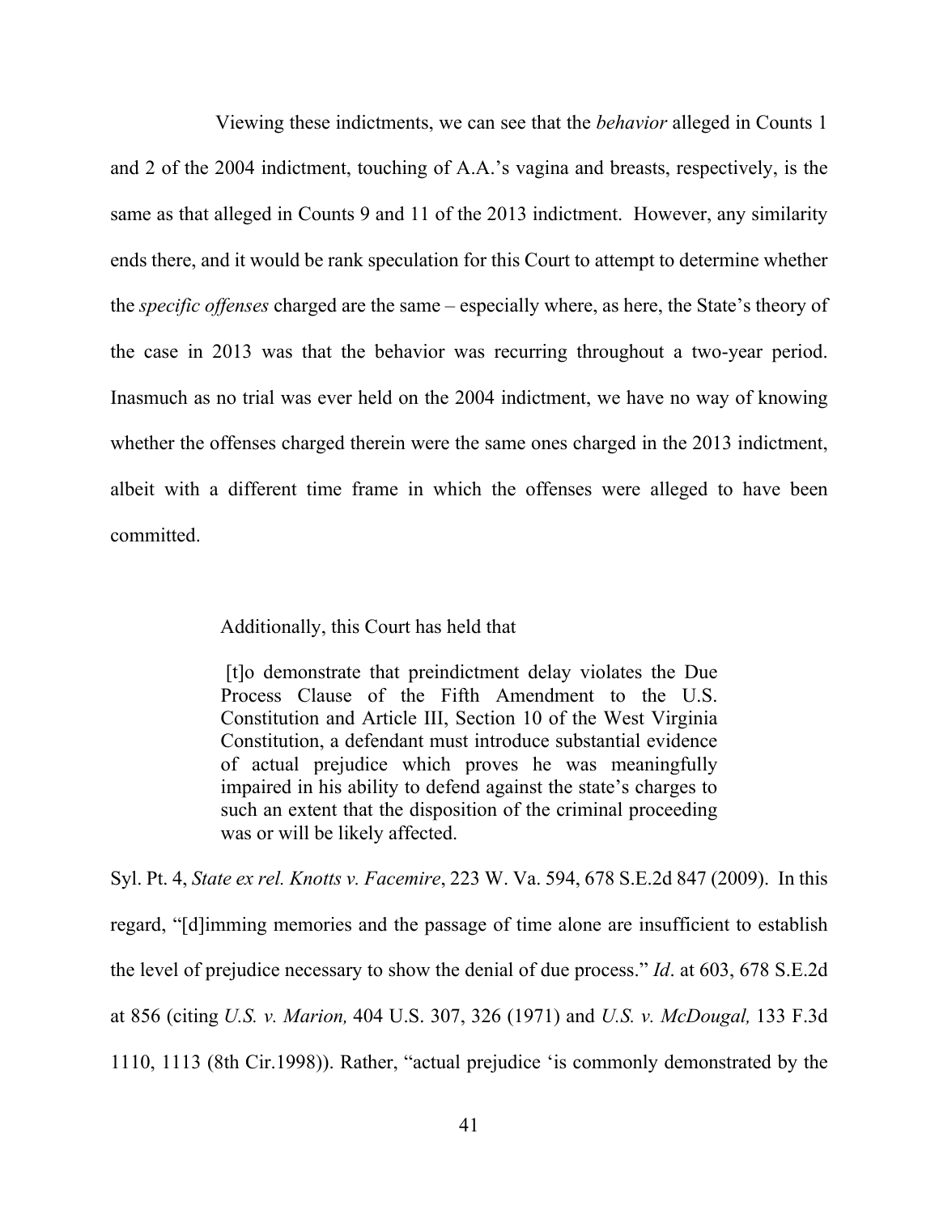Viewing these indictments, we can see that the *behavior* alleged in Counts 1 and 2 of the 2004 indictment, touching of A.A.'s vagina and breasts, respectively, is the same as that alleged in Counts 9 and 11 of the 2013 indictment. However, any similarity ends there, and it would be rank speculation for this Court to attempt to determine whether the *specific offenses* charged are the same – especially where, as here, the State's theory of the case in 2013 was that the behavior was recurring throughout a two-year period. Inasmuch as no trial was ever held on the 2004 indictment, we have no way of knowing whether the offenses charged therein were the same ones charged in the 2013 indictment, albeit with a different time frame in which the offenses were alleged to have been committed.

Additionally, this Court has held that

> [t]o demonstrate that preindictment delay violates the Due Process Clause of the Fifth Amendment to the U.S. Constitution and Article III, Section 10 of the West Virginia Constitution, a defendant must introduce substantial evidence of actual prejudice which proves he was meaningfully impaired in his ability to defend against the state's charges to such an extent that the disposition of the criminal proceeding was or will be likely affected.

Syl. Pt. 4, *State ex rel. Knotts v. Facemire*, 223 W. Va. 594, 678 S.E.2d 847 (2009). In this regard, "[d]imming memories and the passage of time alone are insufficient to establish the level of prejudice necessary to show the denial of due process." *Id*. at 603, 678 S.E.2d at 856 (citing *U.S. v. Marion,* 404 U.S. 307, 326 (1971) and *U.S. v. McDougal,* 133 F.3d 1110, 1113 (8th Cir.1998)). Rather, "actual prejudice 'is commonly demonstrated by the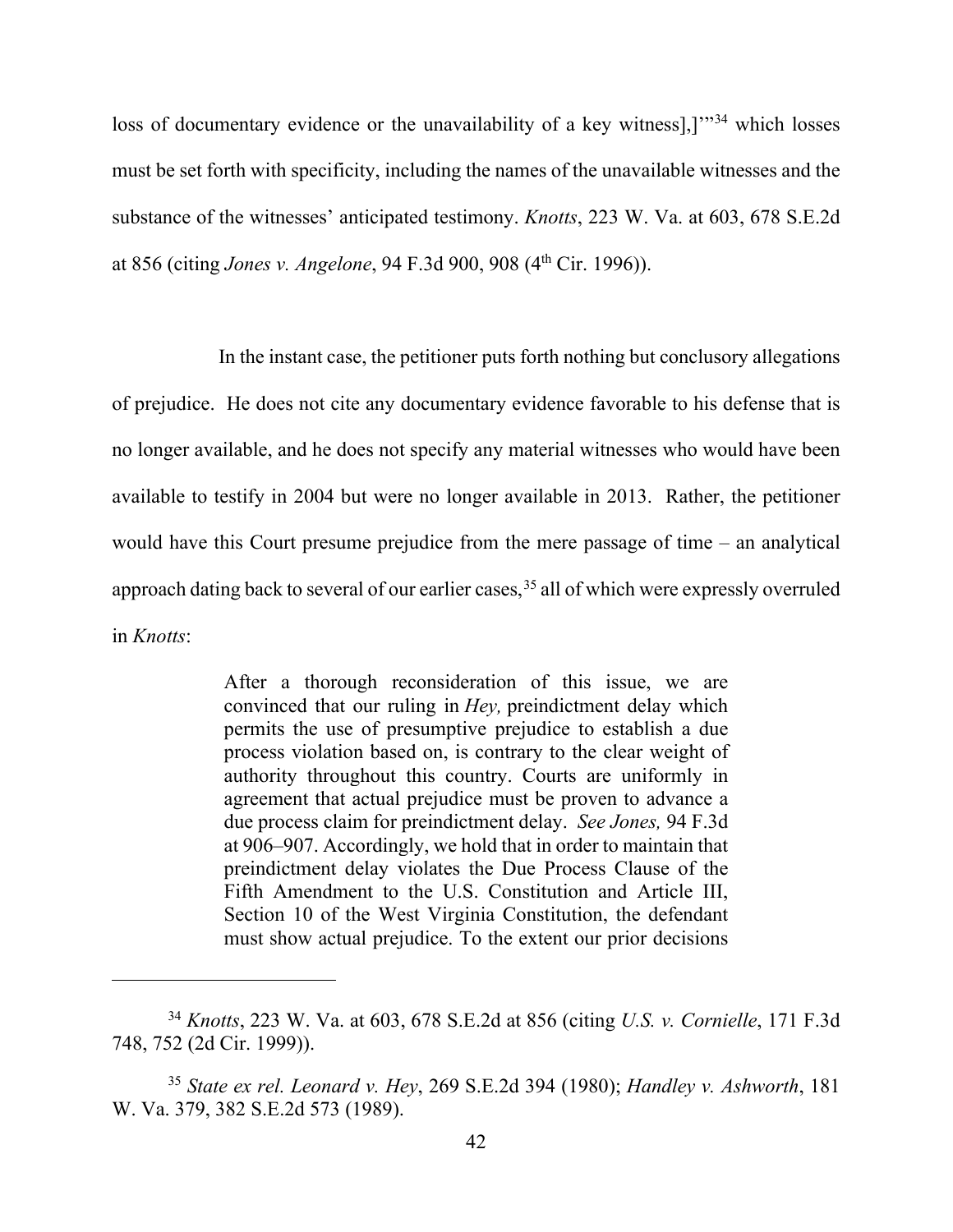loss of documentary evidence or the unavailability of a key witness],]'"[34] which losses must be set forth with specificity, including the names of the unavailable witnesses and the substance of the witnesses' anticipated testimony. *Knotts*, 223 W. Va. at 603, 678 S.E.2d at 856 (citing *Jones v. Angelone*, 94 F.3d 900, 908 (4th Cir. 1996)).

In the instant case, the petitioner puts forth nothing but conclusory allegations of prejudice. He does not cite any documentary evidence favorable to his defense that is no longer available, and he does not specify any material witnesses who would have been available to testify in 2004 but were no longer available in 2013. Rather, the petitioner would have this Court presume prejudice from the mere passage of time – an analytical approach dating back to several of our earlier cases,[35] all of which were expressly overruled in *Knotts*:

> After a thorough reconsideration of this issue, we are convinced that our ruling in *Hey,* preindictment delay which permits the use of presumptive prejudice to establish a due process violation based on, is contrary to the clear weight of authority throughout this country. Courts are uniformly in agreement that actual prejudice must be proven to advance a due process claim for preindictment delay. *See Jones,* 94 F.3d at 906–907. Accordingly, we hold that in order to maintain that preindictment delay violates the Due Process Clause of the Fifth Amendment to the U.S. Constitution and Article III, Section 10 of the West Virginia Constitution, the defendant must show actual prejudice. To the extent our prior decisions

---

[34] *Knotts*, 223 W. Va. at 603, 678 S.E.2d at 856 (citing *U.S. v. Cornielle*, 171 F.3d 748, 752 (2d Cir. 1999)).

[35] *State ex rel. Leonard v. Hey*, 269 S.E.2d 394 (1980); *Handley v. Ashworth*, 181 W. Va. 379, 382 S.E.2d 573 (1989).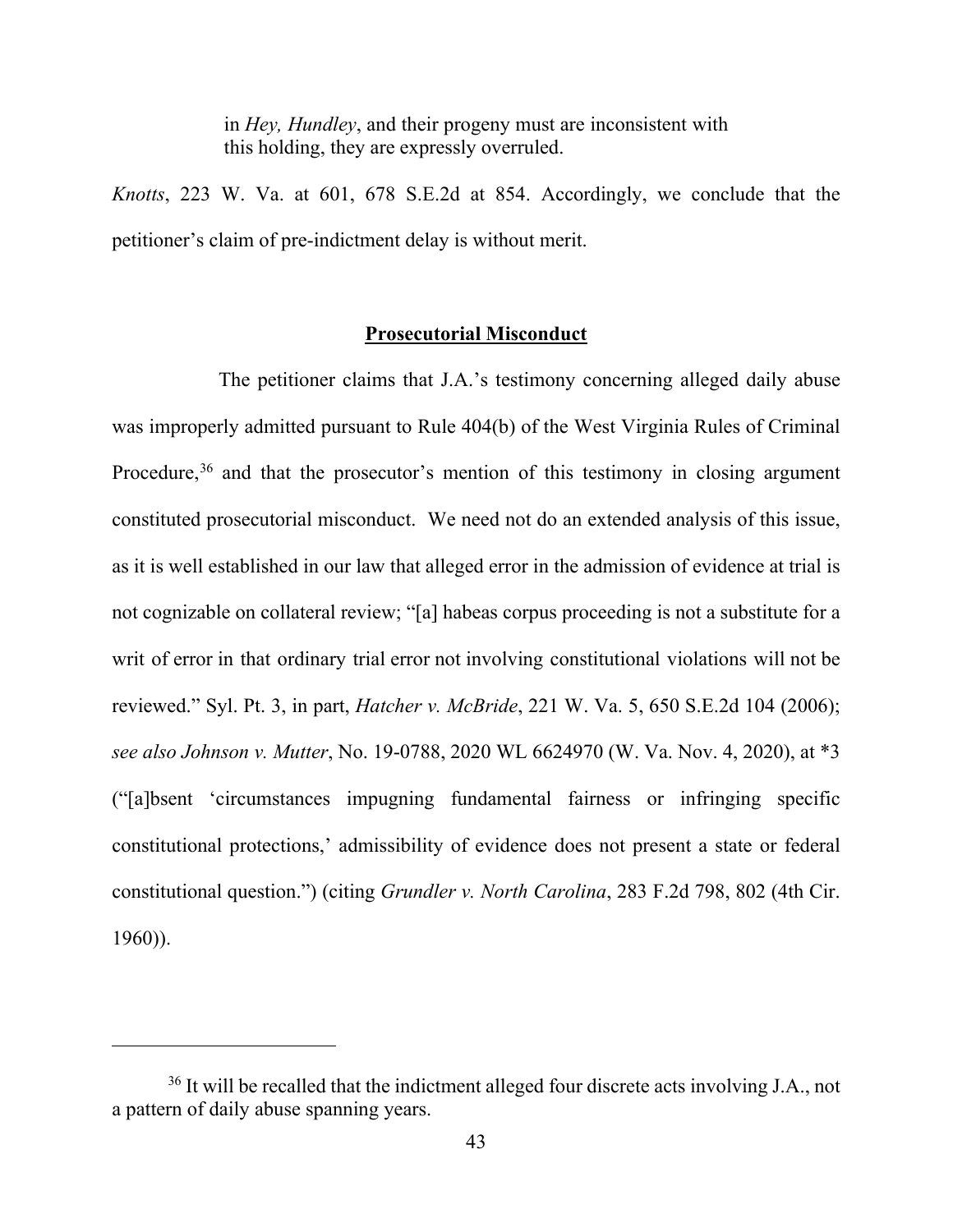> in *Hey, Hundley*, and their progeny must are inconsistent with this holding, they are expressly overruled.

*Knotts*, 223 W. Va. at 601, 678 S.E.2d at 854. Accordingly, we conclude that the petitioner's claim of pre-indictment delay is without merit.

**Prosecutorial Misconduct**

The petitioner claims that J.A.'s testimony concerning alleged daily abuse was improperly admitted pursuant to Rule 404(b) of the West Virginia Rules of Criminal Procedure,[36] and that the prosecutor's mention of this testimony in closing argument constituted prosecutorial misconduct. We need not do an extended analysis of this issue, as it is well established in our law that alleged error in the admission of evidence at trial is not cognizable on collateral review; "[a] habeas corpus proceeding is not a substitute for a writ of error in that ordinary trial error not involving constitutional violations will not be reviewed." Syl. Pt. 3, in part, *Hatcher v. McBride*, 221 W. Va. 5, 650 S.E.2d 104 (2006); *see also Johnson v. Mutter*, No. 19-0788, 2020 WL 6624970 (W. Va. Nov. 4, 2020), at *3 ("[a]bsent 'circumstances impugning fundamental fairness or infringing specific constitutional protections,' admissibility of evidence does not present a state or federal constitutional question.") (citing *Grundler v. North Carolina*, 283 F.2d 798, 802 (4th Cir. 1960)).

---

[36] It will be recalled that the indictment alleged four discrete acts involving J.A., not a pattern of daily abuse spanning years.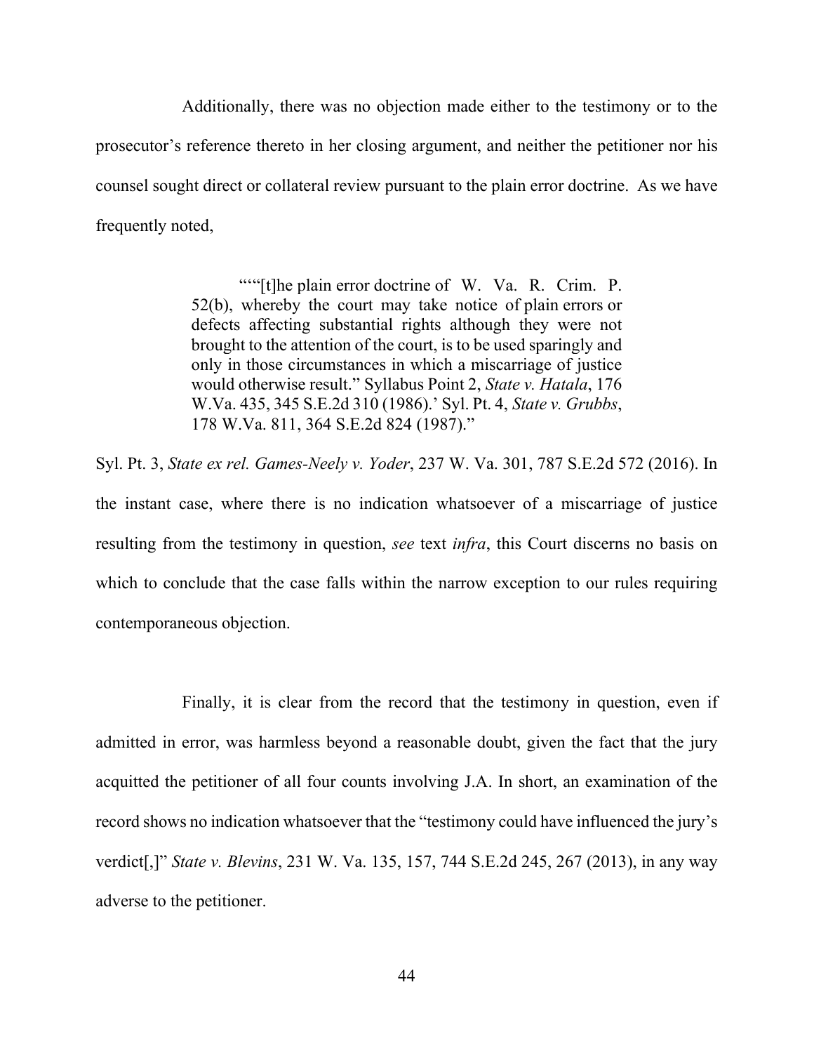Additionally, there was no objection made either to the testimony or to the prosecutor's reference thereto in her closing argument, and neither the petitioner nor his counsel sought direct or collateral review pursuant to the plain error doctrine. As we have frequently noted,

> "'"[t]he plain error doctrine of W. Va. R. Crim. P. 52(b), whereby the court may take notice of plain errors or defects affecting substantial rights although they were not brought to the attention of the court, is to be used sparingly and only in those circumstances in which a miscarriage of justice would otherwise result." Syllabus Point 2, *State v. Hatala*, 176 W.Va. 435, 345 S.E.2d 310 (1986).' Syl. Pt. 4, *State v. Grubbs*, 178 W.Va. 811, 364 S.E.2d 824 (1987)."

Syl. Pt. 3, *State ex rel. Games-Neely v. Yoder*, 237 W. Va. 301, 787 S.E.2d 572 (2016). In the instant case, where there is no indication whatsoever of a miscarriage of justice resulting from the testimony in question, *see* text *infra*, this Court discerns no basis on which to conclude that the case falls within the narrow exception to our rules requiring contemporaneous objection.

Finally, it is clear from the record that the testimony in question, even if admitted in error, was harmless beyond a reasonable doubt, given the fact that the jury acquitted the petitioner of all four counts involving J.A. In short, an examination of the record shows no indication whatsoever that the "testimony could have influenced the jury's verdict[,]" *State v. Blevins*, 231 W. Va. 135, 157, 744 S.E.2d 245, 267 (2013), in any way adverse to the petitioner.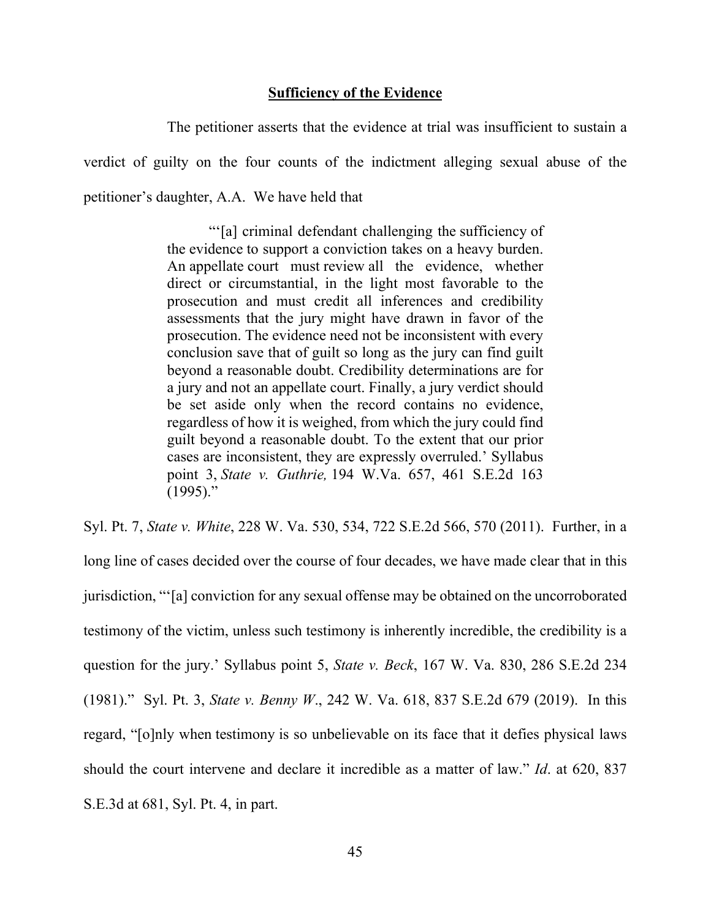**Sufficiency of the Evidence**

The petitioner asserts that the evidence at trial was insufficient to sustain a verdict of guilty on the four counts of the indictment alleging sexual abuse of the petitioner's daughter, A.A. We have held that

> "'[a] criminal defendant challenging the sufficiency of the evidence to support a conviction takes on a heavy burden. An appellate court must review all the evidence, whether direct or circumstantial, in the light most favorable to the prosecution and must credit all inferences and credibility assessments that the jury might have drawn in favor of the prosecution. The evidence need not be inconsistent with every conclusion save that of guilt so long as the jury can find guilt beyond a reasonable doubt. Credibility determinations are for a jury and not an appellate court. Finally, a jury verdict should be set aside only when the record contains no evidence, regardless of how it is weighed, from which the jury could find guilt beyond a reasonable doubt. To the extent that our prior cases are inconsistent, they are expressly overruled.' Syllabus point 3, *State v. Guthrie,* 194 W.Va. 657, 461 S.E.2d 163 (1995)."

Syl. Pt. 7, *State v. White*, 228 W. Va. 530, 534, 722 S.E.2d 566, 570 (2011). Further, in a long line of cases decided over the course of four decades, we have made clear that in this jurisdiction, "'[a] conviction for any sexual offense may be obtained on the uncorroborated testimony of the victim, unless such testimony is inherently incredible, the credibility is a question for the jury.' Syllabus point 5, *State v. Beck*, 167 W. Va. 830, 286 S.E.2d 234 (1981)." Syl. Pt. 3, *State v. Benny W*., 242 W. Va. 618, 837 S.E.2d 679 (2019). In this regard, "[o]nly when testimony is so unbelievable on its face that it defies physical laws should the court intervene and declare it incredible as a matter of law." *Id*. at 620, 837 S.E.3d at 681, Syl. Pt. 4, in part.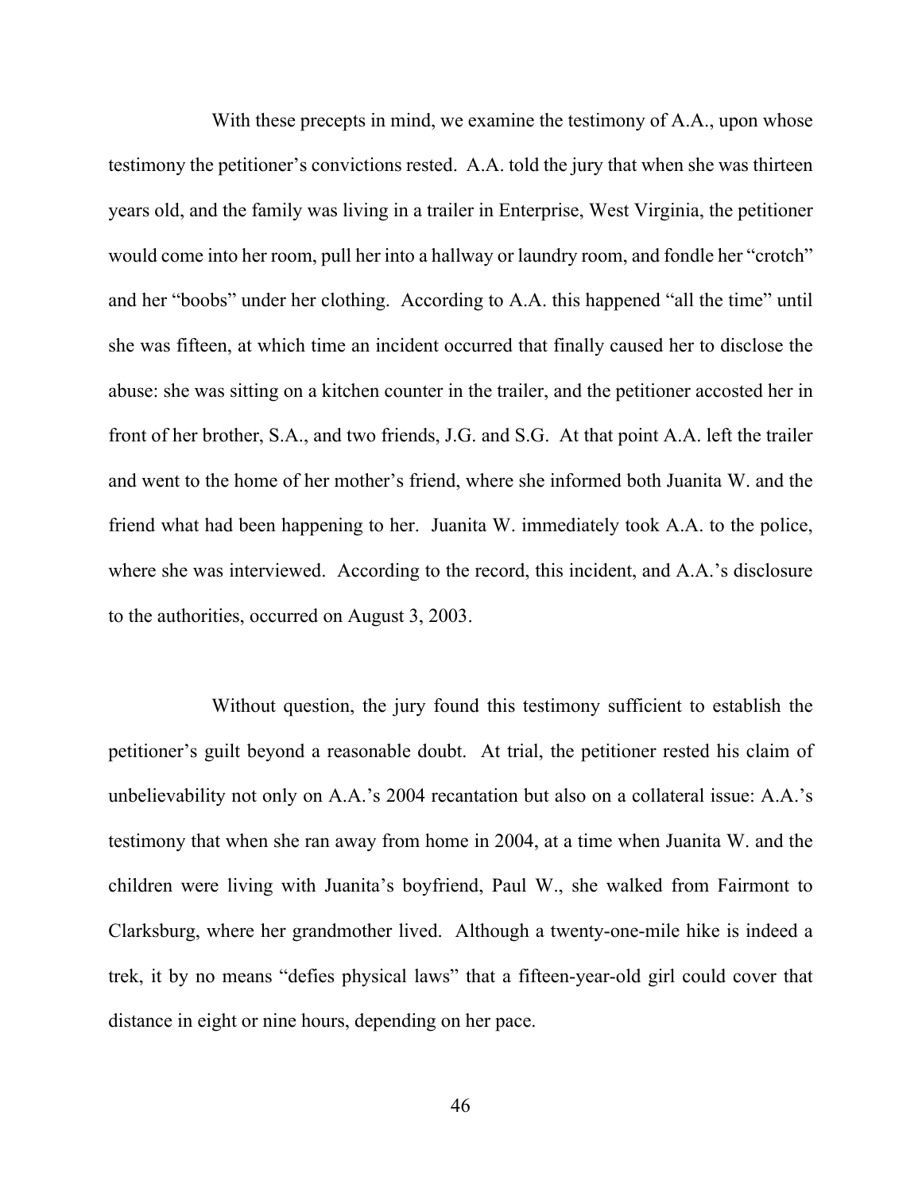With these precepts in mind, we examine the testimony of A.A., upon whose testimony the petitioner's convictions rested. A.A. told the jury that when she was thirteen years old, and the family was living in a trailer in Enterprise, West Virginia, the petitioner would come into her room, pull her into a hallway or laundry room, and fondle her "crotch" and her "boobs" under her clothing. According to A.A. this happened "all the time" until she was fifteen, at which time an incident occurred that finally caused her to disclose the abuse: she was sitting on a kitchen counter in the trailer, and the petitioner accosted her in front of her brother, S.A., and two friends, J.G. and S.G. At that point A.A. left the trailer and went to the home of her mother's friend, where she informed both Juanita W. and the friend what had been happening to her. Juanita W. immediately took A.A. to the police, where she was interviewed. According to the record, this incident, and A.A.'s disclosure to the authorities, occurred on August 3, 2003.

Without question, the jury found this testimony sufficient to establish the petitioner's guilt beyond a reasonable doubt. At trial, the petitioner rested his claim of unbelievability not only on A.A.'s 2004 recantation but also on a collateral issue: A.A.'s testimony that when she ran away from home in 2004, at a time when Juanita W. and the children were living with Juanita's boyfriend, Paul W., she walked from Fairmont to Clarksburg, where her grandmother lived. Although a twenty-one-mile hike is indeed a trek, it by no means "defies physical laws" that a fifteen-year-old girl could cover that distance in eight or nine hours, depending on her pace.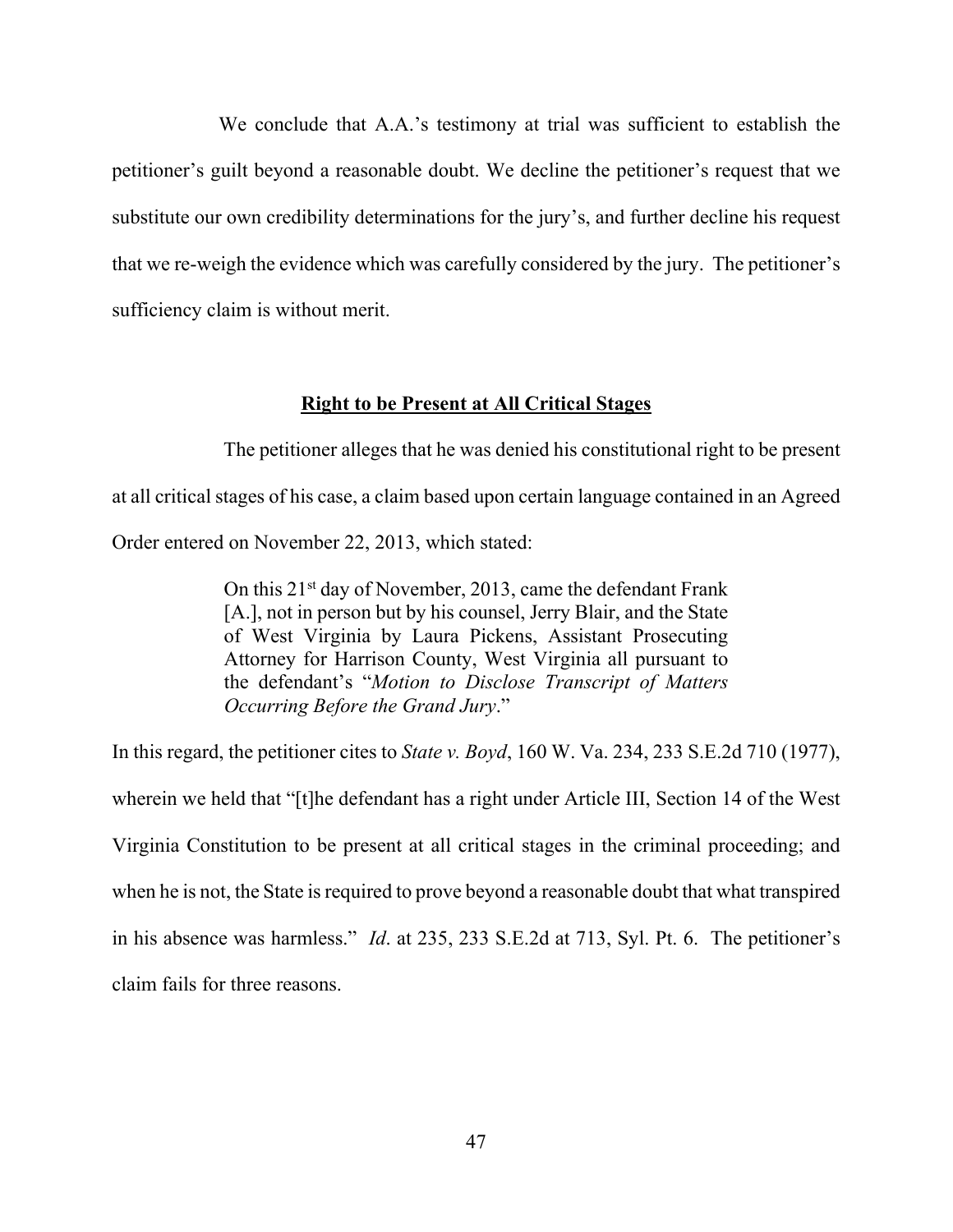We conclude that A.A.'s testimony at trial was sufficient to establish the petitioner's guilt beyond a reasonable doubt. We decline the petitioner's request that we substitute our own credibility determinations for the jury's, and further decline his request that we re-weigh the evidence which was carefully considered by the jury. The petitioner's sufficiency claim is without merit.

## **Right to be Present at All Critical Stages**

The petitioner alleges that he was denied his constitutional right to be present at all critical stages of his case, a claim based upon certain language contained in an Agreed Order entered on November 22, 2013, which stated:

> On this 21st day of November, 2013, came the defendant Frank [A.], not in person but by his counsel, Jerry Blair, and the State of West Virginia by Laura Pickens, Assistant Prosecuting Attorney for Harrison County, West Virginia all pursuant to the defendant's "*Motion to Disclose Transcript of Matters Occurring Before the Grand Jury*."

In this regard, the petitioner cites to *State v. Boyd*, 160 W. Va. 234, 233 S.E.2d 710 (1977), wherein we held that "[t]he defendant has a right under Article III, Section 14 of the West Virginia Constitution to be present at all critical stages in the criminal proceeding; and when he is not, the State is required to prove beyond a reasonable doubt that what transpired in his absence was harmless." *Id*. at 235, 233 S.E.2d at 713, Syl. Pt. 6. The petitioner's claim fails for three reasons.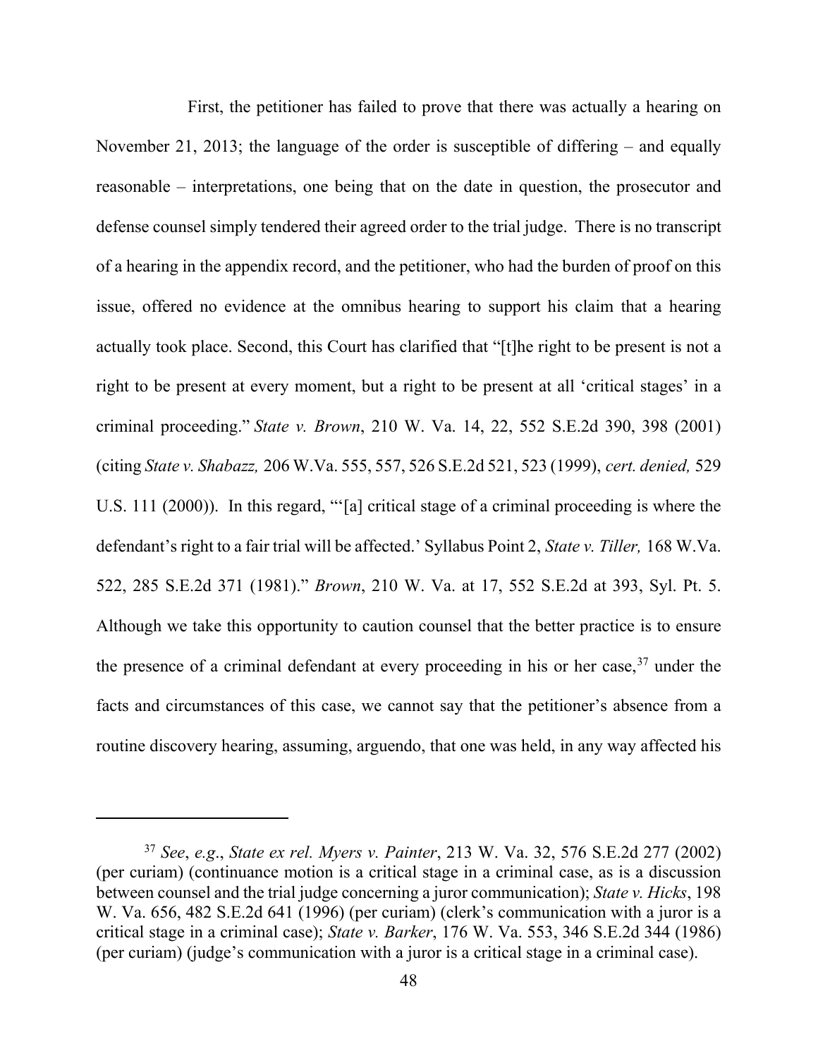First, the petitioner has failed to prove that there was actually a hearing on November 21, 2013; the language of the order is susceptible of differing – and equally reasonable – interpretations, one being that on the date in question, the prosecutor and defense counsel simply tendered their agreed order to the trial judge. There is no transcript of a hearing in the appendix record, and the petitioner, who had the burden of proof on this issue, offered no evidence at the omnibus hearing to support his claim that a hearing actually took place. Second, this Court has clarified that "[t]he right to be present is not a right to be present at every moment, but a right to be present at all 'critical stages' in a criminal proceeding." *State v. Brown*, 210 W. Va. 14, 22, 552 S.E.2d 390, 398 (2001) (citing *State v. Shabazz,* 206 W.Va. 555, 557, 526 S.E.2d 521, 523 (1999), *cert. denied,* 529 U.S. 111 (2000)). In this regard, "'[a] critical stage of a criminal proceeding is where the defendant's right to a fair trial will be affected.' Syllabus Point 2, *State v. Tiller,* 168 W.Va. 522, 285 S.E.2d 371 (1981)." *Brown*, 210 W. Va. at 17, 552 S.E.2d at 393, Syl. Pt. 5. Although we take this opportunity to caution counsel that the better practice is to ensure the presence of a criminal defendant at every proceeding in his or her case,[37] under the facts and circumstances of this case, we cannot say that the petitioner's absence from a routine discovery hearing, assuming, arguendo, that one was held, in any way affected his

---

[37] *See*, *e.g.*, *State ex rel. Myers v. Painter*, 213 W. Va. 32, 576 S.E.2d 277 (2002) (per curiam) (continuance motion is a critical stage in a criminal case, as is a discussion between counsel and the trial judge concerning a juror communication); *State v. Hicks*, 198 W. Va. 656, 482 S.E.2d 641 (1996) (per curiam) (clerk's communication with a juror is a critical stage in a criminal case); *State v. Barker*, 176 W. Va. 553, 346 S.E.2d 344 (1986) (per curiam) (judge's communication with a juror is a critical stage in a criminal case).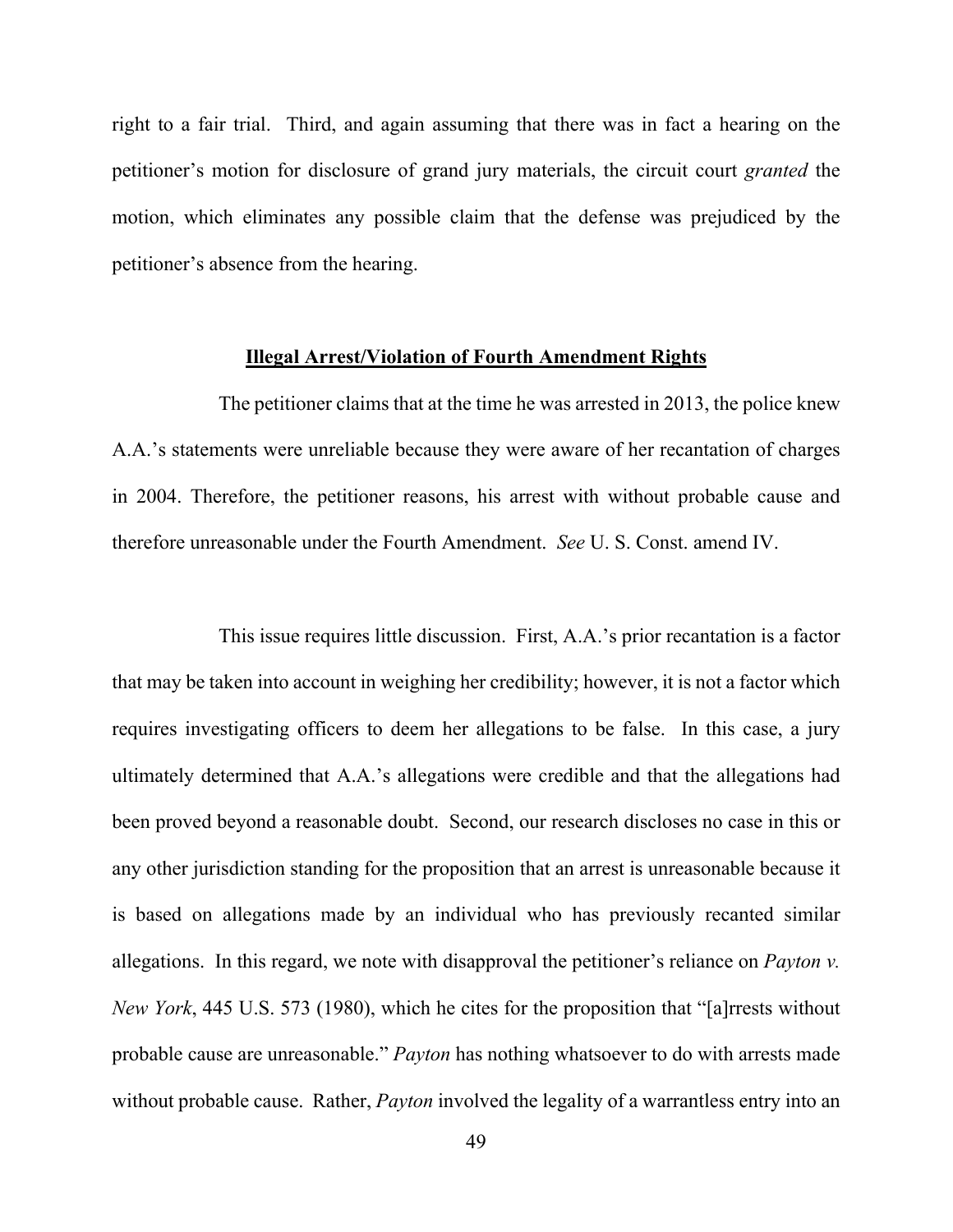right to a fair trial. Third, and again assuming that there was in fact a hearing on the petitioner's motion for disclosure of grand jury materials, the circuit court *granted* the motion, which eliminates any possible claim that the defense was prejudiced by the petitioner's absence from the hearing.

**Illegal Arrest/Violation of Fourth Amendment Rights**

The petitioner claims that at the time he was arrested in 2013, the police knew A.A.'s statements were unreliable because they were aware of her recantation of charges in 2004. Therefore, the petitioner reasons, his arrest with without probable cause and therefore unreasonable under the Fourth Amendment. *See* U. S. Const. amend IV.

This issue requires little discussion. First, A.A.'s prior recantation is a factor that may be taken into account in weighing her credibility; however, it is not a factor which requires investigating officers to deem her allegations to be false. In this case, a jury ultimately determined that A.A.'s allegations were credible and that the allegations had been proved beyond a reasonable doubt. Second, our research discloses no case in this or any other jurisdiction standing for the proposition that an arrest is unreasonable because it is based on allegations made by an individual who has previously recanted similar allegations. In this regard, we note with disapproval the petitioner's reliance on *Payton v. New York*, 445 U.S. 573 (1980), which he cites for the proposition that "[a]rrests without probable cause are unreasonable." *Payton* has nothing whatsoever to do with arrests made without probable cause. Rather, *Payton* involved the legality of a warrantless entry into an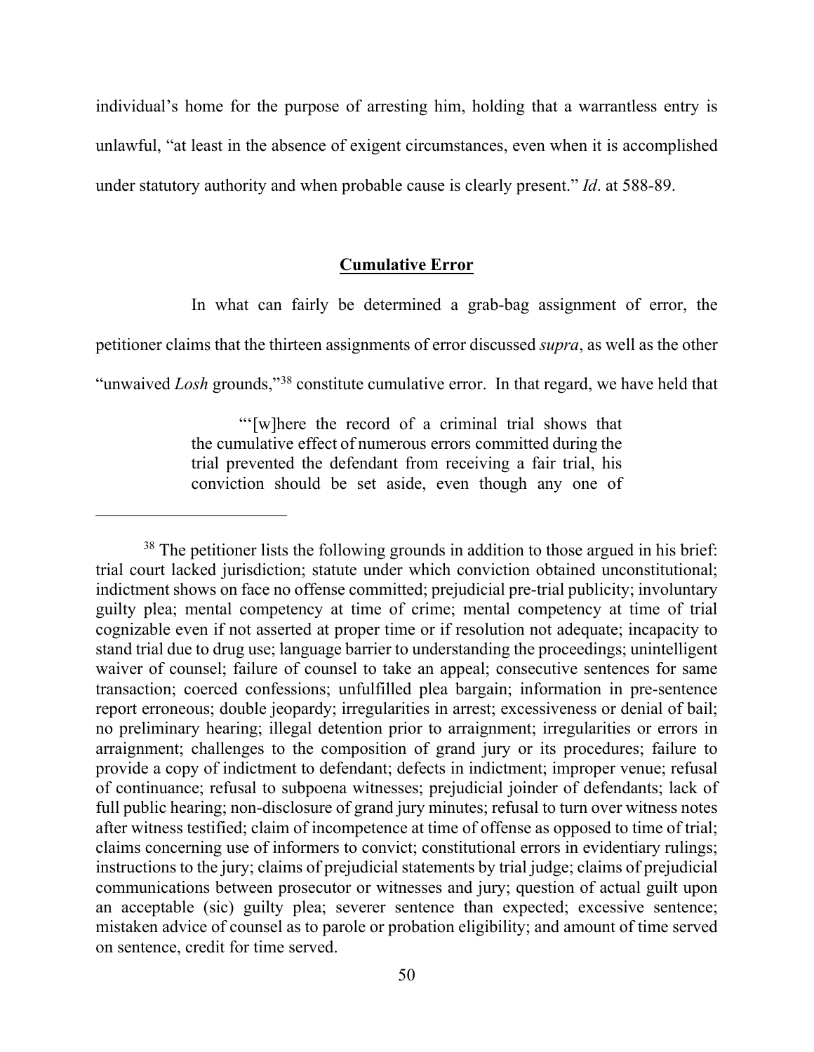individual's home for the purpose of arresting him, holding that a warrantless entry is unlawful, "at least in the absence of exigent circumstances, even when it is accomplished under statutory authority and when probable cause is clearly present." *Id*. at 588-89.

## **Cumulative Error**

In what can fairly be determined a grab-bag assignment of error, the petitioner claims that the thirteen assignments of error discussed *supra*, as well as the other "unwaived *Losh* grounds,"[38] constitute cumulative error. In that regard, we have held that

> "'[w]here the record of a criminal trial shows that the cumulative effect of numerous errors committed during the trial prevented the defendant from receiving a fair trial, his conviction should be set aside, even though any one of

---

[38] The petitioner lists the following grounds in addition to those argued in his brief: trial court lacked jurisdiction; statute under which conviction obtained unconstitutional; indictment shows on face no offense committed; prejudicial pre-trial publicity; involuntary guilty plea; mental competency at time of crime; mental competency at time of trial cognizable even if not asserted at proper time or if resolution not adequate; incapacity to stand trial due to drug use; language barrier to understanding the proceedings; unintelligent waiver of counsel; failure of counsel to take an appeal; consecutive sentences for same transaction; coerced confessions; unfulfilled plea bargain; information in pre-sentence report erroneous; double jeopardy; irregularities in arrest; excessiveness or denial of bail; no preliminary hearing; illegal detention prior to arraignment; irregularities or errors in arraignment; challenges to the composition of grand jury or its procedures; failure to provide a copy of indictment to defendant; defects in indictment; improper venue; refusal of continuance; refusal to subpoena witnesses; prejudicial joinder of defendants; lack of full public hearing; non-disclosure of grand jury minutes; refusal to turn over witness notes after witness testified; claim of incompetence at time of offense as opposed to time of trial; claims concerning use of informers to convict; constitutional errors in evidentiary rulings; instructions to the jury; claims of prejudicial statements by trial judge; claims of prejudicial communications between prosecutor or witnesses and jury; question of actual guilt upon an acceptable (sic) guilty plea; severer sentence than expected; excessive sentence; mistaken advice of counsel as to parole or probation eligibility; and amount of time served on sentence, credit for time served.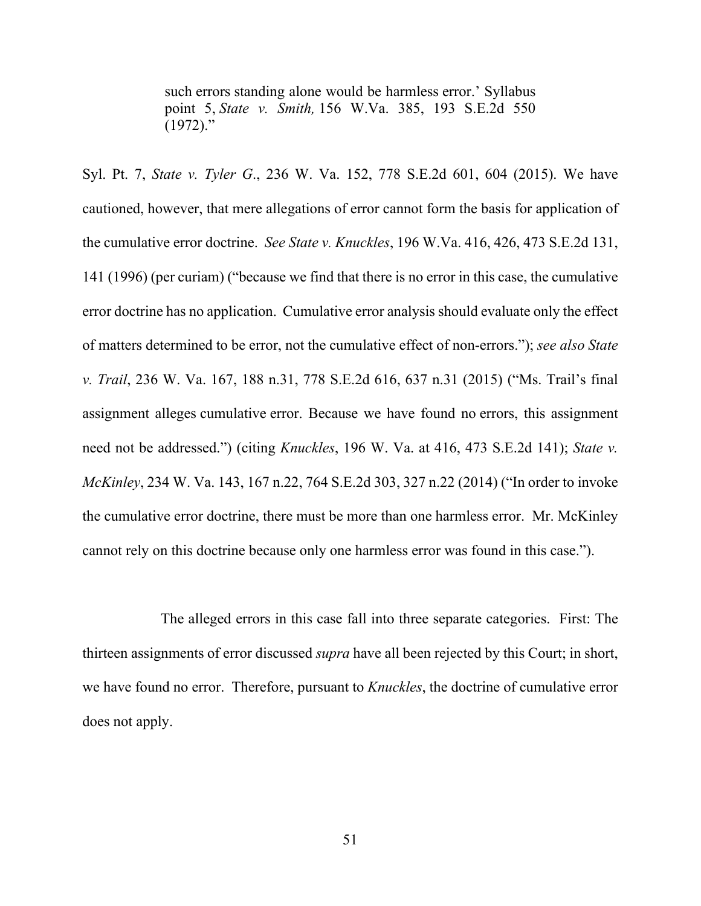> such errors standing alone would be harmless error.' Syllabus point 5, *State v. Smith,* 156 W.Va. 385, 193 S.E.2d 550 (1972)."

Syl. Pt. 7, *State v. Tyler G*., 236 W. Va. 152, 778 S.E.2d 601, 604 (2015). We have cautioned, however, that mere allegations of error cannot form the basis for application of the cumulative error doctrine. *See State v. Knuckles*, 196 W.Va. 416, 426, 473 S.E.2d 131, 141 (1996) (per curiam) ("because we find that there is no error in this case, the cumulative error doctrine has no application. Cumulative error analysis should evaluate only the effect of matters determined to be error, not the cumulative effect of non-errors."); *see also State v. Trail*, 236 W. Va. 167, 188 n.31, 778 S.E.2d 616, 637 n.31 (2015) ("Ms. Trail's final assignment alleges cumulative error. Because we have found no errors, this assignment need not be addressed.") (citing *Knuckles*, 196 W. Va. at 416, 473 S.E.2d 141); *State v. McKinley*, 234 W. Va. 143, 167 n.22, 764 S.E.2d 303, 327 n.22 (2014) ("In order to invoke the cumulative error doctrine, there must be more than one harmless error. Mr. McKinley cannot rely on this doctrine because only one harmless error was found in this case.").

The alleged errors in this case fall into three separate categories. First: The thirteen assignments of error discussed *supra* have all been rejected by this Court; in short, we have found no error. Therefore, pursuant to *Knuckles*, the doctrine of cumulative error does not apply.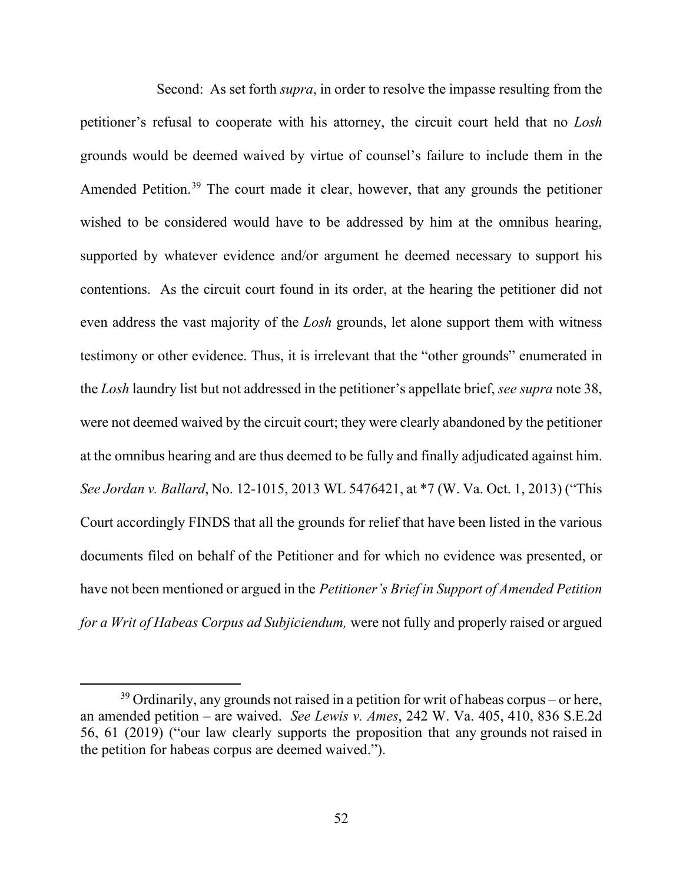Second: As set forth *supra*, in order to resolve the impasse resulting from the petitioner's refusal to cooperate with his attorney, the circuit court held that no *Losh* grounds would be deemed waived by virtue of counsel's failure to include them in the Amended Petition.[39] The court made it clear, however, that any grounds the petitioner wished to be considered would have to be addressed by him at the omnibus hearing, supported by whatever evidence and/or argument he deemed necessary to support his contentions. As the circuit court found in its order, at the hearing the petitioner did not even address the vast majority of the *Losh* grounds, let alone support them with witness testimony or other evidence. Thus, it is irrelevant that the "other grounds" enumerated in the *Losh* laundry list but not addressed in the petitioner's appellate brief, *see supra* note 38, were not deemed waived by the circuit court; they were clearly abandoned by the petitioner at the omnibus hearing and are thus deemed to be fully and finally adjudicated against him. *See Jordan v. Ballard*, No. 12-1015, 2013 WL 5476421, at *7 (W. Va. Oct. 1, 2013) ("This Court accordingly FINDS that all the grounds for relief that have been listed in the various documents filed on behalf of the Petitioner and for which no evidence was presented, or have not been mentioned or argued in the *Petitioner's Brief in Support of Amended Petition for a Writ of Habeas Corpus ad Subjiciendum,* were not fully and properly raised or argued

---

[39] Ordinarily, any grounds not raised in a petition for writ of habeas corpus – or here, an amended petition – are waived. *See Lewis v. Ames*, 242 W. Va. 405, 410, 836 S.E.2d 56, 61 (2019) ("our law clearly supports the proposition that any grounds not raised in the petition for habeas corpus are deemed waived.").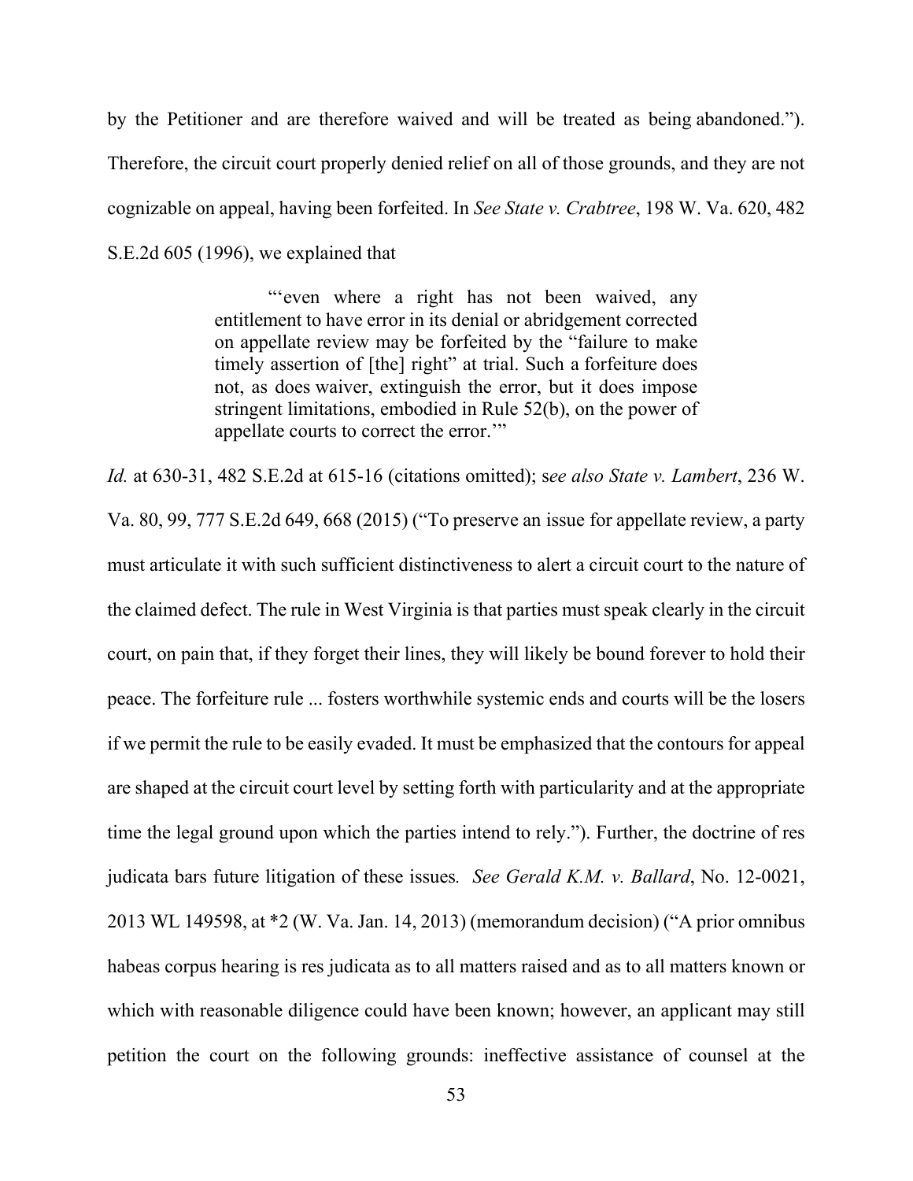by the Petitioner and are therefore waived and will be treated as being abandoned."). Therefore, the circuit court properly denied relief on all of those grounds, and they are not cognizable on appeal, having been forfeited. In *See State v. Crabtree*, 198 W. Va. 620, 482 S.E.2d 605 (1996), we explained that

> "'even where a right has not been waived, any entitlement to have error in its denial or abridgement corrected on appellate review may be forfeited by the "failure to make timely assertion of [the] right" at trial. Such a forfeiture does not, as does waiver, extinguish the error, but it does impose stringent limitations, embodied in Rule 52(b), on the power of appellate courts to correct the error.'"

*Id.* at 630-31, 482 S.E.2d at 615-16 (citations omitted); s*ee also State v. Lambert*, 236 W. Va. 80, 99, 777 S.E.2d 649, 668 (2015) ("To preserve an issue for appellate review, a party must articulate it with such sufficient distinctiveness to alert a circuit court to the nature of the claimed defect. The rule in West Virginia is that parties must speak clearly in the circuit court, on pain that, if they forget their lines, they will likely be bound forever to hold their peace. The forfeiture rule ... fosters worthwhile systemic ends and courts will be the losers if we permit the rule to be easily evaded. It must be emphasized that the contours for appeal are shaped at the circuit court level by setting forth with particularity and at the appropriate time the legal ground upon which the parties intend to rely."). Further, the doctrine of res judicata bars future litigation of these issues*. See Gerald K.M. v. Ballard*, No. 12-0021, 2013 WL 149598, at *2 (W. Va. Jan. 14, 2013) (memorandum decision) ("A prior omnibus habeas corpus hearing is res judicata as to all matters raised and as to all matters known or which with reasonable diligence could have been known; however, an applicant may still petition the court on the following grounds: ineffective assistance of counsel at the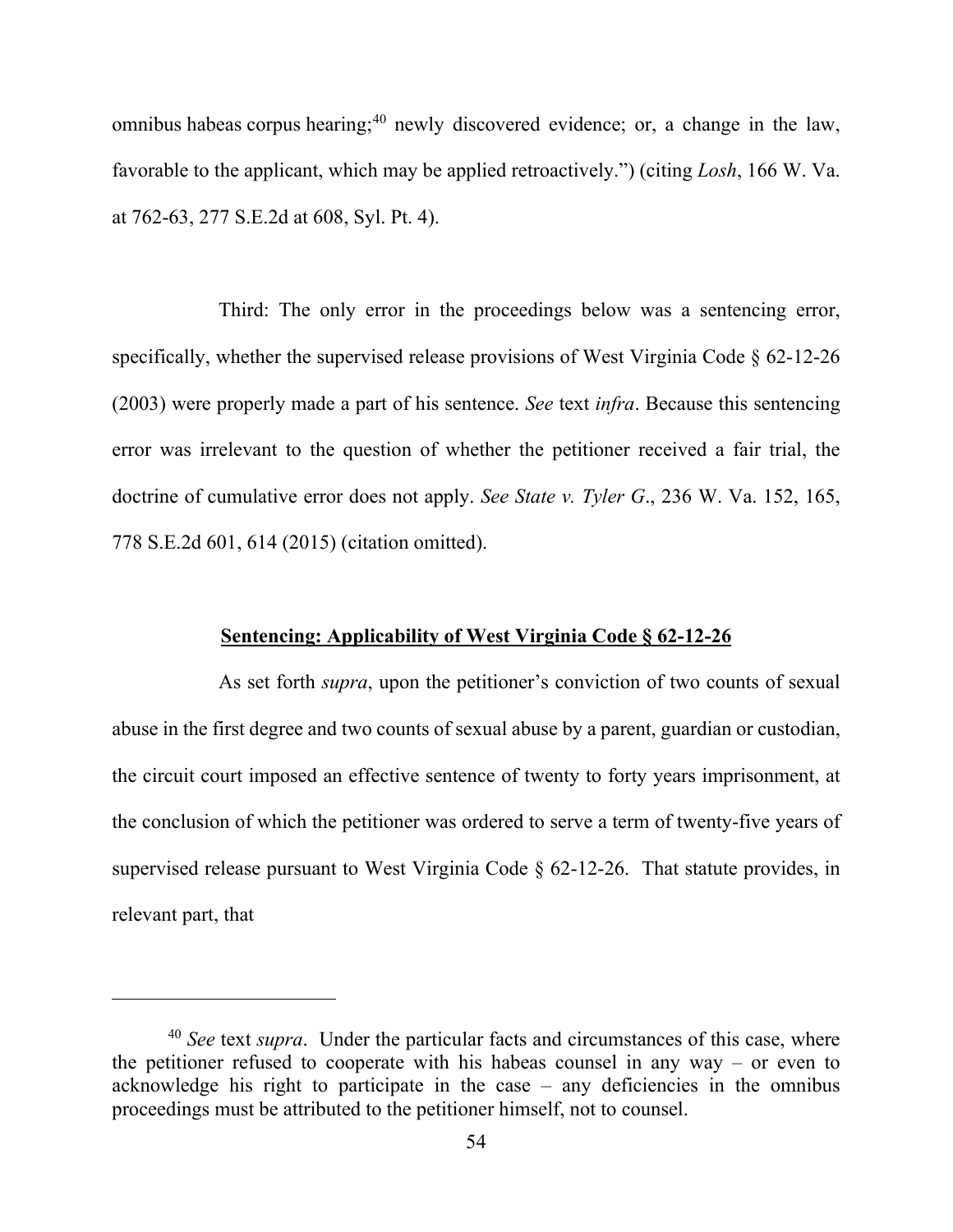omnibus habeas corpus hearing;[40] newly discovered evidence; or, a change in the law, favorable to the applicant, which may be applied retroactively.") (citing *Losh*, 166 W. Va. at 762-63, 277 S.E.2d at 608, Syl. Pt. 4).

Third: The only error in the proceedings below was a sentencing error, specifically, whether the supervised release provisions of West Virginia Code § 62-12-26 (2003) were properly made a part of his sentence. *See* text *infra*. Because this sentencing error was irrelevant to the question of whether the petitioner received a fair trial, the doctrine of cumulative error does not apply. *See State v. Tyler G*., 236 W. Va. 152, 165, 778 S.E.2d 601, 614 (2015) (citation omitted).

**Sentencing: Applicability of West Virginia Code § 62-12-26**

As set forth *supra*, upon the petitioner's conviction of two counts of sexual abuse in the first degree and two counts of sexual abuse by a parent, guardian or custodian, the circuit court imposed an effective sentence of twenty to forty years imprisonment, at the conclusion of which the petitioner was ordered to serve a term of twenty-five years of supervised release pursuant to West Virginia Code § 62-12-26. That statute provides, in relevant part, that

---

[40] *See* text *supra*. Under the particular facts and circumstances of this case, where the petitioner refused to cooperate with his habeas counsel in any way – or even to acknowledge his right to participate in the case – any deficiencies in the omnibus proceedings must be attributed to the petitioner himself, not to counsel.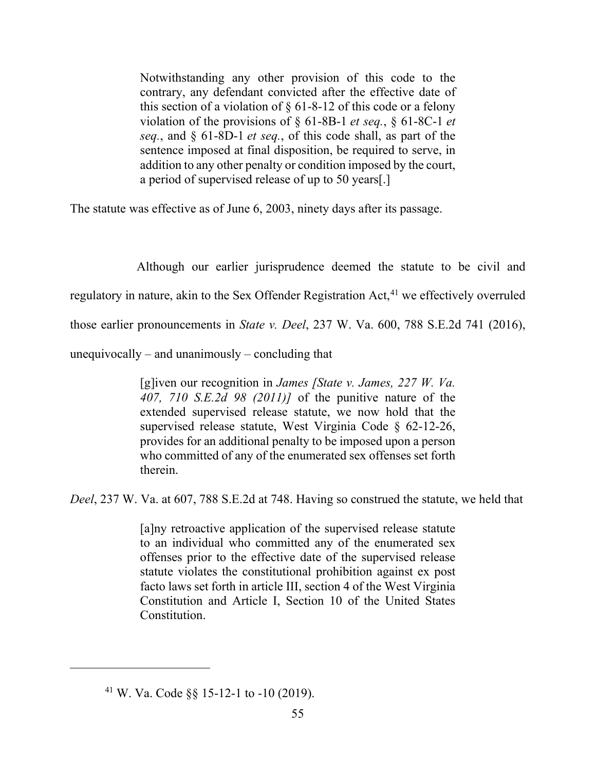> Notwithstanding any other provision of this code to the contrary, any defendant convicted after the effective date of this section of a violation of § 61-8-12 of this code or a felony violation of the provisions of § 61-8B-1 *et seq.*, § 61-8C-1 *et seq.*, and § 61-8D-1 *et seq.*, of this code shall, as part of the sentence imposed at final disposition, be required to serve, in addition to any other penalty or condition imposed by the court, a period of supervised release of up to 50 years[.]

The statute was effective as of June 6, 2003, ninety days after its passage.

Although our earlier jurisprudence deemed the statute to be civil and regulatory in nature, akin to the Sex Offender Registration Act,[41] we effectively overruled those earlier pronouncements in *State v. Deel*, 237 W. Va. 600, 788 S.E.2d 741 (2016), unequivocally – and unanimously – concluding that

> [g]iven our recognition in *James [State v. James, 227 W. Va. 407, 710 S.E.2d 98 (2011)]* of the punitive nature of the extended supervised release statute, we now hold that the supervised release statute, West Virginia Code § 62-12-26, provides for an additional penalty to be imposed upon a person who committed of any of the enumerated sex offenses set forth therein.

*Deel*, 237 W. Va. at 607, 788 S.E.2d at 748. Having so construed the statute, we held that

> [a]ny retroactive application of the supervised release statute to an individual who committed any of the enumerated sex offenses prior to the effective date of the supervised release statute violates the constitutional prohibition against ex post facto laws set forth in article III, section 4 of the West Virginia Constitution and Article I, Section 10 of the United States Constitution.

---

[41] W. Va. Code §§ 15-12-1 to -10 (2019).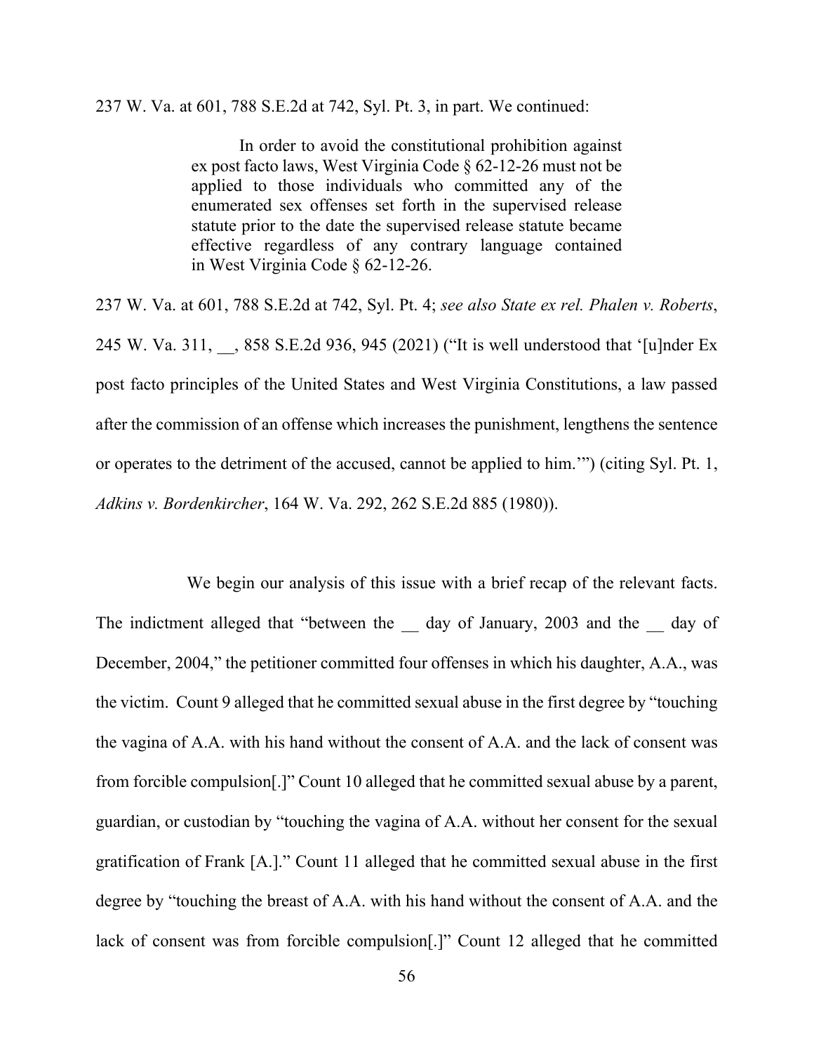237 W. Va. at 601, 788 S.E.2d at 742, Syl. Pt. 3, in part. We continued:

> In order to avoid the constitutional prohibition against ex post facto laws, West Virginia Code § 62-12-26 must not be applied to those individuals who committed any of the enumerated sex offenses set forth in the supervised release statute prior to the date the supervised release statute became effective regardless of any contrary language contained in West Virginia Code § 62-12-26.

237 W. Va. at 601, 788 S.E.2d at 742, Syl. Pt. 4; *see also State ex rel. Phalen v. Roberts*, 245 W. Va. 311, __, 858 S.E.2d 936, 945 (2021) ("It is well understood that '[u]nder Ex post facto principles of the United States and West Virginia Constitutions, a law passed after the commission of an offense which increases the punishment, lengthens the sentence or operates to the detriment of the accused, cannot be applied to him.'") (citing Syl. Pt. 1, *Adkins v. Bordenkircher*, 164 W. Va. 292, 262 S.E.2d 885 (1980)).

We begin our analysis of this issue with a brief recap of the relevant facts. The indictment alleged that "between the __ day of January, 2003 and the __ day of December, 2004," the petitioner committed four offenses in which his daughter, A.A., was the victim. Count 9 alleged that he committed sexual abuse in the first degree by "touching the vagina of A.A. with his hand without the consent of A.A. and the lack of consent was from forcible compulsion[.]" Count 10 alleged that he committed sexual abuse by a parent, guardian, or custodian by "touching the vagina of A.A. without her consent for the sexual gratification of Frank [A.]." Count 11 alleged that he committed sexual abuse in the first degree by "touching the breast of A.A. with his hand without the consent of A.A. and the lack of consent was from forcible compulsion[.]" Count 12 alleged that he committed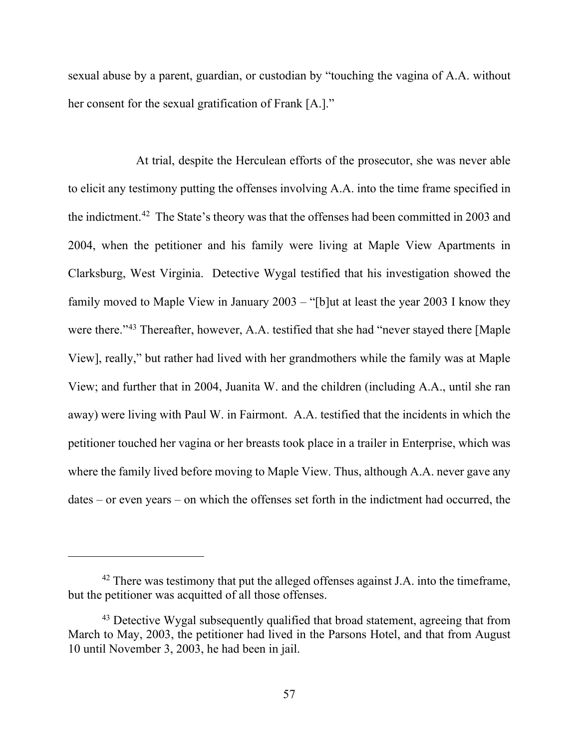sexual abuse by a parent, guardian, or custodian by "touching the vagina of A.A. without her consent for the sexual gratification of Frank [A.]."

At trial, despite the Herculean efforts of the prosecutor, she was never able to elicit any testimony putting the offenses involving A.A. into the time frame specified in the indictment.[42] The State's theory was that the offenses had been committed in 2003 and 2004, when the petitioner and his family were living at Maple View Apartments in Clarksburg, West Virginia. Detective Wygal testified that his investigation showed the family moved to Maple View in January 2003 – "[b]ut at least the year 2003 I know they were there."[43] Thereafter, however, A.A. testified that she had "never stayed there [Maple View], really," but rather had lived with her grandmothers while the family was at Maple View; and further that in 2004, Juanita W. and the children (including A.A., until she ran away) were living with Paul W. in Fairmont. A.A. testified that the incidents in which the petitioner touched her vagina or her breasts took place in a trailer in Enterprise, which was where the family lived before moving to Maple View. Thus, although A.A. never gave any dates – or even years – on which the offenses set forth in the indictment had occurred, the

---

[42] There was testimony that put the alleged offenses against J.A. into the timeframe, but the petitioner was acquitted of all those offenses.

[43] Detective Wygal subsequently qualified that broad statement, agreeing that from March to May, 2003, the petitioner had lived in the Parsons Hotel, and that from August 10 until November 3, 2003, he had been in jail.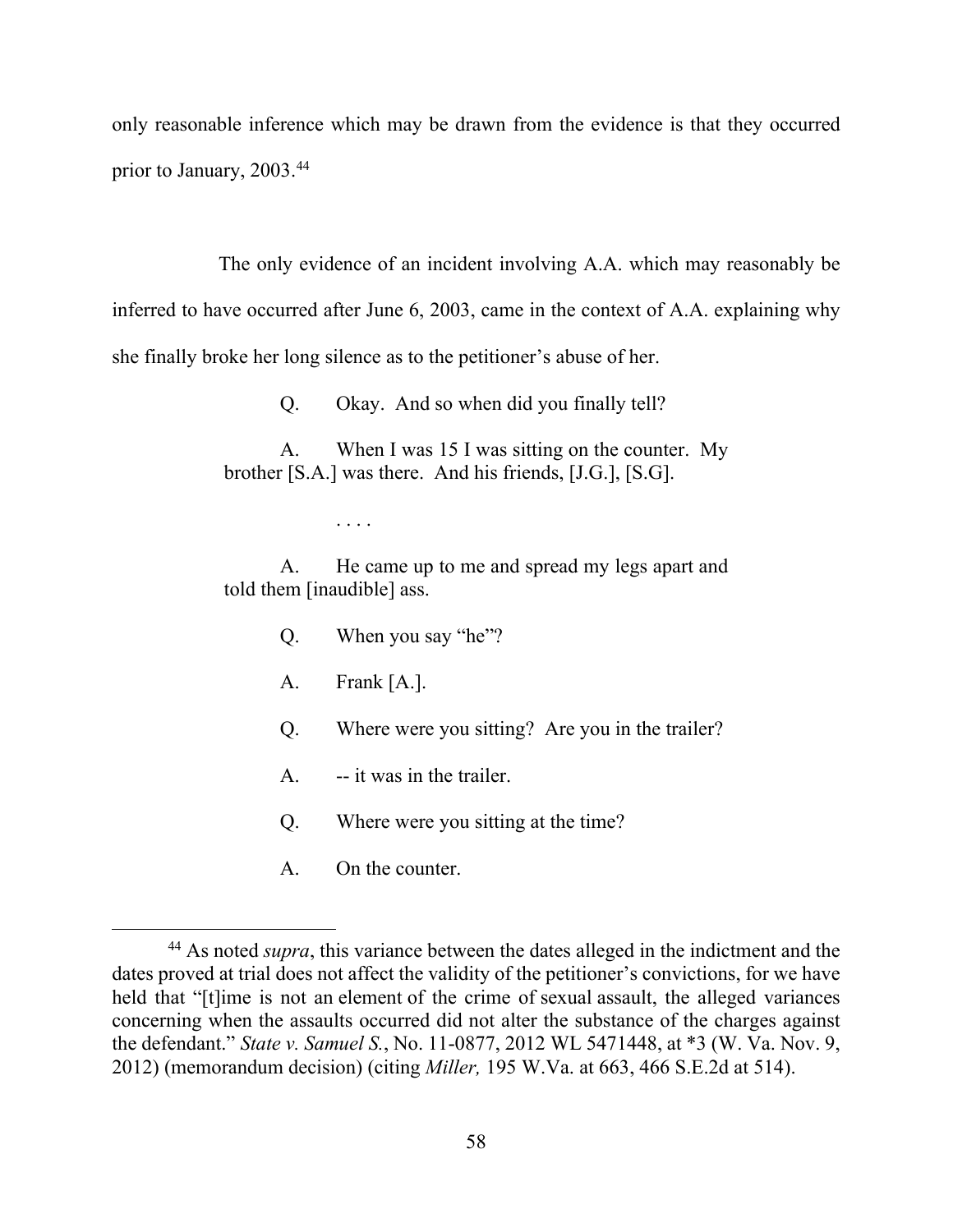only reasonable inference which may be drawn from the evidence is that they occurred prior to January, 2003.[44]

The only evidence of an incident involving A.A. which may reasonably be inferred to have occurred after June 6, 2003, came in the context of A.A. explaining why she finally broke her long silence as to the petitioner's abuse of her.

> Q. Okay. And so when did you finally tell?
>
> A. When I was 15 I was sitting on the counter. My brother [S.A.] was there. And his friends, [J.G.], [S.G].
>
> . . . .
>
> A. He came up to me and spread my legs apart and told them [inaudible] ass.
>
> Q. When you say "he"?
>
> A. Frank [A.].
>
> Q. Where were you sitting? Are you in the trailer?
>
> A. -- it was in the trailer.
>
> Q. Where were you sitting at the time?
>
> A. On the counter.

---

[44] As noted *supra*, this variance between the dates alleged in the indictment and the dates proved at trial does not affect the validity of the petitioner's convictions, for we have held that "[t]ime is not an element of the crime of sexual assault, the alleged variances concerning when the assaults occurred did not alter the substance of the charges against the defendant." *State v. Samuel S.*, No. 11-0877, 2012 WL 5471448, at *3 (W. Va. Nov. 9, 2012) (memorandum decision) (citing *Miller,* 195 W.Va. at 663, 466 S.E.2d at 514).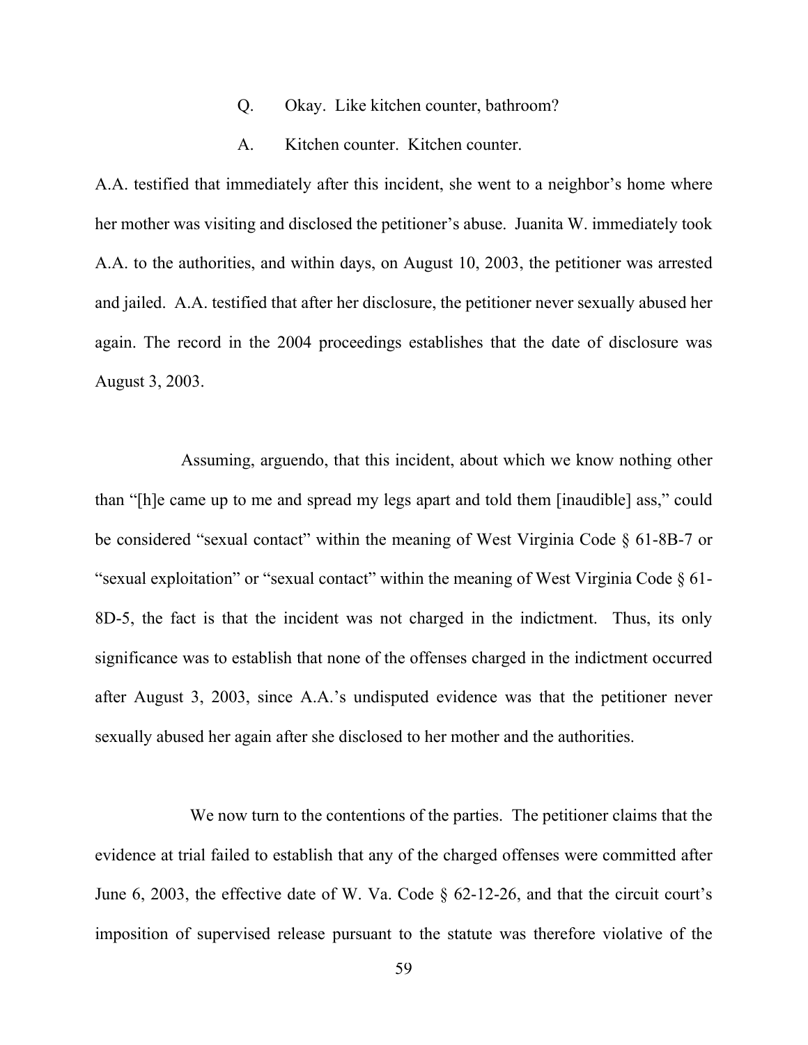Q. Okay. Like kitchen counter, bathroom?

A. Kitchen counter. Kitchen counter.

A.A. testified that immediately after this incident, she went to a neighbor's home where her mother was visiting and disclosed the petitioner's abuse. Juanita W. immediately took A.A. to the authorities, and within days, on August 10, 2003, the petitioner was arrested and jailed. A.A. testified that after her disclosure, the petitioner never sexually abused her again. The record in the 2004 proceedings establishes that the date of disclosure was August 3, 2003.

Assuming, arguendo, that this incident, about which we know nothing other than "[h]e came up to me and spread my legs apart and told them [inaudible] ass," could be considered "sexual contact" within the meaning of West Virginia Code § 61-8B-7 or "sexual exploitation" or "sexual contact" within the meaning of West Virginia Code § 61-8D-5, the fact is that the incident was not charged in the indictment. Thus, its only significance was to establish that none of the offenses charged in the indictment occurred after August 3, 2003, since A.A.'s undisputed evidence was that the petitioner never sexually abused her again after she disclosed to her mother and the authorities.

We now turn to the contentions of the parties. The petitioner claims that the evidence at trial failed to establish that any of the charged offenses were committed after June 6, 2003, the effective date of W. Va. Code § 62-12-26, and that the circuit court's imposition of supervised release pursuant to the statute was therefore violative of the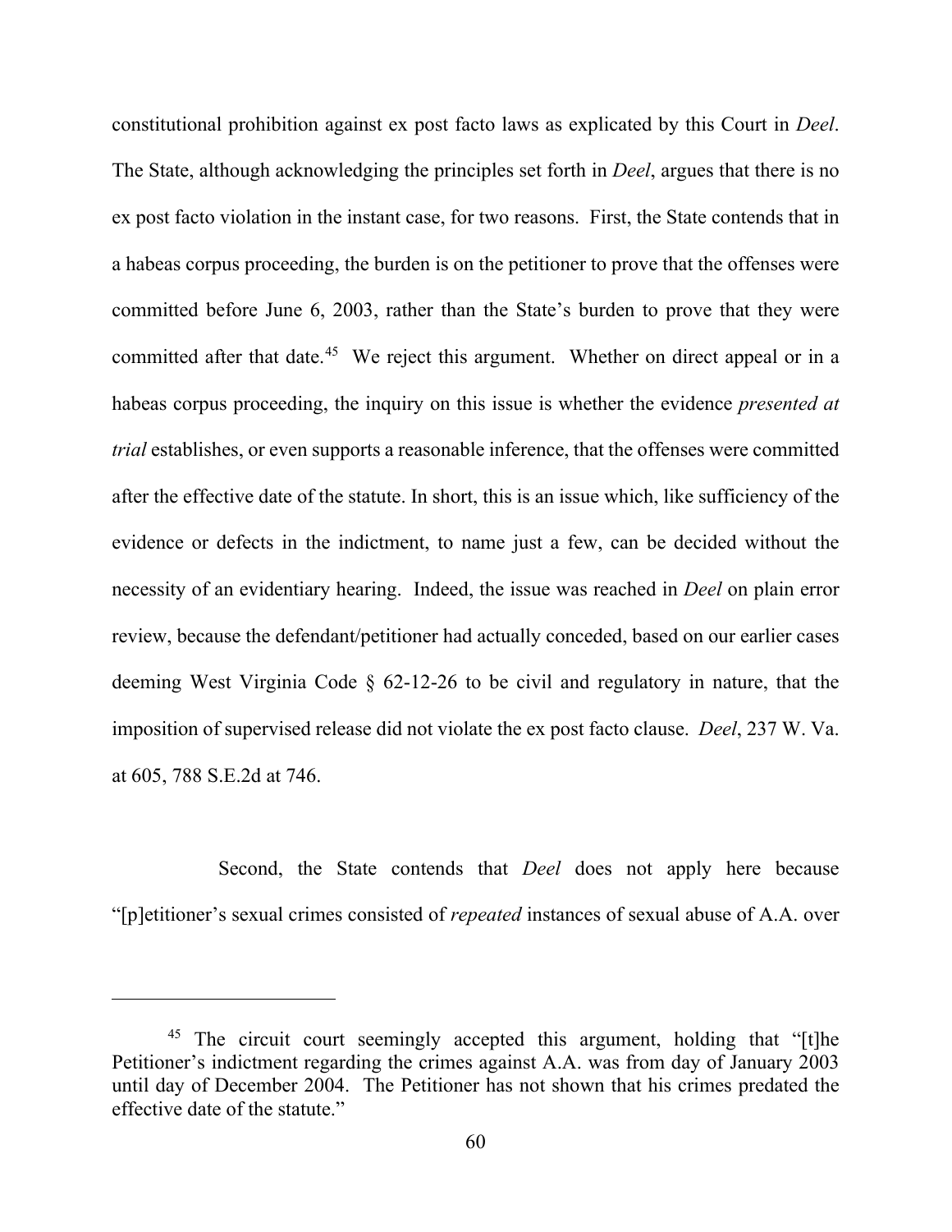constitutional prohibition against ex post facto laws as explicated by this Court in *Deel*. The State, although acknowledging the principles set forth in *Deel*, argues that there is no ex post facto violation in the instant case, for two reasons. First, the State contends that in a habeas corpus proceeding, the burden is on the petitioner to prove that the offenses were committed before June 6, 2003, rather than the State's burden to prove that they were committed after that date.[45] We reject this argument. Whether on direct appeal or in a habeas corpus proceeding, the inquiry on this issue is whether the evidence *presented at trial* establishes, or even supports a reasonable inference, that the offenses were committed after the effective date of the statute. In short, this is an issue which, like sufficiency of the evidence or defects in the indictment, to name just a few, can be decided without the necessity of an evidentiary hearing. Indeed, the issue was reached in *Deel* on plain error review, because the defendant/petitioner had actually conceded, based on our earlier cases deeming West Virginia Code § 62-12-26 to be civil and regulatory in nature, that the imposition of supervised release did not violate the ex post facto clause. *Deel*, 237 W. Va. at 605, 788 S.E.2d at 746.

Second, the State contends that *Deel* does not apply here because "[p]etitioner's sexual crimes consisted of *repeated* instances of sexual abuse of A.A. over

---

[45] The circuit court seemingly accepted this argument, holding that "[t]he Petitioner's indictment regarding the crimes against A.A. was from day of January 2003 until day of December 2004. The Petitioner has not shown that his crimes predated the effective date of the statute."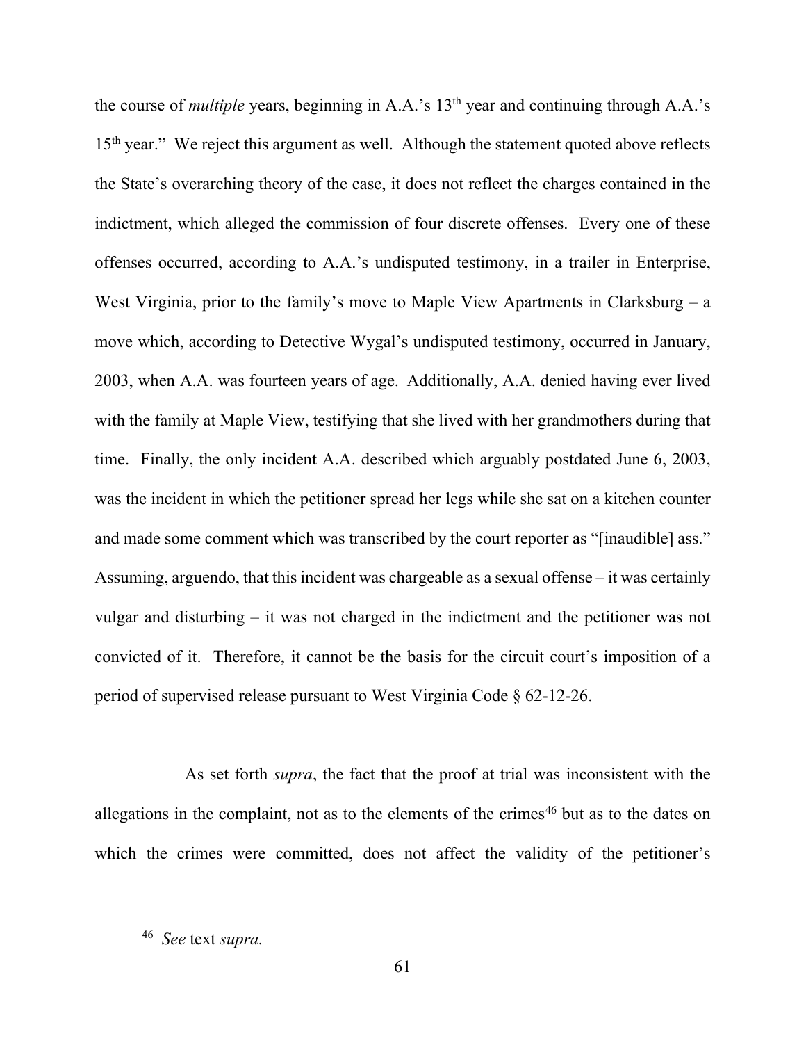the course of *multiple* years, beginning in A.A.'s 13th year and continuing through A.A.'s 15th year." We reject this argument as well. Although the statement quoted above reflects the State's overarching theory of the case, it does not reflect the charges contained in the indictment, which alleged the commission of four discrete offenses. Every one of these offenses occurred, according to A.A.'s undisputed testimony, in a trailer in Enterprise, West Virginia, prior to the family's move to Maple View Apartments in Clarksburg – a move which, according to Detective Wygal's undisputed testimony, occurred in January, 2003, when A.A. was fourteen years of age. Additionally, A.A. denied having ever lived with the family at Maple View, testifying that she lived with her grandmothers during that time. Finally, the only incident A.A. described which arguably postdated June 6, 2003, was the incident in which the petitioner spread her legs while she sat on a kitchen counter and made some comment which was transcribed by the court reporter as "[inaudible] ass." Assuming, arguendo, that this incident was chargeable as a sexual offense – it was certainly vulgar and disturbing – it was not charged in the indictment and the petitioner was not convicted of it. Therefore, it cannot be the basis for the circuit court's imposition of a period of supervised release pursuant to West Virginia Code § 62-12-26.

As set forth *supra*, the fact that the proof at trial was inconsistent with the allegations in the complaint, not as to the elements of the crimes[46] but as to the dates on which the crimes were committed, does not affect the validity of the petitioner's

---

[46] *See* text *supra.*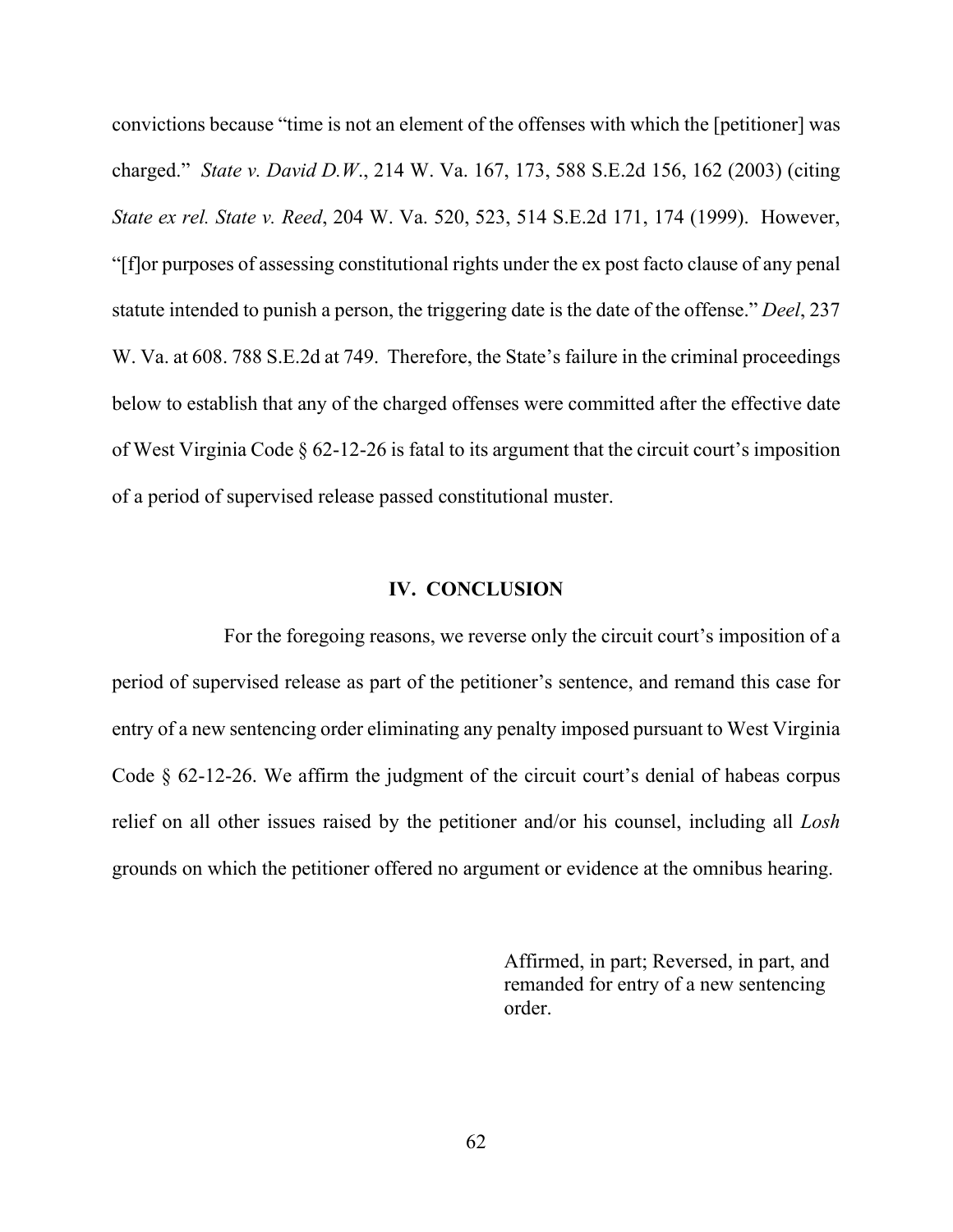convictions because "time is not an element of the offenses with which the [petitioner] was charged." *State v. David D.W.*, 214 W. Va. 167, 173, 588 S.E.2d 156, 162 (2003) (citing *State ex rel. State v. Reed*, 204 W. Va. 520, 523, 514 S.E.2d 171, 174 (1999). However, "[f]or purposes of assessing constitutional rights under the ex post facto clause of any penal statute intended to punish a person, the triggering date is the date of the offense." *Deel*, 237 W. Va. at 608. 788 S.E.2d at 749. Therefore, the State's failure in the criminal proceedings below to establish that any of the charged offenses were committed after the effective date of West Virginia Code § 62-12-26 is fatal to its argument that the circuit court's imposition of a period of supervised release passed constitutional muster.

## IV. CONCLUSION

For the foregoing reasons, we reverse only the circuit court's imposition of a period of supervised release as part of the petitioner's sentence, and remand this case for entry of a new sentencing order eliminating any penalty imposed pursuant to West Virginia Code § 62-12-26. We affirm the judgment of the circuit court's denial of habeas corpus relief on all other issues raised by the petitioner and/or his counsel, including all *Losh* grounds on which the petitioner offered no argument or evidence at the omnibus hearing.

Affirmed, in part; Reversed, in part, and remanded for entry of a new sentencing order.